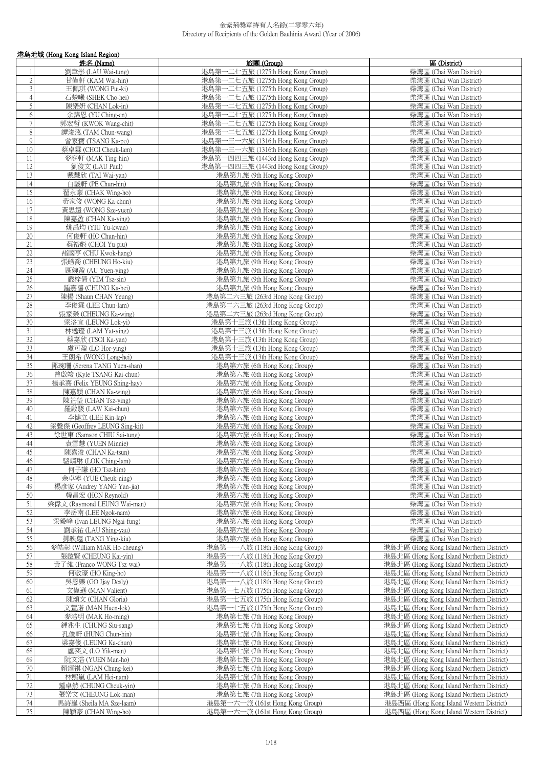# 金紫荊獎章持有人名錄(二零零六年)
Directory of Recipients of the Golden Bauhinia Award (Year of 2006)

## 港島地域 (Hong Kong Island Region)

| | 姓名 (Name) | 旅團 (Group) | 區 (District) |
|---|---|---|---|
| 1 | 劉韋彤 (LAU Wai-tung) | 港島第一二七五旅 (1275th Hong Kong Group) | 柴灣區 (Chai Wan District) |
| 2 | 甘偉軒 (KAM Wai-hin) | 港島第一二七五旅 (1275th Hong Kong Group) | 柴灣區 (Chai Wan District) |
| 3 | 王佩琪 (WONG Pui-ki) | 港島第一二七五旅 (1275th Hong Kong Group) | 柴灣區 (Chai Wan District) |
| 4 | 石楚曦 (SHEK Cho-hei) | 港島第一二七五旅 (1275th Hong Kong Group) | 柴灣區 (Chai Wan District) |
| 5 | 陳樂妍 (CHAN Lok-in) | 港島第一二七五旅 (1275th Hong Kong Group) | 柴灣區 (Chai Wan District) |
| 6 | 余錦恩 (YU Ching-en) | 港島第一二七五旅 (1275th Hong Kong Group) | 柴灣區 (Chai Wan District) |
| 7 | 郭宏哲 (KWOK Wang-chit) | 港島第一二七五旅 (1275th Hong Kong Group) | 柴灣區 (Chai Wan District) |
| 8 | 譚浚泓 (TAM Chun-wang) | 港島第一二七五旅 (1275th Hong Kong Group) | 柴灣區 (Chai Wan District) |
| 9 | 曾家寶 (TSANG Ka-po) | 港島第一三一六旅 (1316th Hong Kong Group) | 柴灣區 (Chai Wan District) |
| 10 | 蔡卓霖 (CHOI Cheuk-lam) | 港島第一三一六旅 (1316th Hong Kong Group) | 柴灣區 (Chai Wan District) |
| 11 | 麥庭軒 (MAK Ting-hin) | 港島第一四四三旅 (1443rd Hong Kong Group) | 柴灣區 (Chai Wan District) |
| 12 | 劉俊文 (LAU Paul) | 港島第一四四三旅 (1443rd Hong Kong Group) | 柴灣區 (Chai Wan District) |
| 13 | 戴慧欣 (TAI Wai-yan) | 港島第九旅 (9th Hong Kong Group) | 柴灣區 (Chai Wan District) |
| 14 | 白駿軒 (PE Chun-hin) | 港島第九旅 (9th Hong Kong Group) | 柴灣區 (Chai Wan District) |
| 15 | 翟永豪 (CHAK Wing-ho) | 港島第九旅 (9th Hong Kong Group) | 柴灣區 (Chai Wan District) |
| 16 | 黃家俊 (WONG Ka-chun) | 港島第九旅 (9th Hong Kong Group) | 柴灣區 (Chai Wan District) |
| 17 | 黃思遠 (WONG Sze-yuen) | 港島第九旅 (9th Hong Kong Group) | 柴灣區 (Chai Wan District) |
| 18 | 陳嘉盈 (CHAN Ka-ying) | 港島第九旅 (9th Hong Kong Group) | 柴灣區 (Chai Wan District) |
| 19 | 姚禹均 (YIU Yu-kwan) | 港島第九旅 (9th Hong Kong Group) | 柴灣區 (Chai Wan District) |
| 20 | 何俊軒 (HO Chun-hin) | 港島第九旅 (9th Hong Kong Group) | 柴灣區 (Chai Wan District) |
| 21 | 蔡裕彪 (CHOI Yu-piu) | 港島第九旅 (9th Hong Kong Group) | 柴灣區 (Chai Wan District) |
| 22 | 褚國亨 (CHU Kwok-hang) | 港島第九旅 (9th Hong Kong Group) | 柴灣區 (Chai Wan District) |
| 23 | 張皓喬 (CHEUNG Ho-kiu) | 港島第九旅 (9th Hong Kong Group) | 柴灣區 (Chai Wan District) |
| 24 | 區婉盈 (AU Yuen-ying) | 港島第九旅 (9th Hong Kong Group) | 柴灣區 (Chai Wan District) |
| 25 | 嚴梓倩 (YIM Tsz-sin) | 港島第九旅 (9th Hong Kong Group) | 柴灣區 (Chai Wan District) |
| 26 | 鍾嘉禧 (CHUNG Ka-hei) | 港島第九旅 (9th Hong Kong Group) | 柴灣區 (Chai Wan District) |
| 27 | 陳揚 (Shaun CHAN Yeung) | 港島第二六三旅 (263rd Hong Kong Group) | 柴灣區 (Chai Wan District) |
| 28 | 李俊霖 (LEE Chun-lam) | 港島第二六三旅 (263rd Hong Kong Group) | 柴灣區 (Chai Wan District) |
| 29 | 張家榮 (CHEUNG Ka-wing) | 港島第二六三旅 (263rd Hong Kong Group) | 柴灣區 (Chai Wan District) |
| 30 | 梁洛宜 (LEUNG Lok-yi) | 港島第十三旅 (13th Hong Kong Group) | 柴灣區 (Chai Wan District) |
| 31 | 林逸瑩 (LAM Yat-ying) | 港島第十三旅 (13th Hong Kong Group) | 柴灣區 (Chai Wan District) |
| 32 | 蔡嘉欣 (TSOI Ka-yan) | 港島第十三旅 (13th Hong Kong Group) | 柴灣區 (Chai Wan District) |
| 33 | 盧可盈 (LO Hor-ying) | 港島第十三旅 (13th Hong Kong Group) | 柴灣區 (Chai Wan District) |
| 34 | 王朗希 (WONG Long-hei) | 港島第十三旅 (13th Hong Kong Group) | 柴灣區 (Chai Wan District) |
| 35 | 鄧琬珊 (Serena TANG Yuen-shan) | 港島第六旅 (6th Hong Kong Group) | 柴灣區 (Chai Wan District) |
| 36 | 曾啟竣 (Kyle TSANG Kai-chun) | 港島第六旅 (6th Hong Kong Group) | 柴灣區 (Chai Wan District) |
| 37 | 楊承熹 (Felix YEUNG Shing-hay) | 港島第六旅 (6th Hong Kong Group) | 柴灣區 (Chai Wan District) |
| 38 | 陳嘉穎 (CHAN Ka-wing) | 港島第六旅 (6th Hong Kong Group) | 柴灣區 (Chai Wan District) |
| 39 | 陳芷瑩 (CHAN Tsz-ying) | 港島第六旅 (6th Hong Kong Group) | 柴灣區 (Chai Wan District) |
| 40 | 羅啟駿 (LAW Kai-chun) | 港島第六旅 (6th Hong Kong Group) | 柴灣區 (Chai Wan District) |
| 41 | 李健立 (LEE Kin-lap) | 港島第六旅 (6th Hong Kong Group) | 柴灣區 (Chai Wan District) |
| 42 | 梁聲傑 (Geoffrey LEUNG Sing-kit) | 港島第六旅 (6th Hong Kong Group) | 柴灣區 (Chai Wan District) |
| 43 | 徐世東 (Samson CHIU Sai-tung) | 港島第六旅 (6th Hong Kong Group) | 柴灣區 (Chai Wan District) |
| 44 | 袁雪慧 (YUEN Minnie) | 港島第六旅 (6th Hong Kong Group) | 柴灣區 (Chai Wan District) |
| 45 | 陳嘉浚 (CHAN Ka-tsun) | 港島第六旅 (6th Hong Kong Group) | 柴灣區 (Chai Wan District) |
| 46 | 駱靖琳 (LOK Ching-lam) | 港島第六旅 (6th Hong Kong Group) | 柴灣區 (Chai Wan District) |
| 47 | 何子謙 (HO Tsz-him) | 港島第六旅 (6th Hong Kong Group) | 柴灣區 (Chai Wan District) |
| 48 | 余卓寧 (YUE Cheuk-ning) | 港島第六旅 (6th Hong Kong Group) | 柴灣區 (Chai Wan District) |
| 49 | 楊彥家 (Audrey YANG Yan-jia) | 港島第六旅 (6th Hong Kong Group) | 柴灣區 (Chai Wan District) |
| 50 | 韓昌宏 (HON Reynold) | 港島第六旅 (6th Hong Kong Group) | 柴灣區 (Chai Wan District) |
| 51 | 梁偉文 (Raymond LEUNG Wai-man) | 港島第六旅 (6th Hong Kong Group) | 柴灣區 (Chai Wan District) |
| 52 | 李岳南 (LEE Ngok-nam) | 港島第六旅 (6th Hong Kong Group) | 柴灣區 (Chai Wan District) |
| 53 | 梁毅峰 (Ivan LEUNG Ngai-fung) | 港島第六旅 (6th Hong Kong Group) | 柴灣區 (Chai Wan District) |
| 54 | 劉承祐 (LAU Shing-yau) | 港島第六旅 (6th Hong Kong Group) | 柴灣區 (Chai Wan District) |
| 55 | 鄧映翹 (TANG Ying-kiu) | 港島第六旅 (6th Hong Kong Group) | 柴灣區 (Chai Wan District) |
| 56 | 麥皓彰 (William MAK Ho-cheung) | 港島第一一八旅 (118th Hong Kong Group) | 港島北區 (Hong Kong Island Northern District) |
| 57 | 張啟賢 (CHEUNG Kai-yin) | 港島第一一八旅 (118th Hong Kong Group) | 港島北區 (Hong Kong Island Northern District) |
| 58 | 黃子維 (Franco WONG Tsz-wai) | 港島第一一八旅 (118th Hong Kong Group) | 港島北區 (Hong Kong Island Northern District) |
| 59 | 何敬濠 (HO King-ho) | 港島第一一八旅 (118th Hong Kong Group) | 港島北區 (Hong Kong Island Northern District) |
| 60 | 吳恩樂 (GO Jjay Desly) | 港島第一一八旅 (118th Hong Kong Group) | 港島北區 (Hong Kong Island Northern District) |
| 61 | 文偉鏈 (MAN Valient) | 港島第一七五旅 (175th Hong Kong Group) | 港島北區 (Hong Kong Island Northern District) |
| 62 | 陳頌文 (CHAN Gloria) | 港島第一七五旅 (175th Hong Kong Group) | 港島北區 (Hong Kong Island Northern District) |
| 63 | 文萱諾 (MAN Huen-lok) | 港島第一七五旅 (175th Hong Kong Group) | 港島北區 (Hong Kong Island Northern District) |
| 64 | 麥浩明 (MAK Ho-ming) | 港島第七旅 (7th Hong Kong Group) | 港島北區 (Hong Kong Island Northern District) |
| 65 | 鍾兆生 (CHUNG Siu-sang) | 港島第七旅 (7th Hong Kong Group) | 港島北區 (Hong Kong Island Northern District) |
| 66 | 孔俊軒 (HUNG Chun-hin) | 港島第七旅 (7th Hong Kong Group) | 港島北區 (Hong Kong Island Northern District) |
| 67 | 梁嘉俊 (LEUNG Ka-chun) | 港島第七旅 (7th Hong Kong Group) | 港島北區 (Hong Kong Island Northern District) |
| 68 | 盧奕文 (LO Yik-man) | 港島第七旅 (7th Hong Kong Group) | 港島北區 (Hong Kong Island Northern District) |
| 69 | 阮文浩 (YUEN Man-ho) | 港島第七旅 (7th Hong Kong Group) | 港島北區 (Hong Kong Island Northern District) |
| 70 | 顏頌祺 (NGAN Chung-kei) | 港島第七旅 (7th Hong Kong Group) | 港島北區 (Hong Kong Island Northern District) |
| 71 | 林熙嵐 (LAM Hei-nam) | 港島第七旅 (7th Hong Kong Group) | 港島北區 (Hong Kong Island Northern District) |
| 72 | 鍾卓然 (CHUNG Cheuk-yin) | 港島第七旅 (7th Hong Kong Group) | 港島北區 (Hong Kong Island Northern District) |
| 73 | 張樂文 (CHEUNG Lok-man) | 港島第七旅 (7th Hong Kong Group) | 港島北區 (Hong Kong Island Northern District) |
| 74 | 馬詩嵐 (Sheila MA Sze-laam) | 港島第一六一旅 (161st Hong Kong Group) | 港島西區 (Hong Kong Island Western District) |
| 75 | 陳穎豪 (CHAN Wing-ho) | 港島第一六一旅 (161st Hong Kong Group) | 港島西區 (Hong Kong Island Western District) |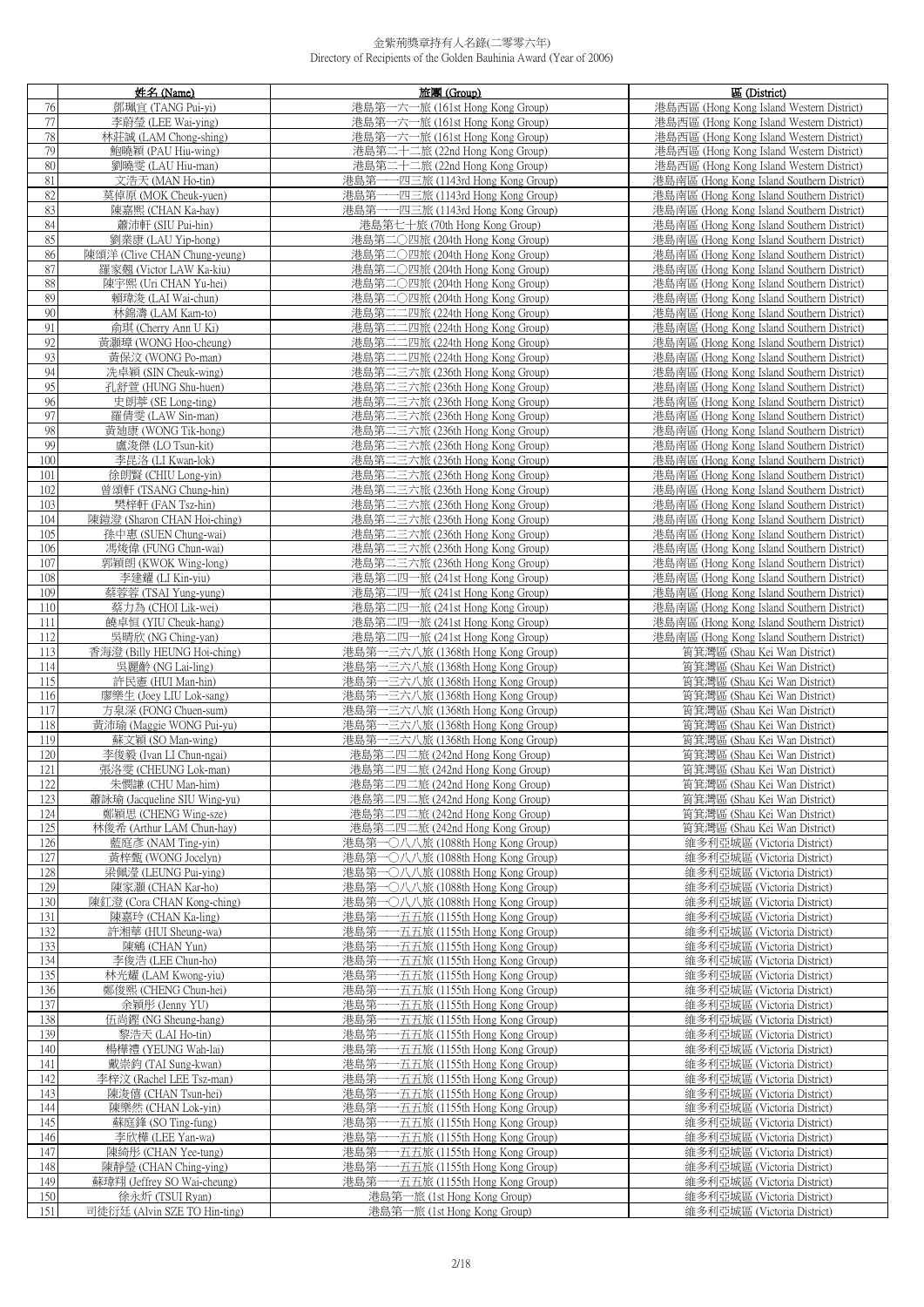金紫荊獎章持有人名錄(二零零六年)
Directory of Recipients of the Golden Bauhinia Award (Year of 2006)

| | 姓名 (Name) | 旅團 (Group) | 區 (District) |
|---|---|---|---|
| 76 | 鄧珮宜 (TANG Pui-yi) | 港島第一六一旅 (161st Hong Kong Group) | 港島西區 (Hong Kong Island Western District) |
| 77 | 李蔚瑩 (LEE Wai-ying) | 港島第一六一旅 (161st Hong Kong Group) | 港島西區 (Hong Kong Island Western District) |
| 78 | 林莊誠 (LAM Chong-shing) | 港島第一六一旅 (161st Hong Kong Group) | 港島西區 (Hong Kong Island Western District) |
| 79 | 鮑曉穎 (PAU Hiu-wing) | 港島第二十二旅 (22nd Hong Kong Group) | 港島西區 (Hong Kong Island Western District) |
| 80 | 劉曉雯 (LAU Hiu-man) | 港島第二十二旅 (22nd Hong Kong Group) | 港島西區 (Hong Kong Island Western District) |
| 81 | 文浩天 (MAN Ho-tin) | 港島第一一四三旅 (1143rd Hong Kong Group) | 港島南區 (Hong Kong Island Southern District) |
| 82 | 莫倬原 (MOK Cheuk-yuen) | 港島第一一四三旅 (1143rd Hong Kong Group) | 港島南區 (Hong Kong Island Southern District) |
| 83 | 陳嘉熙 (CHAN Ka-hay) | 港島第一一四三旅 (1143rd Hong Kong Group) | 港島南區 (Hong Kong Island Southern District) |
| 84 | 蕭沛軒 (SIU Pui-hin) | 港島第七十旅 (70th Hong Kong Group) | 港島南區 (Hong Kong Island Southern District) |
| 85 | 劉業康 (LAU Yip-hong) | 港島第二〇四旅 (204th Hong Kong Group) | 港島南區 (Hong Kong Island Southern District) |
| 86 | 陳頌洋 (Clive CHAN Chung-yeung) | 港島第二〇四旅 (204th Hong Kong Group) | 港島南區 (Hong Kong Island Southern District) |
| 87 | 羅家翹 (Victor LAW Ka-kiu) | 港島第二〇四旅 (204th Hong Kong Group) | 港島南區 (Hong Kong Island Southern District) |
| 88 | 陳宇熙 (Uri CHAN Yu-hei) | 港島第二〇四旅 (204th Hong Kong Group) | 港島南區 (Hong Kong Island Southern District) |
| 89 | 賴瑋浚 (LAI Wai-chun) | 港島第二〇四旅 (204th Hong Kong Group) | 港島南區 (Hong Kong Island Southern District) |
| 90 | 林錦濤 (LAM Kam-to) | 港島第二二四旅 (224th Hong Kong Group) | 港島南區 (Hong Kong Island Southern District) |
| 91 | 俞琪 (Cherry Ann U Ki) | 港島第二二四旅 (224th Hong Kong Group) | 港島南區 (Hong Kong Island Southern District) |
| 92 | 黃灝璋 (WONG Hoo-cheung) | 港島第二二四旅 (224th Hong Kong Group) | 港島南區 (Hong Kong Island Southern District) |
| 93 | 黃保汶 (WONG Po-man) | 港島第二二四旅 (224th Hong Kong Group) | 港島南區 (Hong Kong Island Southern District) |
| 94 | 冼卓穎 (SIN Cheuk-wing) | 港島第二三六旅 (236th Hong Kong Group) | 港島南區 (Hong Kong Island Southern District) |
| 95 | 孔舒萱 (HUNG Shu-huen) | 港島第二三六旅 (236th Hong Kong Group) | 港島南區 (Hong Kong Island Southern District) |
| 96 | 史朗葶 (SE Long-ting) | 港島第二三六旅 (236th Hong Kong Group) | 港島南區 (Hong Kong Island Southern District) |
| 97 | 羅倩雯 (LAW Sin-man) | 港島第二三六旅 (236th Hong Kong Group) | 港島南區 (Hong Kong Island Southern District) |
| 98 | 黃廸康 (WONG Tik-hong) | 港島第二三六旅 (236th Hong Kong Group) | 港島南區 (Hong Kong Island Southern District) |
| 99 | 盧浚傑 (LO Tsun-kit) | 港島第二三六旅 (236th Hong Kong Group) | 港島南區 (Hong Kong Island Southern District) |
| 100 | 李昆洛 (LI Kwan-lok) | 港島第二三六旅 (236th Hong Kong Group) | 港島南區 (Hong Kong Island Southern District) |
| 101 | 徐朗賢 (CHIU Long-yin) | 港島第二三六旅 (236th Hong Kong Group) | 港島南區 (Hong Kong Island Southern District) |
| 102 | 曾頌軒 (TSANG Chung-hin) | 港島第二三六旅 (236th Hong Kong Group) | 港島南區 (Hong Kong Island Southern District) |
| 103 | 樊梓軒 (FAN Tsz-hin) | 港島第二三六旅 (236th Hong Kong Group) | 港島南區 (Hong Kong Island Southern District) |
| 104 | 陳鎧澄 (Sharon CHAN Hoi-ching) | 港島第二三六旅 (236th Hong Kong Group) | 港島南區 (Hong Kong Island Southern District) |
| 105 | 孫中惠 (SUEN Chung-wai) | 港島第二三六旅 (236th Hong Kong Group) | 港島南區 (Hong Kong Island Southern District) |
| 106 | 馮竣偉 (FUNG Chun-wai) | 港島第二三六旅 (236th Hong Kong Group) | 港島南區 (Hong Kong Island Southern District) |
| 107 | 郭穎朗 (KWOK Wing-long) | 港島第二三六旅 (236th Hong Kong Group) | 港島南區 (Hong Kong Island Southern District) |
| 108 | 李建耀 (LI Kin-yiu) | 港島第二四一旅 (241st Hong Kong Group) | 港島南區 (Hong Kong Island Southern District) |
| 109 | 蔡蓉蓉 (TSAI Yung-yung) | 港島第二四一旅 (241st Hong Kong Group) | 港島南區 (Hong Kong Island Southern District) |
| 110 | 蔡力為 (CHOI Lik-wei) | 港島第二四一旅 (241st Hong Kong Group) | 港島南區 (Hong Kong Island Southern District) |
| 111 | 饒卓恒 (YIU Cheuk-hang) | 港島第二四一旅 (241st Hong Kong Group) | 港島南區 (Hong Kong Island Southern District) |
| 112 | 吳晴欣 (NG Ching-yan) | 港島第二四一旅 (241st Hong Kong Group) | 港島南區 (Hong Kong Island Southern District) |
| 113 | 香海澄 (Billy HEUNG Hoi-ching) | 港島第一三六八旅 (1368th Hong Kong Group) | 筲箕灣區 (Shau Kei Wan District) |
| 114 | 吳麗齡 (NG Lai-ling) | 港島第一三六八旅 (1368th Hong Kong Group) | 筲箕灣區 (Shau Kei Wan District) |
| 115 | 許民憲 (HUI Man-hin) | 港島第一三六八旅 (1368th Hong Kong Group) | 筲箕灣區 (Shau Kei Wan District) |
| 116 | 廖樂生 (Joey LIU Lok-sang) | 港島第一三六八旅 (1368th Hong Kong Group) | 筲箕灣區 (Shau Kei Wan District) |
| 117 | 方泉深 (FONG Chuen-sum) | 港島第一三六八旅 (1368th Hong Kong Group) | 筲箕灣區 (Shau Kei Wan District) |
| 118 | 黃沛瑜 (Maggie WONG Pui-yu) | 港島第一三六八旅 (1368th Hong Kong Group) | 筲箕灣區 (Shau Kei Wan District) |
| 119 | 蘇文穎 (SO Man-wing) | 港島第一三六八旅 (1368th Hong Kong Group) | 筲箕灣區 (Shau Kei Wan District) |
| 120 | 李俊毅 (Ivan LI Chun-ngai) | 港島第二四二旅 (242nd Hong Kong Group) | 筲箕灣區 (Shau Kei Wan District) |
| 121 | 張洛雯 (CHEUNG Lok-man) | 港島第二四二旅 (242nd Hong Kong Group) | 筲箕灣區 (Shau Kei Wan District) |
| 122 | 朱僩謙 (CHU Man-him) | 港島第二四二旅 (242nd Hong Kong Group) | 筲箕灣區 (Shau Kei Wan District) |
| 123 | 蕭詠瑜 (Jacqueline SIU Wing-yu) | 港島第二四二旅 (242nd Hong Kong Group) | 筲箕灣區 (Shau Kei Wan District) |
| 124 | 鄭穎思 (CHENG Wing-sze) | 港島第二四二旅 (242nd Hong Kong Group) | 筲箕灣區 (Shau Kei Wan District) |
| 125 | 林俊希 (Arthur LAM Chun-hay) | 港島第二四二旅 (242nd Hong Kong Group) | 筲箕灣區 (Shau Kei Wan District) |
| 126 | 藍庭彥 (NAM Ting-yin) | 港島第一〇八八旅 (1088th Hong Kong Group) | 維多利亞城區 (Victoria District) |
| 127 | 黃梓甄 (WONG Jocelyn) | 港島第一〇八八旅 (1088th Hong Kong Group) | 維多利亞城區 (Victoria District) |
| 128 | 梁佩瀅 (LEUNG Pui-ying) | 港島第一〇八八旅 (1088th Hong Kong Group) | 維多利亞城區 (Victoria District) |
| 129 | 陳家灝 (CHAN Kar-ho) | 港島第一〇八八旅 (1088th Hong Kong Group) | 維多利亞城區 (Victoria District) |
| 130 | 陳釭澄 (Cora CHAN Kong-ching) | 港島第一〇八八旅 (1088th Hong Kong Group) | 維多利亞城區 (Victoria District) |
| 131 | 陳嘉玲 (CHAN Ka-ling) | 港島第一一五五旅 (1155th Hong Kong Group) | 維多利亞城區 (Victoria District) |
| 132 | 許湘華 (HUI Sheung-wa) | 港島第一一五五旅 (1155th Hong Kong Group) | 維多利亞城區 (Victoria District) |
| 133 | 陳鵪 (CHAN Yun) | 港島第一一五五旅 (1155th Hong Kong Group) | 維多利亞城區 (Victoria District) |
| 134 | 李俊浩 (LEE Chun-ho) | 港島第一一五五旅 (1155th Hong Kong Group) | 維多利亞城區 (Victoria District) |
| 135 | 林光耀 (LAM Kwong-yiu) | 港島第一一五五旅 (1155th Hong Kong Group) | 維多利亞城區 (Victoria District) |
| 136 | 鄭俊熙 (CHENG Chun-hei) | 港島第一一五五旅 (1155th Hong Kong Group) | 維多利亞城區 (Victoria District) |
| 137 | 余穎彤 (Jenny YU) | 港島第一一五五旅 (1155th Hong Kong Group) | 維多利亞城區 (Victoria District) |
| 138 | 伍尚鏗 (NG Sheung-hang) | 港島第一一五五旅 (1155th Hong Kong Group) | 維多利亞城區 (Victoria District) |
| 139 | 黎浩天 (LAI Ho-tin) | 港島第一一五五旅 (1155th Hong Kong Group) | 維多利亞城區 (Victoria District) |
| 140 | 楊樺禮 (YEUNG Wah-lai) | 港島第一一五五旅 (1155th Hong Kong Group) | 維多利亞城區 (Victoria District) |
| 141 | 戴崇鈞 (TAI Sung-kwan) | 港島第一一五五旅 (1155th Hong Kong Group) | 維多利亞城區 (Victoria District) |
| 142 | 李梓汶 (Rachel LEE Tsz-man) | 港島第一一五五旅 (1155th Hong Kong Group) | 維多利亞城區 (Victoria District) |
| 143 | 陳浚僖 (CHAN Tsun-hei) | 港島第一一五五旅 (1155th Hong Kong Group) | 維多利亞城區 (Victoria District) |
| 144 | 陳樂然 (CHAN Lok-yin) | 港島第一一五五旅 (1155th Hong Kong Group) | 維多利亞城區 (Victoria District) |
| 145 | 蘇庭鋒 (SO Ting-fung) | 港島第一一五五旅 (1155th Hong Kong Group) | 維多利亞城區 (Victoria District) |
| 146 | 李欣樺 (LEE Yan-wa) | 港島第一一五五旅 (1155th Hong Kong Group) | 維多利亞城區 (Victoria District) |
| 147 | 陳綺彤 (CHAN Yee-tung) | 港島第一一五五旅 (1155th Hong Kong Group) | 維多利亞城區 (Victoria District) |
| 148 | 陳靜瑩 (CHAN Ching-ying) | 港島第一一五五旅 (1155th Hong Kong Group) | 維多利亞城區 (Victoria District) |
| 149 | 蘇瑋翔 (Jeffrey SO Wai-cheung) | 港島第一一五五旅 (1155th Hong Kong Group) | 維多利亞城區 (Victoria District) |
| 150 | 徐永炘 (TSUI Ryan) | 港島第一旅 (1st Hong Kong Group) | 維多利亞城區 (Victoria District) |
| 151 | 司徒衍廷 (Alvin SZE TO Hin-ting) | 港島第一旅 (1st Hong Kong Group) | 維多利亞城區 (Victoria District) |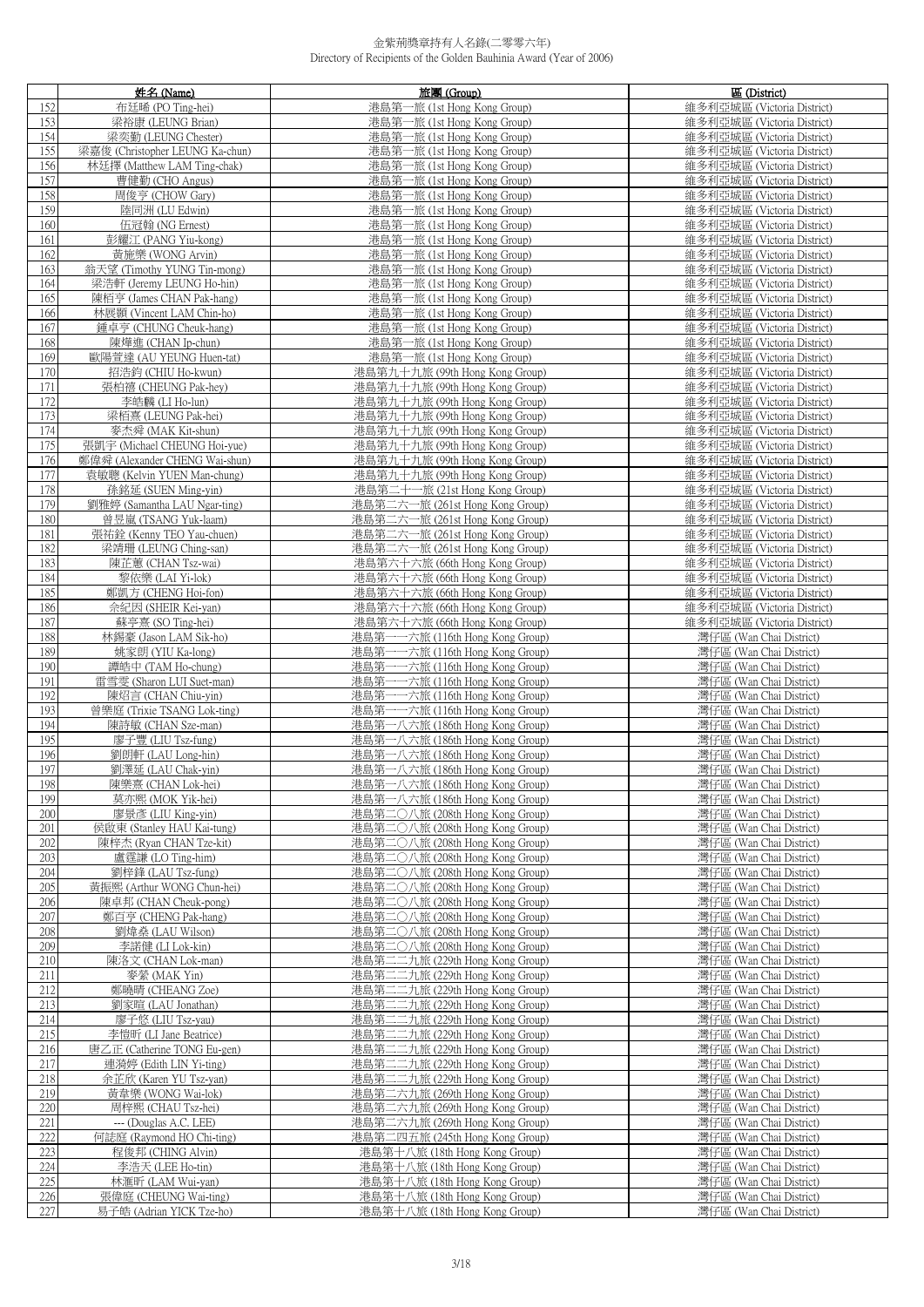金紫荊獎章持有人名錄(二零零六年)
Directory of Recipients of the Golden Bauhinia Award (Year of 2006)

| | 姓名 (Name) | 旅團 (Group) | 區 (District) |
|---|---|---|---|
| 152 | 布廷晞 (PO Ting-hei) | 港島第一旅 (1st Hong Kong Group) | 維多利亞城區 (Victoria District) |
| 153 | 梁裕康 (LEUNG Brian) | 港島第一旅 (1st Hong Kong Group) | 維多利亞城區 (Victoria District) |
| 154 | 梁奕勤 (LEUNG Chester) | 港島第一旅 (1st Hong Kong Group) | 維多利亞城區 (Victoria District) |
| 155 | 梁嘉俊 (Christopher LEUNG Ka-chun) | 港島第一旅 (1st Hong Kong Group) | 維多利亞城區 (Victoria District) |
| 156 | 林廷擇 (Matthew LAM Ting-chak) | 港島第一旅 (1st Hong Kong Group) | 維多利亞城區 (Victoria District) |
| 157 | 曹健勤 (CHO Angus) | 港島第一旅 (1st Hong Kong Group) | 維多利亞城區 (Victoria District) |
| 158 | 周俊亨 (CHOW Gary) | 港島第一旅 (1st Hong Kong Group) | 維多利亞城區 (Victoria District) |
| 159 | 陸同洲 (LU Edwin) | 港島第一旅 (1st Hong Kong Group) | 維多利亞城區 (Victoria District) |
| 160 | 伍冠翰 (NG Ernest) | 港島第一旅 (1st Hong Kong Group) | 維多利亞城區 (Victoria District) |
| 161 | 彭耀江 (PANG Yiu-kong) | 港島第一旅 (1st Hong Kong Group) | 維多利亞城區 (Victoria District) |
| 162 | 黃施樂 (WONG Arvin) | 港島第一旅 (1st Hong Kong Group) | 維多利亞城區 (Victoria District) |
| 163 | 翁天望 (Timothy YUNG Tin-mong) | 港島第一旅 (1st Hong Kong Group) | 維多利亞城區 (Victoria District) |
| 164 | 梁浩軒 (Jeremy LEUNG Ho-hin) | 港島第一旅 (1st Hong Kong Group) | 維多利亞城區 (Victoria District) |
| 165 | 陳栢亨 (James CHAN Pak-hang) | 港島第一旅 (1st Hong Kong Group) | 維多利亞城區 (Victoria District) |
| 166 | 林展灝 (Vincent LAM Chin-ho) | 港島第一旅 (1st Hong Kong Group) | 維多利亞城區 (Victoria District) |
| 167 | 鍾卓亨 (CHUNG Cheuk-hang) | 港島第一旅 (1st Hong Kong Group) | 維多利亞城區 (Victoria District) |
| 168 | 陳燁進 (CHAN Ip-chun) | 港島第一旅 (1st Hong Kong Group) | 維多利亞城區 (Victoria District) |
| 169 | 歐陽萱達 (AU YEUNG Huen-tat) | 港島第一旅 (1st Hong Kong Group) | 維多利亞城區 (Victoria District) |
| 170 | 招浩鈞 (CHIU Ho-kwun) | 港島第九十九旅 (99th Hong Kong Group) | 維多利亞城區 (Victoria District) |
| 171 | 張柏禧 (CHEUNG Pak-hey) | 港島第九十九旅 (99th Hong Kong Group) | 維多利亞城區 (Victoria District) |
| 172 | 李皓麟 (LI Ho-lun) | 港島第九十九旅 (99th Hong Kong Group) | 維多利亞城區 (Victoria District) |
| 173 | 梁栢熹 (LEUNG Pak-hei) | 港島第九十九旅 (99th Hong Kong Group) | 維多利亞城區 (Victoria District) |
| 174 | 麥杰舜 (MAK Kit-shun) | 港島第九十九旅 (99th Hong Kong Group) | 維多利亞城區 (Victoria District) |
| 175 | 張凱宇 (Michael CHEUNG Hoi-yue) | 港島第九十九旅 (99th Hong Kong Group) | 維多利亞城區 (Victoria District) |
| 176 | 鄭偉舜 (Alexander CHENG Wai-shun) | 港島第九十九旅 (99th Hong Kong Group) | 維多利亞城區 (Victoria District) |
| 177 | 袁敏聰 (Kelvin YUEN Man-chung) | 港島第九十九旅 (99th Hong Kong Group) | 維多利亞城區 (Victoria District) |
| 178 | 孫銘延 (SUEN Ming-yin) | 港島第二十一旅 (21st Hong Kong Group) | 維多利亞城區 (Victoria District) |
| 179 | 劉雅婷 (Samantha LAU Ngar-ting) | 港島第二六一旅 (261st Hong Kong Group) | 維多利亞城區 (Victoria District) |
| 180 | 曾昱嵐 (TSANG Yuk-laam) | 港島第二六一旅 (261st Hong Kong Group) | 維多利亞城區 (Victoria District) |
| 181 | 張祐銓 (Kenny TEO Yau-chuen) | 港島第二六一旅 (261st Hong Kong Group) | 維多利亞城區 (Victoria District) |
| 182 | 梁靖珊 (LEUNG Ching-san) | 港島第二六一旅 (261st Hong Kong Group) | 維多利亞城區 (Victoria District) |
| 183 | 陳芷蕙 (CHAN Tsz-wai) | 港島第六十六旅 (66th Hong Kong Group) | 維多利亞城區 (Victoria District) |
| 184 | 黎依樂 (LAI Yi-lok) | 港島第六十六旅 (66th Hong Kong Group) | 維多利亞城區 (Victoria District) |
| 185 | 鄭凱方 (CHENG Hoi-fon) | 港島第六十六旅 (66th Hong Kong Group) | 維多利亞城區 (Victoria District) |
| 186 | 佘紀因 (SHEIR Kei-yan) | 港島第六十六旅 (66th Hong Kong Group) | 維多利亞城區 (Victoria District) |
| 187 | 蘇亭熹 (SO Ting-hei) | 港島第六十六旅 (66th Hong Kong Group) | 維多利亞城區 (Victoria District) |
| 188 | 林錫豪 (Jason LAM Sik-ho) | 港島第一一六旅 (116th Hong Kong Group) | 灣仔區 (Wan Chai District) |
| 189 | 姚家朗 (YIU Ka-long) | 港島第一一六旅 (116th Hong Kong Group) | 灣仔區 (Wan Chai District) |
| 190 | 譚皓中 (TAM Ho-chung) | 港島第一一六旅 (116th Hong Kong Group) | 灣仔區 (Wan Chai District) |
| 191 | 雷雪雯 (Sharon LUI Suet-man) | 港島第一一六旅 (116th Hong Kong Group) | 灣仔區 (Wan Chai District) |
| 192 | 陳炤言 (CHAN Chiu-yin) | 港島第一一六旅 (116th Hong Kong Group) | 灣仔區 (Wan Chai District) |
| 193 | 曾樂庭 (Trixie TSANG Lok-ting) | 港島第一一六旅 (116th Hong Kong Group) | 灣仔區 (Wan Chai District) |
| 194 | 陳詩敏 (CHAN Sze-man) | 港島第一八六旅 (186th Hong Kong Group) | 灣仔區 (Wan Chai District) |
| 195 | 廖子豐 (LIU Tsz-fung) | 港島第一八六旅 (186th Hong Kong Group) | 灣仔區 (Wan Chai District) |
| 196 | 劉朗軒 (LAU Long-hin) | 港島第一八六旅 (186th Hong Kong Group) | 灣仔區 (Wan Chai District) |
| 197 | 劉澤延 (LAU Chak-yin) | 港島第一八六旅 (186th Hong Kong Group) | 灣仔區 (Wan Chai District) |
| 198 | 陳樂熹 (CHAN Lok-hei) | 港島第一八六旅 (186th Hong Kong Group) | 灣仔區 (Wan Chai District) |
| 199 | 莫亦熙 (MOK Yik-hei) | 港島第一八六旅 (186th Hong Kong Group) | 灣仔區 (Wan Chai District) |
| 200 | 廖景彥 (LIU King-yin) | 港島第二〇八旅 (208th Hong Kong Group) | 灣仔區 (Wan Chai District) |
| 201 | 侯啟東 (Stanley HAU Kai-tung) | 港島第二〇八旅 (208th Hong Kong Group) | 灣仔區 (Wan Chai District) |
| 202 | 陳梓杰 (Ryan CHAN Tze-kit) | 港島第二〇八旅 (208th Hong Kong Group) | 灣仔區 (Wan Chai District) |
| 203 | 盧霆謙 (LO Ting-him) | 港島第二〇八旅 (208th Hong Kong Group) | 灣仔區 (Wan Chai District) |
| 204 | 劉梓鋒 (LAU Tsz-fung) | 港島第二〇八旅 (208th Hong Kong Group) | 灣仔區 (Wan Chai District) |
| 205 | 黃振熙 (Arthur WONG Chun-hei) | 港島第二〇八旅 (208th Hong Kong Group) | 灣仔區 (Wan Chai District) |
| 206 | 陳卓邦 (CHAN Cheuk-pong) | 港島第二〇八旅 (208th Hong Kong Group) | 灣仔區 (Wan Chai District) |
| 207 | 鄭百亨 (CHENG Pak-hang) | 港島第二〇八旅 (208th Hong Kong Group) | 灣仔區 (Wan Chai District) |
| 208 | 劉煒燊 (LAU Wilson) | 港島第二〇八旅 (208th Hong Kong Group) | 灣仔區 (Wan Chai District) |
| 209 | 李諾健 (LI Lok-kin) | 港島第二〇八旅 (208th Hong Kong Group) | 灣仔區 (Wan Chai District) |
| 210 | 陳洛文 (CHAN Lok-man) | 港島第二二九旅 (229th Hong Kong Group) | 灣仔區 (Wan Chai District) |
| 211 | 麥縈 (MAK Yin) | 港島第二二九旅 (229th Hong Kong Group) | 灣仔區 (Wan Chai District) |
| 212 | 鄭曉晴 (CHEANG Zoe) | 港島第二二九旅 (229th Hong Kong Group) | 灣仔區 (Wan Chai District) |
| 213 | 劉家暄 (LAU Jonathan) | 港島第二二九旅 (229th Hong Kong Group) | 灣仔區 (Wan Chai District) |
| 214 | 廖子悠 (LIU Tsz-yau) | 港島第二二九旅 (229th Hong Kong Group) | 灣仔區 (Wan Chai District) |
| 215 | 李愷昕 (LI Jane Beatrice) | 港島第二二九旅 (229th Hong Kong Group) | 灣仔區 (Wan Chai District) |
| 216 | 唐乙正 (Catherine TONG Eu-gen) | 港島第二二九旅 (229th Hong Kong Group) | 灣仔區 (Wan Chai District) |
| 217 | 連漪婷 (Edith LIN Yi-ting) | 港島第二二九旅 (229th Hong Kong Group) | 灣仔區 (Wan Chai District) |
| 218 | 余芷欣 (Karen YU Tsz-yan) | 港島第二二九旅 (229th Hong Kong Group) | 灣仔區 (Wan Chai District) |
| 219 | 黃韋樂 (WONG Wai-lok) | 港島第二六九旅 (269th Hong Kong Group) | 灣仔區 (Wan Chai District) |
| 220 | 周梓熙 (CHAU Tsz-hei) | 港島第二六九旅 (269th Hong Kong Group) | 灣仔區 (Wan Chai District) |
| 221 | --- (Douglas A.C. LEE) | 港島第二六九旅 (269th Hong Kong Group) | 灣仔區 (Wan Chai District) |
| 222 | 何誌庭 (Raymond HO Chi-ting) | 港島第二四五旅 (245th Hong Kong Group) | 灣仔區 (Wan Chai District) |
| 223 | 程俊邦 (CHING Alvin) | 港島第十八旅 (18th Hong Kong Group) | 灣仔區 (Wan Chai District) |
| 224 | 李浩天 (LEE Ho-tin) | 港島第十八旅 (18th Hong Kong Group) | 灣仔區 (Wan Chai District) |
| 225 | 林滙昕 (LAM Wui-yan) | 港島第十八旅 (18th Hong Kong Group) | 灣仔區 (Wan Chai District) |
| 226 | 張偉庭 (CHEUNG Wai-ting) | 港島第十八旅 (18th Hong Kong Group) | 灣仔區 (Wan Chai District) |
| 227 | 易子皓 (Adrian YICK Tze-ho) | 港島第十八旅 (18th Hong Kong Group) | 灣仔區 (Wan Chai District) |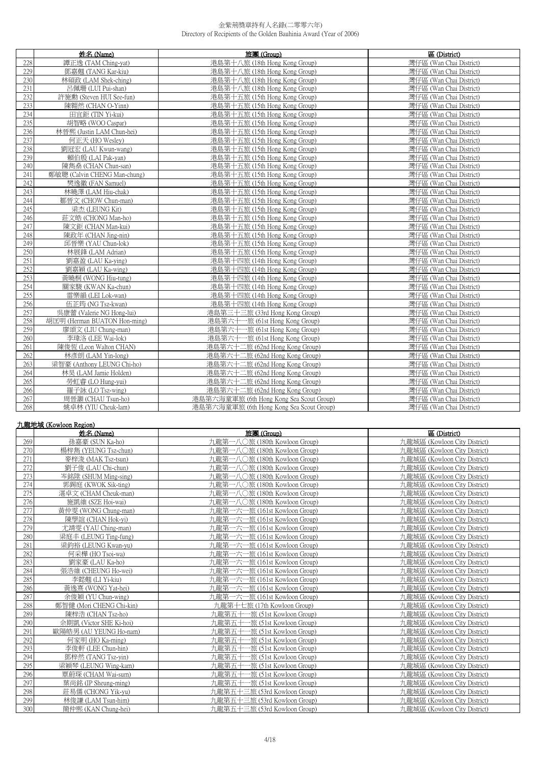金紫荊獎章持有人名錄(二零零六年)
Directory of Recipients of the Golden Bauhinia Award (Year of 2006)

| | 姓名 (Name) | 旅團 (Group) | 區 (District) |
|---|---|---|---|
| 228 | 譚正逸 (TAM Ching-yat) | 港島第十八旅 (18th Hong Kong Group) | 灣仔區 (Wan Chai District) |
| 229 | 鄧嘉翹 (TANG Kar-kiu) | 港島第十八旅 (18th Hong Kong Group) | 灣仔區 (Wan Chai District) |
| 230 | 林碩政 (LAM Shek-ching) | 港島第十八旅 (18th Hong Kong Group) | 灣仔區 (Wan Chai District) |
| 231 | 呂佩珊 (LUI Pui-shan) | 港島第十八旅 (18th Hong Kong Group) | 灣仔區 (Wan Chai District) |
| 232 | 許施勳 (Steven HUI See-fun) | 港島第十五旅 (15th Hong Kong Group) | 灣仔區 (Wan Chai District) |
| 233 | 陳翱然 (CHAN O-Yinn) | 港島第十五旅 (15th Hong Kong Group) | 灣仔區 (Wan Chai District) |
| 234 | 田宜鉅 (TIN Yi-kui) | 港島第十五旅 (15th Hong Kong Group) | 灣仔區 (Wan Chai District) |
| 235 | 胡智略 (WOO Caspar) | 港島第十五旅 (15th Hong Kong Group) | 灣仔區 (Wan Chai District) |
| 236 | 林晉熙 (Justin LAM Chun-hei) | 港島第十五旅 (15th Hong Kong Group) | 灣仔區 (Wan Chai District) |
| 237 | 何正天 (HO Wesley) | 港島第十五旅 (15th Hong Kong Group) | 灣仔區 (Wan Chai District) |
| 238 | 劉冠宏 (LAU Kwun-wang) | 港島第十五旅 (15th Hong Kong Group) | 灣仔區 (Wan Chai District) |
| 239 | 賴伯殷 (LAI Pak-yan) | 港島第十五旅 (15th Hong Kong Group) | 灣仔區 (Wan Chai District) |
| 240 | 陳雋燊 (CHAN Chun-san) | 港島第十五旅 (15th Hong Kong Group) | 灣仔區 (Wan Chai District) |
| 241 | 鄭敏聰 (Calvin CHENG Man-chung) | 港島第十五旅 (15th Hong Kong Group) | 灣仔區 (Wan Chai District) |
| 242 | 樊逸徽 (FAN Samuel) | 港島第十五旅 (15th Hong Kong Group) | 灣仔區 (Wan Chai District) |
| 243 | 林曉澤 (LAM Hiu-chak) | 港島第十五旅 (15th Hong Kong Group) | 灣仔區 (Wan Chai District) |
| 244 | 鄒晉文 (CHOW Chun-man) | 港島第十五旅 (15th Hong Kong Group) | 灣仔區 (Wan Chai District) |
| 245 | 梁杰 (LEUNG Kit) | 港島第十五旅 (15th Hong Kong Group) | 灣仔區 (Wan Chai District) |
| 246 | 莊文皓 (CHONG Man-ho) | 港島第十五旅 (15th Hong Kong Group) | 灣仔區 (Wan Chai District) |
| 247 | 陳文鉅 (CHAN Man-kui) | 港島第十五旅 (15th Hong Kong Group) | 灣仔區 (Wan Chai District) |
| 248 | 陳政年 (CHAN Jing-nin) | 港島第十五旅 (15th Hong Kong Group) | 灣仔區 (Wan Chai District) |
| 249 | 邱晉樂 (YAU Chun-lok) | 港島第十五旅 (15th Hong Kong Group) | 灣仔區 (Wan Chai District) |
| 250 | 林展鋒 (LAM Adrian) | 港島第十五旅 (15th Hong Kong Group) | 灣仔區 (Wan Chai District) |
| 251 | 劉嘉盈 (LAU Ka-ying) | 港島第十四旅 (14th Hong Kong Group) | 灣仔區 (Wan Chai District) |
| 252 | 劉嘉穎 (LAU Ka-wing) | 港島第十四旅 (14th Hong Kong Group) | 灣仔區 (Wan Chai District) |
| 253 | 黃曉桐 (WONG Hiu-tung) | 港島第十四旅 (14th Hong Kong Group) | 灣仔區 (Wan Chai District) |
| 254 | 關家駿 (KWAN Ka-chun) | 港島第十四旅 (14th Hong Kong Group) | 灣仔區 (Wan Chai District) |
| 255 | 雷樂韻 (LEI Lok-wan) | 港島第十四旅 (14th Hong Kong Group) | 灣仔區 (Wan Chai District) |
| 256 | 伍芷筠 (NG Tsz-kwan) | 港島第十四旅 (14th Hong Kong Group) | 灣仔區 (Wan Chai District) |
| 257 | 吳康蕾 (Valerie NG Hong-lui) | 港島第三十三旅 (33rd Hong Kong Group) | 灣仔區 (Wan Chai District) |
| 258 | 胡匡明 (Herman BUATON Hon-ming) | 港島第六十一旅 (61st Hong Kong Group) | 灣仔區 (Wan Chai District) |
| 259 | 廖頌文 (LIU Chung-man) | 港島第六十一旅 (61st Hong Kong Group) | 灣仔區 (Wan Chai District) |
| 260 | 李瑋洛 (LEE Wai-lok) | 港島第六十一旅 (61st Hong Kong Group) | 灣仔區 (Wan Chai District) |
| 261 | 陳俊恆 (Leon Walton CHAN) | 港島第六十二旅 (62nd Hong Kong Group) | 灣仔區 (Wan Chai District) |
| 262 | 林彥朗 (LAM Yin-long) | 港島第六十二旅 (62nd Hong Kong Group) | 灣仔區 (Wan Chai District) |
| 263 | 梁智豪 (Anthony LEUNG Chi-ho) | 港島第六十二旅 (62nd Hong Kong Group) | 灣仔區 (Wan Chai District) |
| 264 | 林昊 (LAM Jamie Holden) | 港島第六十二旅 (62nd Hong Kong Group) | 灣仔區 (Wan Chai District) |
| 265 | 勞虹睿 (LO Hung-yui) | 港島第六十二旅 (62nd Hong Kong Group) | 灣仔區 (Wan Chai District) |
| 266 | 羅子詠 (LO Tsz-wing) | 港島第六十二旅 (62nd Hong Kong Group) | 灣仔區 (Wan Chai District) |
| 267 | 周晉灝 (CHAU Tsun-ho) | 港島第六海童軍旅 (6th Hong Kong Sea Scout Group) | 灣仔區 (Wan Chai District) |
| 268 | 姚卓林 (YIU Cheuk-lam) | 港島第六海童軍旅 (6th Hong Kong Sea Scout Group) | 灣仔區 (Wan Chai District) |

## 九龍地域 (Kowloon Region)

| | 姓名 (Name) | 旅團 (Group) | 區 (District) |
|---|---|---|---|
| 269 | 孫嘉豪 (SUN Ka-ho) | 九龍第一八〇旅 (180th Kowloon Group) | 九龍城區 (Kowloon City District) |
| 270 | 楊梓雋 (YEUNG Tsz-chun) | 九龍第一八〇旅 (180th Kowloon Group) | 九龍城區 (Kowloon City District) |
| 271 | 麥梓浚 (MAK Tsz-tsun) | 九龍第一八〇旅 (180th Kowloon Group) | 九龍城區 (Kowloon City District) |
| 272 | 劉子俊 (LAU Chi-chun) | 九龍第一八〇旅 (180th Kowloon Group) | 九龍城區 (Kowloon City District) |
| 273 | 岑銘陞 (SHUM Ming-sing) | 九龍第一八〇旅 (180th Kowloon Group) | 九龍城區 (Kowloon City District) |
| 274 | 郭錫庭 (KWOK Sik-ting) | 九龍第一八〇旅 (180th Kowloon Group) | 九龍城區 (Kowloon City District) |
| 275 | 湛卓文 (CHAM Cheuk-man) | 九龍第一八〇旅 (180th Kowloon Group) | 九龍城區 (Kowloon City District) |
| 276 | 施凱維 (SZE Hoi-wai) | 九龍第一八〇旅 (180th Kowloon Group) | 九龍城區 (Kowloon City District) |
| 277 | 黃仲雯 (WONG Chung-man) | 九龍第一六一旅 (161st Kowloon Group) | 九龍城區 (Kowloon City District) |
| 278 | 陳學誼 (CHAN Hok-yi) | 九龍第一六一旅 (161st Kowloon Group) | 九龍城區 (Kowloon City District) |
| 279 | 尤靖雯 (YAU Ching-man) | 九龍第一六一旅 (161st Kowloon Group) | 九龍城區 (Kowloon City District) |
| 280 | 梁庭丰 (LEUNG Ting-fung) | 九龍第一六一旅 (161st Kowloon Group) | 九龍城區 (Kowloon City District) |
| 281 | 梁鈞裕 (LEUNG Kwan-yu) | 九龍第一六一旅 (161st Kowloon Group) | 九龍城區 (Kowloon City District) |
| 282 | 何采樺 (HO Tsoi-wa) | 九龍第一六一旅 (161st Kowloon Group) | 九龍城區 (Kowloon City District) |
| 283 | 劉家豪 (LAU Ka-ho) | 九龍第一六一旅 (161st Kowloon Group) | 九龍城區 (Kowloon City District) |
| 284 | 張浩維 (CHEUNG Ho-wei) | 九龍第一六一旅 (161st Kowloon Group) | 九龍城區 (Kowloon City District) |
| 285 | 李懿翹 (LI Yi-kiu) | 九龍第一六一旅 (161st Kowloon Group) | 九龍城區 (Kowloon City District) |
| 286 | 黃逸熹 (WONG Yat-hei) | 九龍第一六一旅 (161st Kowloon Group) | 九龍城區 (Kowloon City District) |
| 287 | 余俊穎 (YU Chun-wing) | 九龍第一六一旅 (161st Kowloon Group) | 九龍城區 (Kowloon City District) |
| 288 | 鄭智健 (Mori CHENG Chi-kin) | 九龍第十七旅 (17th Kowloon Group) | 九龍城區 (Kowloon City District) |
| 289 | 陳梓浩 (CHAN Tsz-ho) | 九龍第五十一旅 (51st Kowloon Group) | 九龍城區 (Kowloon City District) |
| 290 | 佘期凱 (Victor SHE Ki-hoi) | 九龍第五十一旅 (51st Kowloon Group) | 九龍城區 (Kowloon City District) |
| 291 | 歐陽皓男 (AU YEUNG Ho-nam) | 九龍第五十一旅 (51st Kowloon Group) | 九龍城區 (Kowloon City District) |
| 292 | 何家明 (HO Ka-ming) | 九龍第五十一旅 (51st Kowloon Group) | 九龍城區 (Kowloon City District) |
| 293 | 李俊軒 (LEE Chun-hin) | 九龍第五十一旅 (51st Kowloon Group) | 九龍城區 (Kowloon City District) |
| 294 | 鄧梓然 (TANG Tsz-yin) | 九龍第五十一旅 (51st Kowloon Group) | 九龍城區 (Kowloon City District) |
| 295 | 梁穎琴 (LEUNG Wing-kam) | 九龍第五十一旅 (51st Kowloon Group) | 九龍城區 (Kowloon City District) |
| 296 | 覃蔚琛 (CHAM Wai-sum) | 九龍第五十一旅 (51st Kowloon Group) | 九龍城區 (Kowloon City District) |
| 297 | 葉尚銘 (IP Sheung-ming) | 九龍第五十一旅 (51st Kowloon Group) | 九龍城區 (Kowloon City District) |
| 298 | 莊易儒 (CHONG Yik-yu) | 九龍第五十三旅 (53rd Kowloon Group) | 九龍城區 (Kowloon City District) |
| 299 | 林俊謙 (LAM Tsun-him) | 九龍第五十三旅 (53rd Kowloon Group) | 九龍城區 (Kowloon City District) |
| 300 | 簡仲熙 (KAN Chung-hei) | 九龍第五十三旅 (53rd Kowloon Group) | 九龍城區 (Kowloon City District) |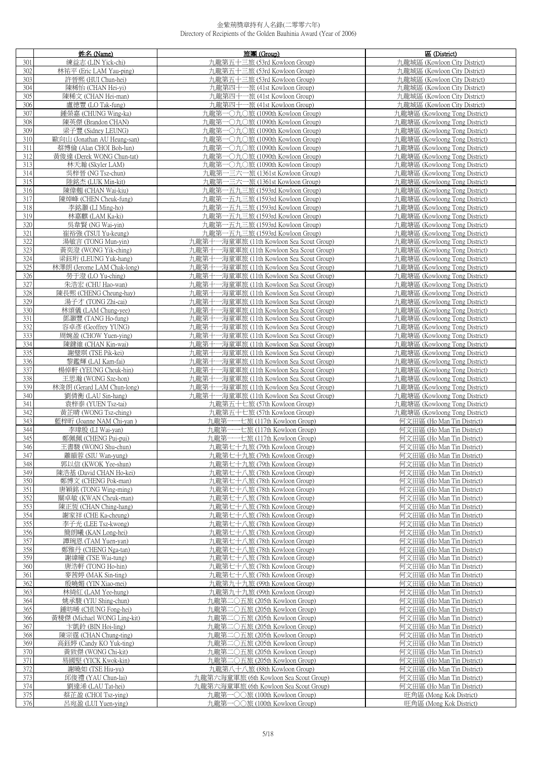金紫荊獎章持有人名錄(二零零六年)
Directory of Recipients of the Golden Bauhinia Award (Year of 2006)

| | 姓名 (Name) | 旅團 (Group) | 區 (District) |
|---|---|---|---|
| 301 | 練益志 (LIN Yick-chi) | 九龍第五十三旅 (53rd Kowloon Group) | 九龍城區 (Kowloon City District) |
| 302 | 林祐平 (Eric LAM Yau-ping) | 九龍第五十三旅 (53rd Kowloon Group) | 九龍城區 (Kowloon City District) |
| 303 | 許晉熙 (HUI Chun-hei) | 九龍第五十三旅 (53rd Kowloon Group) | 九龍城區 (Kowloon City District) |
| 304 | 陳稀怡 (CHAN Hei-yi) | 九龍第四十一旅 (41st Kowloon Group) | 九龍城區 (Kowloon City District) |
| 305 | 陳稀文 (CHAN Hei-man) | 九龍第四十一旅 (41st Kowloon Group) | 九龍城區 (Kowloon City District) |
| 306 | 盧德豐 (LO Tak-fung) | 九龍第四十一旅 (41st Kowloon Group) | 九龍城區 (Kowloon City District) |
| 307 | 鍾榮嘉 (CHUNG Wing-ka) | 九龍第一〇九〇旅 (1090th Kowloon Group) | 九龍塘區 (Kowloong Tong District) |
| 308 | 陳英傑 (Brandon CHAN) | 九龍第一〇九〇旅 (1090th Kowloon Group) | 九龍塘區 (Kowloong Tong District) |
| 309 | 梁子豐 (Sidney LEUNG) | 九龍第一〇九〇旅 (1090th Kowloon Group) | 九龍塘區 (Kowloong Tong District) |
| 310 | 歐向山 (Jonathan AU Heung-san) | 九龍第一〇九〇旅 (1090th Kowloon Group) | 九龍塘區 (Kowloong Tong District) |
| 311 | 蔡博倫 (Alan CHOI Boh-lun) | 九龍第一〇九〇旅 (1090th Kowloon Group) | 九龍塘區 (Kowloong Tong District) |
| 312 | 黃俊達 (Derek WONG Chun-tat) | 九龍第一〇九〇旅 (1090th Kowloon Group) | 九龍塘區 (Kowloong Tong District) |
| 313 | 林天瀚 (Skyler LAM) | 九龍第一〇九〇旅 (1090th Kowloon Group) | 九龍塘區 (Kowloong Tong District) |
| 314 | 吳梓晉 (NG Tsz-chun) | 九龍第一三六一旅 (1361st Kowloon Group) | 九龍塘區 (Kowloong Tong District) |
| 315 | 陸銘杰 (LUK Min-kit) | 九龍第一三六一旅 (1361st Kowloon Group) | 九龍塘區 (Kowloong Tong District) |
| 316 | 陳偉翹 (CHAN Wai-kiu) | 九龍第一五九三旅 (1593rd Kowloon Group) | 九龍塘區 (Kowloong Tong District) |
| 317 | 陳焯峰 (CHEN Cheuk-fung) | 九龍第一五九三旅 (1593rd Kowloon Group) | 九龍塘區 (Kowloong Tong District) |
| 318 | 李銘灝 (LI Ming-ho) | 九龍第一五九三旅 (1593rd Kowloon Group) | 九龍塘區 (Kowloong Tong District) |
| 319 | 林嘉麒 (LAM Ka-ki) | 九龍第一五九三旅 (1593rd Kowloon Group) | 九龍塘區 (Kowloong Tong District) |
| 320 | 吳韋賢 (NG Wai-yin) | 九龍第一五九三旅 (1593rd Kowloon Group) | 九龍塘區 (Kowloong Tong District) |
| 321 | 崔裕強 (TSUI Yu-keung) | 九龍第一五九三旅 (1593rd Kowloon Group) | 九龍塘區 (Kowloong Tong District) |
| 322 | 湯敏言 (TONG Mun-yin) | 九龍第十一海童軍旅 (11th Kowloon Sea Scout Group) | 九龍塘區 (Kowloong Tong District) |
| 323 | 黃奕澄 (WONG Yik-ching) | 九龍第十一海童軍旅 (11th Kowloon Sea Scout Group) | 九龍塘區 (Kowloong Tong District) |
| 324 | 梁鈺珩 (LEUNG Yuk-hang) | 九龍第十一海童軍旅 (11th Kowloon Sea Scout Group) | 九龍塘區 (Kowloong Tong District) |
| 325 | 林澤朗 (Jerome LAM Chak-long) | 九龍第十一海童軍旅 (11th Kowloon Sea Scout Group) | 九龍塘區 (Kowloong Tong District) |
| 326 | 勞于澄 (LO Yu-ching) | 九龍第十一海童軍旅 (11th Kowloon Sea Scout Group) | 九龍塘區 (Kowloong Tong District) |
| 327 | 朱浩宏 (CHU Hao-wan) | 九龍第十一海童軍旅 (11th Kowloon Sea Scout Group) | 九龍塘區 (Kowloong Tong District) |
| 328 | 陳長熙 (CHENG Cheung-hay) | 九龍第十一海童軍旅 (11th Kowloon Sea Scout Group) | 九龍塘區 (Kowloong Tong District) |
| 329 | 湯子才 (TONG Zhi-cai) | 九龍第十一海童軍旅 (11th Kowloon Sea Scout Group) | 九龍塘區 (Kowloong Tong District) |
| 330 | 林頌儀 (LAM Chung-yee) | 九龍第十一海童軍旅 (11th Kowloon Sea Scout Group) | 九龍塘區 (Kowloong Tong District) |
| 331 | 鄧灝豐 (TANG Ho-fung) | 九龍第十一海童軍旅 (11th Kowloon Sea Scout Group) | 九龍塘區 (Kowloong Tong District) |
| 332 | 容卓彥 (Geoffrey YUNG) | 九龍第十一海童軍旅 (11th Kowloon Sea Scout Group) | 九龍塘區 (Kowloong Tong District) |
| 333 | 周婉盈 (CHOW Yuen-ying) | 九龍第十一海童軍旅 (11th Kowloon Sea Scout Group) | 九龍塘區 (Kowloong Tong District) |
| 334 | 陳鍵維 (CHAN Kin-wai) | 九龍第十一海童軍旅 (11th Kowloon Sea Scout Group) | 九龍塘區 (Kowloong Tong District) |
| 335 | 謝璧琪 (TSE Pik-kei) | 九龍第十一海童軍旅 (11th Kowloon Sea Scout Group) | 九龍塘區 (Kowloong Tong District) |
| 336 | 黎鑑輝 (LAI Kam-fai) | 九龍第十一海童軍旅 (11th Kowloon Sea Scout Group) | 九龍塘區 (Kowloong Tong District) |
| 337 | 楊倬軒 (YEUNG Cheuk-hin) | 九龍第十一海童軍旅 (11th Kowloon Sea Scout Group) | 九龍塘區 (Kowloong Tong District) |
| 338 | 王思瀚 (WONG Sze-hon) | 九龍第十一海童軍旅 (11th Kowloon Sea Scout Group) | 九龍塘區 (Kowloong Tong District) |
| 339 | 林浚朗 (Gerard LAM Chun-long) | 九龍第十一海童軍旅 (11th Kowloon Sea Scout Group) | 九龍塘區 (Kowloong Tong District) |
| 340 | 劉倩衡 (LAU Sin-hang) | 九龍第十一海童軍旅 (11th Kowloon Sea Scout Group) | 九龍塘區 (Kowloong Tong District) |
| 341 | 袁梓泰 (YUEN Tsz-tai) | 九龍第五十七旅 (57th Kowloon Group) | 九龍塘區 (Kowloong Tong District) |
| 342 | 黃芷晴 (WONG Tsz-ching) | 九龍第五十七旅 (57th Kowloon Group) | 九龍塘區 (Kowloong Tong District) |
| 343 | 藍梓昕 (Joanne NAM Chi-yan ) | 九龍第一一七旅 (117th Kowloon Group) | 何文田區 (Ho Man Tin District) |
| 344 | 李瑋殷 (LI Wai-yan) | 九龍第一一七旅 (117th Kowloon Group) | 何文田區 (Ho Man Tin District) |
| 345 | 鄭佩佩 (CHENG Pui-pui) | 九龍第一一七旅 (117th Kowloon Group) | 何文田區 (Ho Man Tin District) |
| 346 | 王書駿 (WONG Shu-chun) | 九龍第七十九旅 (79th Kowloon Group) | 何文田區 (Ho Man Tin District) |
| 347 | 蕭韻蓉 (SIU Wan-yung) | 九龍第七十九旅 (79th Kowloon Group) | 何文田區 (Ho Man Tin District) |
| 348 | 郭以信 (KWOK Yee-shun) | 九龍第七十九旅 (79th Kowloon Group) | 何文田區 (Ho Man Tin District) |
| 349 | 陳浩基 (David CHAN Ho-kei) | 九龍第七十八旅 (78th Kowloon Group) | 何文田區 (Ho Man Tin District) |
| 350 | 鄭博文 (CHENG Pok-man) | 九龍第七十八旅 (78th Kowloon Group) | 何文田區 (Ho Man Tin District) |
| 351 | 唐穎銘 (TONG Wing-ming) | 九龍第七十八旅 (78th Kowloon Group) | 何文田區 (Ho Man Tin District) |
| 352 | 關卓敏 (KWAN Cheuk-man) | 九龍第七十八旅 (78th Kowloon Group) | 何文田區 (Ho Man Tin District) |
| 353 | 陳正恆 (CHAN Ching-hang) | 九龍第七十八旅 (78th Kowloon Group) | 何文田區 (Ho Man Tin District) |
| 354 | 謝家祥 (CHE Ka-cheung) | 九龍第七十八旅 (78th Kowloon Group) | 何文田區 (Ho Man Tin District) |
| 355 | 李子光 (LEE Tsz-kwong) | 九龍第七十八旅 (78th Kowloon Group) | 何文田區 (Ho Man Tin District) |
| 356 | 簡朗曦 (KAN Long-hei) | 九龍第七十八旅 (78th Kowloon Group) | 何文田區 (Ho Man Tin District) |
| 357 | 譚琬恩 (TAM Yuen-yan) | 九龍第七十八旅 (78th Kowloon Group) | 何文田區 (Ho Man Tin District) |
| 358 | 鄭雅丹 (CHENG Nga-tan) | 九龍第七十八旅 (78th Kowloon Group) | 何文田區 (Ho Man Tin District) |
| 359 | 謝緯瞳 (TSE Wai-tung) | 九龍第七十八旅 (78th Kowloon Group) | 何文田區 (Ho Man Tin District) |
| 360 | 唐浩軒 (TONG Ho-hin) | 九龍第七十八旅 (78th Kowloon Group) | 何文田區 (Ho Man Tin District) |
| 361 | 麥茜婷 (MAK Sin-ting) | 九龍第七十八旅 (78th Kowloon Group) | 何文田區 (Ho Man Tin District) |
| 362 | 殷曉媚 (YIN Xiao-mei) | 九龍第九十九旅 (99th Kowloon Group) | 何文田區 (Ho Man Tin District) |
| 363 | 林綺紅 (LAM Yee-hung) | 九龍第九十九旅 (99th Kowloon Group) | 何文田區 (Ho Man Tin District) |
| 364 | 姚承駿 (YIU Shing-chun) | 九龍第二〇五旅 (205th Kowloon Group) | 何文田區 (Ho Man Tin District) |
| 365 | 鍾昉晞 (CHUNG Fong-hei) | 九龍第二〇五旅 (205th Kowloon Group) | 何文田區 (Ho Man Tin District) |
| 366 | 黃棱傑 (Michael WONG Ling-kit) | 九龍第二〇五旅 (205th Kowloon Group) | 何文田區 (Ho Man Tin District) |
| 367 | 卞凱鈴 (BIN Hoi-ling) | 九龍第二〇五旅 (205th Kowloon Group) | 何文田區 (Ho Man Tin District) |
| 368 | 陳宗霆 (CHAN Chung-ting) | 九龍第二〇五旅 (205th Kowloon Group) | 何文田區 (Ho Man Tin District) |
| 369 | 高鈺婷 (Candy KO Yuk-ting) | 九龍第二〇五旅 (205th Kowloon Group) | 何文田區 (Ho Man Tin District) |
| 370 | 黃致傑 (WONG Chi-kit) | 九龍第二〇五旅 (205th Kowloon Group) | 何文田區 (Ho Man Tin District) |
| 371 | 易國堅 (YICK Kwok-kin) | 九龍第二〇五旅 (205th Kowloon Group) | 何文田區 (Ho Man Tin District) |
| 372 | 謝曉如 (TSE Hiu-yu) | 九龍第八十八旅 (88th Kowloon Group) | 何文田區 (Ho Man Tin District) |
| 373 | 邱俊禮 (YAU Chun-lai) | 九龍第六海童軍旅 (6th Kowloon Sea Scout Group) | 何文田區 (Ho Man Tin District) |
| 374 | 劉達浠 (LAU Tat-hei) | 九龍第六海童軍旅 (6th Kowloon Sea Scout Group) | 何文田區 (Ho Man Tin District) |
| 375 | 蔡芷盈 (CHOI Tsz-ying) | 九龍第一〇〇旅 (100th Kowloon Group) | 旺角區 (Mong Kok District) |
| 376 | 呂宛盈 (LUI Yuen-ying) | 九龍第一〇〇旅 (100th Kowloon Group) | 旺角區 (Mong Kok District) |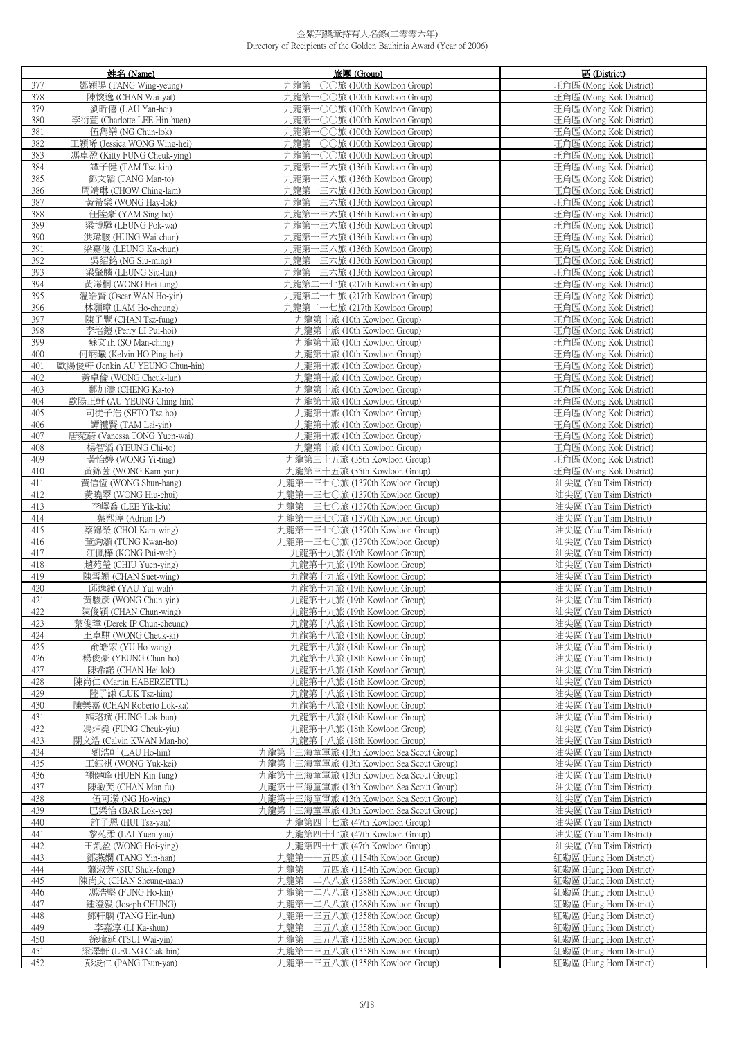金紫荊獎章持有人名錄(二零零六年)
Directory of Recipients of the Golden Bauhinia Award (Year of 2006)

| | 姓名 (Name) | 旅團 (Group) | 區 (District) |
|---|---|---|---|
| 377 | 鄧穎陽 (TANG Wing-yeung) | 九龍第一〇〇旅 (100th Kowloon Group) | 旺角區 (Mong Kok District) |
| 378 | 陳懷逸 (CHAN Wai-yat) | 九龍第一〇〇旅 (100th Kowloon Group) | 旺角區 (Mong Kok District) |
| 379 | 劉昕僖 (LAU Yan-hei) | 九龍第一〇〇旅 (100th Kowloon Group) | 旺角區 (Mong Kok District) |
| 380 | 李衍萱 (Charlotte LEE Hin-huen) | 九龍第一〇〇旅 (100th Kowloon Group) | 旺角區 (Mong Kok District) |
| 381 | 伍雋樂 (NG Chun-lok) | 九龍第一〇〇旅 (100th Kowloon Group) | 旺角區 (Mong Kok District) |
| 382 | 王穎晞 (Jessica WONG Wing-hei) | 九龍第一〇〇旅 (100th Kowloon Group) | 旺角區 (Mong Kok District) |
| 383 | 馮卓盈 (Kitty FUNG Cheuk-ying) | 九龍第一〇〇旅 (100th Kowloon Group) | 旺角區 (Mong Kok District) |
| 384 | 譚子健 (TAM Tsz-kin) | 九龍第一三六旅 (136th Kowloon Group) | 旺角區 (Mong Kok District) |
| 385 | 鄧文韜 (TANG Man-to) | 九龍第一三六旅 (136th Kowloon Group) | 旺角區 (Mong Kok District) |
| 386 | 周靖琳 (CHOW Ching-lam) | 九龍第一三六旅 (136th Kowloon Group) | 旺角區 (Mong Kok District) |
| 387 | 黃希樂 (WONG Hay-lok) | 九龍第一三六旅 (136th Kowloon Group) | 旺角區 (Mong Kok District) |
| 388 | 任陞豪 (YAM Sing-ho) | 九龍第一三六旅 (136th Kowloon Group) | 旺角區 (Mong Kok District) |
| 389 | 梁博驊 (LEUNG Pok-wa) | 九龍第一三六旅 (136th Kowloon Group) | 旺角區 (Mong Kok District) |
| 390 | 洪瑋駿 (HUNG Wai-chun) | 九龍第一三六旅 (136th Kowloon Group) | 旺角區 (Mong Kok District) |
| 391 | 梁嘉俊 (LEUNG Ka-chun) | 九龍第一三六旅 (136th Kowloon Group) | 旺角區 (Mong Kok District) |
| 392 | 吳紹銘 (NG Siu-ming) | 九龍第一三六旅 (136th Kowloon Group) | 旺角區 (Mong Kok District) |
| 393 | 梁肇麟 (LEUNG Siu-lun) | 九龍第一三六旅 (136th Kowloon Group) | 旺角區 (Mong Kok District) |
| 394 | 黃浠桐 (WONG Hei-tung) | 九龍第二一七旅 (217th Kowloon Group) | 旺角區 (Mong Kok District) |
| 395 | 溫皓賢 (Oscar WAN Ho-yin) | 九龍第二一七旅 (217th Kowloon Group) | 旺角區 (Mong Kok District) |
| 396 | 林灝璋 (LAM Ho-cheung) | 九龍第二一七旅 (217th Kowloon Group) | 旺角區 (Mong Kok District) |
| 397 | 陳子豐 (CHAN Tsz-fung) | 九龍第十旅 (10th Kowloon Group) | 旺角區 (Mong Kok District) |
| 398 | 李培鎧 (Perry LI Pui-hoi) | 九龍第十旅 (10th Kowloon Group) | 旺角區 (Mong Kok District) |
| 399 | 蘇文正 (SO Man-ching) | 九龍第十旅 (10th Kowloon Group) | 旺角區 (Mong Kok District) |
| 400 | 何炳曦 (Kelvin HO Ping-hei) | 九龍第十旅 (10th Kowloon Group) | 旺角區 (Mong Kok District) |
| 401 | 歐陽俊軒 (Jenkin AU YEUNG Chun-hin) | 九龍第十旅 (10th Kowloon Group) | 旺角區 (Mong Kok District) |
| 402 | 黃卓倫 (WONG Cheuk-lun) | 九龍第十旅 (10th Kowloon Group) | 旺角區 (Mong Kok District) |
| 403 | 鄭加濤 (CHENG Ka-to) | 九龍第十旅 (10th Kowloon Group) | 旺角區 (Mong Kok District) |
| 404 | 歐陽正軒 (AU YEUNG Ching-hin) | 九龍第十旅 (10th Kowloon Group) | 旺角區 (Mong Kok District) |
| 405 | 司徒子浩 (SETO Tsz-ho) | 九龍第十旅 (10th Kowloon Group) | 旺角區 (Mong Kok District) |
| 406 | 譚禮賢 (TAM Lai-yin) | 九龍第十旅 (10th Kowloon Group) | 旺角區 (Mong Kok District) |
| 407 | 唐菀蔚 (Vanessa TONG Yuen-wai) | 九龍第十旅 (10th Kowloon Group) | 旺角區 (Mong Kok District) |
| 408 | 楊智滔 (YEUNG Chi-to) | 九龍第十旅 (10th Kowloon Group) | 旺角區 (Mong Kok District) |
| 409 | 黃怡婷 (WONG Yi-ting) | 九龍第三十五旅 (35th Kowloon Group) | 旺角區 (Mong Kok District) |
| 410 | 黃錦茵 (WONG Kam-yan) | 九龍第三十五旅 (35th Kowloon Group) | 旺角區 (Mong Kok District) |
| 411 | 黃信恆 (WONG Shun-hang) | 九龍第一三七〇旅 (1370th Kowloon Group) | 油尖區 (Yau Tsim District) |
| 412 | 黃曉翠 (WONG Hiu-chui) | 九龍第一三七〇旅 (1370th Kowloon Group) | 油尖區 (Yau Tsim District) |
| 413 | 李嶧喬 (LEE Yik-kiu) | 九龍第一三七〇旅 (1370th Kowloon Group) | 油尖區 (Yau Tsim District) |
| 414 | 葉熙淳 (Adrian IP) | 九龍第一三七〇旅 (1370th Kowloon Group) | 油尖區 (Yau Tsim District) |
| 415 | 蔡錦榮 (CHOI Kam-wing) | 九龍第一三七〇旅 (1370th Kowloon Group) | 油尖區 (Yau Tsim District) |
| 416 | 董鈞灝 (TUNG Kwan-ho) | 九龍第一三七〇旅 (1370th Kowloon Group) | 油尖區 (Yau Tsim District) |
| 417 | 江佩樺 (KONG Pui-wah) | 九龍第十九旅 (19th Kowloon Group) | 油尖區 (Yau Tsim District) |
| 418 | 趙苑瑩 (CHIU Yuen-ying) | 九龍第十九旅 (19th Kowloon Group) | 油尖區 (Yau Tsim District) |
| 419 | 陳雪穎 (CHAN Suet-wing) | 九龍第十九旅 (19th Kowloon Group) | 油尖區 (Yau Tsim District) |
| 420 | 邱逸鏵 (YAU Yat-wah) | 九龍第十九旅 (19th Kowloon Group) | 油尖區 (Yau Tsim District) |
| 421 | 黃駿彥 (WONG Chun-yin) | 九龍第十九旅 (19th Kowloon Group) | 油尖區 (Yau Tsim District) |
| 422 | 陳俊穎 (CHAN Chun-wing) | 九龍第十九旅 (19th Kowloon Group) | 油尖區 (Yau Tsim District) |
| 423 | 葉俊璋 (Derek IP Chun-cheung) | 九龍第十八旅 (18th Kowloon Group) | 油尖區 (Yau Tsim District) |
| 424 | 王卓騏 (WONG Cheuk-ki) | 九龍第十八旅 (18th Kowloon Group) | 油尖區 (Yau Tsim District) |
| 425 | 俞皓宏 (YU Ho-wang) | 九龍第十八旅 (18th Kowloon Group) | 油尖區 (Yau Tsim District) |
| 426 | 楊俊豪 (YEUNG Chun-ho) | 九龍第十八旅 (18th Kowloon Group) | 油尖區 (Yau Tsim District) |
| 427 | 陳希諾 (CHAN Hei-lok) | 九龍第十八旅 (18th Kowloon Group) | 油尖區 (Yau Tsim District) |
| 428 | 陳尚仁 (Martin HABERZETTL) | 九龍第十八旅 (18th Kowloon Group) | 油尖區 (Yau Tsim District) |
| 429 | 陸子謙 (LUK Tsz-him) | 九龍第十八旅 (18th Kowloon Group) | 油尖區 (Yau Tsim District) |
| 430 | 陳樂嘉 (CHAN Roberto Lok-ka) | 九龍第十八旅 (18th Kowloon Group) | 油尖區 (Yau Tsim District) |
| 431 | 熊珞斌 (HUNG Lok-bun) | 九龍第十八旅 (18th Kowloon Group) | 油尖區 (Yau Tsim District) |
| 432 | 馮焯堯 (FUNG Cheuk-yiu) | 九龍第十八旅 (18th Kowloon Group) | 油尖區 (Yau Tsim District) |
| 433 | 關文浩 (Calvin KWAN Man-ho) | 九龍第十八旅 (18th Kowloon Group) | 油尖區 (Yau Tsim District) |
| 434 | 劉浩軒 (LAU Ho-hin) | 九龍第十三海童軍旅 (13th Kowloon Sea Scout Group) | 油尖區 (Yau Tsim District) |
| 435 | 王鈺琪 (WONG Yuk-kei) | 九龍第十三海童軍旅 (13th Kowloon Sea Scout Group) | 油尖區 (Yau Tsim District) |
| 436 | 禤健峰 (HUEN Kin-fung) | 九龍第十三海童軍旅 (13th Kowloon Sea Scout Group) | 油尖區 (Yau Tsim District) |
| 437 | 陳敏芙 (CHAN Man-fu) | 九龍第十三海童軍旅 (13th Kowloon Sea Scout Group) | 油尖區 (Yau Tsim District) |
| 438 | 伍可瀅 (NG Ho-ying) | 九龍第十三海童軍旅 (13th Kowloon Sea Scout Group) | 油尖區 (Yau Tsim District) |
| 439 | 巴樂怡 (BAR Lok-yee) | 九龍第十三海童軍旅 (13th Kowloon Sea Scout Group) | 油尖區 (Yau Tsim District) |
| 440 | 許子恩 (HUI Tsz-yan) | 九龍第四十七旅 (47th Kowloon Group) | 油尖區 (Yau Tsim District) |
| 441 | 黎苑柔 (LAI Yuen-yau) | 九龍第四十七旅 (47th Kowloon Group) | 油尖區 (Yau Tsim District) |
| 442 | 王凱盈 (WONG Hoi-ying) | 九龍第四十七旅 (47th Kowloon Group) | 油尖區 (Yau Tsim District) |
| 443 | 鄧燕嫺 (TANG Yin-han) | 九龍第一一五四旅 (1154th Kowloon Group) | 紅磡區 (Hung Hom District) |
| 444 | 蕭淑芳 (SIU Shuk-fong) | 九龍第一一五四旅 (1154th Kowloon Group) | 紅磡區 (Hung Hom District) |
| 445 | 陳尚文 (CHAN Sheung-man) | 九龍第一二八八旅 (1288th Kowloon Group) | 紅磡區 (Hung Hom District) |
| 446 | 馮浩堅 (FUNG Ho-kin) | 九龍第一二八八旅 (1288th Kowloon Group) | 紅磡區 (Hung Hom District) |
| 447 | 鍾澄毅 (Joseph CHUNG) | 九龍第一二八八旅 (1288th Kowloon Group) | 紅磡區 (Hung Hom District) |
| 448 | 鄧軒麟 (TANG Hin-lun) | 九龍第一三五八旅 (1358th Kowloon Group) | 紅磡區 (Hung Hom District) |
| 449 | 李嘉淳 (LI Ka-shun) | 九龍第一三五八旅 (1358th Kowloon Group) | 紅磡區 (Hung Hom District) |
| 450 | 徐瑋延 (TSUI Wai-yin) | 九龍第一三五八旅 (1358th Kowloon Group) | 紅磡區 (Hung Hom District) |
| 451 | 梁澤軒 (LEUNG Chak-hin) | 九龍第一三五八旅 (1358th Kowloon Group) | 紅磡區 (Hung Hom District) |
| 452 | 彭浚仁 (PANG Tsun-yan) | 九龍第一三五八旅 (1358th Kowloon Group) | 紅磡區 (Hung Hom District) |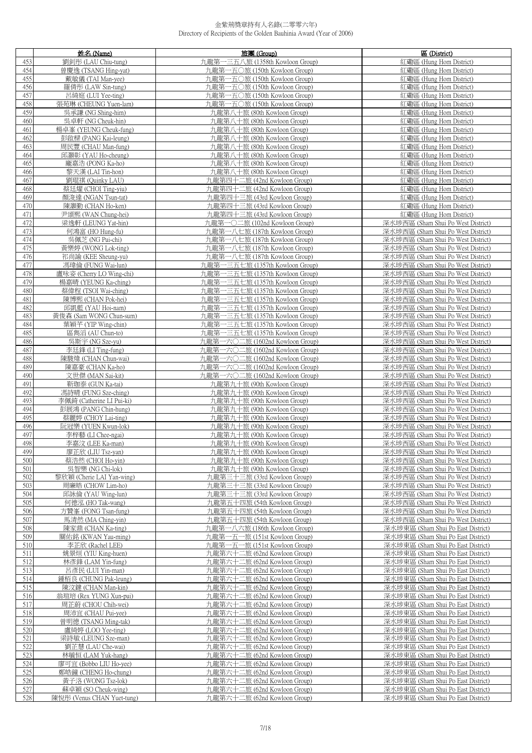金紫荊獎章持有人名錄(二零零六年)
Directory of Recipients of the Golden Bauhinia Award (Year of 2006)

| | 姓名 (Name) | 旅團 (Group) | 區 (District) |
|---|---|---|---|
| 453 | 劉釗彤 (LAU Chiu-tung) | 九龍第一三五八旅 (1358th Kowloon Group) | 紅磡區 (Hung Hom District) |
| 454 | 曾慶逸 (TSANG Hing-yat) | 九龍第一五〇旅 (150th Kowloon Group) | 紅磡區 (Hung Hom District) |
| 455 | 戴敏儀 (TAI Man-yee) | 九龍第一五〇旅 (150th Kowloon Group) | 紅磡區 (Hung Hom District) |
| 456 | 羅倩彤 (LAW Sin-tung) | 九龍第一五〇旅 (150th Kowloon Group) | 紅磡區 (Hung Hom District) |
| 457 | 呂綺庭 (LUI Yee-ting) | 九龍第一五〇旅 (150th Kowloon Group) | 紅磡區 (Hung Hom District) |
| 458 | 張苑琳 (CHEUNG Yuen-lam) | 九龍第一五〇旅 (150th Kowloon Group) | 紅磡區 (Hung Hom District) |
| 459 | 吳承謙 (NG Shing-him) | 九龍第八十旅 (80th Kowloon Group) | 紅磡區 (Hung Hom District) |
| 460 | 吳卓軒 (NG Cheuk-hin) | 九龍第八十旅 (80th Kowloon Group) | 紅磡區 (Hung Hom District) |
| 461 | 楊卓峯 (YEUNG Cheuk-fung) | 九龍第八十旅 (80th Kowloon Group) | 紅磡區 (Hung Hom District) |
| 462 | 彭啟樑 (PANG Kai-leung) | 九龍第八十旅 (80th Kowloon Group) | 紅磡區 (Hung Hom District) |
| 463 | 周民豐 (CHAU Man-fung) | 九龍第八十旅 (80th Kowloon Group) | 紅磡區 (Hung Hom District) |
| 464 | 邱灝彰 (YAU Ho-cheung) | 九龍第八十旅 (80th Kowloon Group) | 紅磡區 (Hung Hom District) |
| 465 | 龐嘉浩 (PONG Ka-ho) | 九龍第八十旅 (80th Kowloon Group) | 紅磡區 (Hung Hom District) |
| 466 | 黎天漢 (LAI Tin-hon) | 九龍第八十旅 (80th Kowloon Group) | 紅磡區 (Hung Hom District) |
| 467 | 劉琨祺 (Quinky LAU) | 九龍第四十二旅 (42nd Kowloon Group) | 紅磡區 (Hung Hom District) |
| 468 | 蔡廷燿 (CHOI Ting-yiu) | 九龍第四十二旅 (42nd Kowloon Group) | 紅磡區 (Hung Hom District) |
| 469 | 顏浚達 (NGAN Tsun-tat) | 九龍第四十三旅 (43rd Kowloon Group) | 紅磡區 (Hung Hom District) |
| 470 | 陳灝勤 (CHAN Ho-ken) | 九龍第四十三旅 (43rd Kowloon Group) | 紅磡區 (Hung Hom District) |
| 471 | 尹頌熙 (WAN Chung-hei) | 九龍第四十三旅 (43rd Kowloon Group) | 紅磡區 (Hung Hom District) |
| 472 | 梁逸軒 (LEUNG Yat-hin) | 九龍第一〇二旅 (102nd Kowloon Group) | 深水埗西區 (Sham Shui Po West District) |
| 473 | 何鴻富 (HO Hung-fu) | 九龍第一八七旅 (187th Kowloon Group) | 深水埗西區 (Sham Shui Po West District) |
| 474 | 吳佩芝 (NG Pui-chi) | 九龍第一八七旅 (187th Kowloon Group) | 深水埗西區 (Sham Shui Po West District) |
| 475 | 黃樂婷 (WONG Lok-ting) | 九龍第一八七旅 (187th Kowloon Group) | 深水埗西區 (Sham Shui Po West District) |
| 476 | 祁尚諭 (KEE Sheung-yu) | 九龍第一八七旅 (187th Kowloon Group) | 深水埗西區 (Sham Shui Po West District) |
| 477 | 馮瑋倫 (FUNG Wai-lun) | 九龍第一三五七旅 (1357th Kowloon Group) | 深水埗西區 (Sham Shui Po West District) |
| 478 | 盧咏姿 (Cherry LO Wing-chi) | 九龍第一三五七旅 (1357th Kowloon Group) | 深水埗西區 (Sham Shui Po West District) |
| 479 | 楊嘉晴 (YEUNG Ka-ching) | 九龍第一三五七旅 (1357th Kowloon Group) | 深水埗西區 (Sham Shui Po West District) |
| 480 | 蔡偉程 (TSOI Wai-ching) | 九龍第一三五七旅 (1357th Kowloon Group) | 深水埗西區 (Sham Shui Po West District) |
| 481 | 陳博熙 (CHAN Pok-hei) | 九龍第一三五七旅 (1357th Kowloon Group) | 深水埗西區 (Sham Shui Po West District) |
| 482 | 邱凱藍 (YAU Hoi-nam) | 九龍第一三五七旅 (1357th Kowloon Group) | 深水埗西區 (Sham Shui Po West District) |
| 483 | 黃俊森 (Sam WONG Chun-sum) | 九龍第一三五七旅 (1357th Kowloon Group) | 深水埗西區 (Sham Shui Po West District) |
| 484 | 葉穎芊 (YIP Wing-chin) | 九龍第一三五七旅 (1357th Kowloon Group) | 深水埗西區 (Sham Shui Po West District) |
| 485 | 區雋滔 (AU Chun-to) | 九龍第一三五七旅 (1357th Kowloon Group) | 深水埗西區 (Sham Shui Po West District) |
| 486 | 吳斯宇 (NG Sze-yu) | 九龍第一六〇二旅 (1602nd Kowloon Group) | 深水埗西區 (Sham Shui Po West District) |
| 487 | 李廷鋒 (LI Ting-fung) | 九龍第一六〇二旅 (1602nd Kowloon Group) | 深水埗西區 (Sham Shui Po West District) |
| 488 | 陳駿煒 (CHAN Chun-wai) | 九龍第一六〇二旅 (1602nd Kowloon Group) | 深水埗西區 (Sham Shui Po West District) |
| 489 | 陳嘉豪 (CHAN Ka-ho) | 九龍第一六〇二旅 (1602nd Kowloon Group) | 深水埗西區 (Sham Shui Po West District) |
| 490 | 文世傑 (MAN Sai-kit) | 九龍第一六〇二旅 (1602nd Kowloon Group) | 深水埗西區 (Sham Shui Po West District) |
| 491 | 靳珈泰 (GUN Ka-tai) | 九龍第九十旅 (90th Kowloon Group) | 深水埗西區 (Sham Shui Po West District) |
| 492 | 馮詩晴 (FUNG Sze-ching) | 九龍第九十旅 (90th Kowloon Group) | 深水埗西區 (Sham Shui Po West District) |
| 493 | 李佩綺 (Catherine LI Pui-ki) | 九龍第九十旅 (90th Kowloon Group) | 深水埗西區 (Sham Shui Po West District) |
| 494 | 彭展鴻 (PANG Chin-hung) | 九龍第九十旅 (90th Kowloon Group) | 深水埗西區 (Sham Shui Po West District) |
| 495 | 蔡麗婷 (CHOY Lai-ting) | 九龍第九十旅 (90th Kowloon Group) | 深水埗西區 (Sham Shui Po West District) |
| 496 | 阮冠樂 (YUEN Kwun-lok) | 九龍第九十旅 (90th Kowloon Group) | 深水埗西區 (Sham Shui Po West District) |
| 497 | 李梓藝 (LI Chee-ngai) | 九龍第九十旅 (90th Kowloon Group) | 深水埗西區 (Sham Shui Po West District) |
| 498 | 李嘉汶 (LEE Ka-man) | 九龍第九十旅 (90th Kowloon Group) | 深水埗西區 (Sham Shui Po West District) |
| 499 | 廖芷欣 (LIU Tsz-yan) | 九龍第九十旅 (90th Kowloon Group) | 深水埗西區 (Sham Shui Po West District) |
| 500 | 蔡浩然 (CHOI Ho-yin) | 九龍第九十旅 (90th Kowloon Group) | 深水埗西區 (Sham Shui Po West District) |
| 501 | 吳智樂 (NG Chi-lok) | 九龍第九十旅 (90th Kowloon Group) | 深水埗西區 (Sham Shui Po West District) |
| 502 | 黎欣穎 (Cherie LAI Yan-wing) | 九龍第三十三旅 (33rd Kowloon Group) | 深水埗西區 (Sham Shui Po West District) |
| 503 | 周濂皓 (CHOW Lim-ho) | 九龍第三十三旅 (33rd Kowloon Group) | 深水埗西區 (Sham Shui Po West District) |
| 504 | 邱詠倫 (YAU Wing-lun) | 九龍第三十三旅 (33rd Kowloon Group) | 深水埗西區 (Sham Shui Po West District) |
| 505 | 何德泓 (HO Tak-wang) | 九龍第五十四旅 (54th Kowloon Group) | 深水埗西區 (Sham Shui Po West District) |
| 506 | 方贊峯 (FONG Tsan-fung) | 九龍第五十四旅 (54th Kowloon Group) | 深水埗西區 (Sham Shui Po West District) |
| 507 | 馬清然 (MA Ching-yin) | 九龍第五十四旅 (54th Kowloon Group) | 深水埗西區 (Sham Shui Po West District) |
| 508 | 陳家鼎 (CHAN Ka-ting) | 九龍第一八六旅 (186th Kowloon Group) | 深水埗東區 (Sham Shui Po East District) |
| 509 | 關佑銘 (KWAN Yau-ming) | 九龍第一五一旅 (151st Kowloon Group) | 深水埗東區 (Sham Shui Po East District) |
| 510 | 李芷欣 (Rachel LEE) | 九龍第一五一旅 (151st Kowloon Group) | 深水埗東區 (Sham Shui Po East District) |
| 511 | 姚景烜 (YIU King-huen) | 九龍第六十二旅 (62nd Kowloon Group) | 深水埗東區 (Sham Shui Po East District) |
| 512 | 林彥鋒 (LAM Yin-fung) | 九龍第六十二旅 (62nd Kowloon Group) | 深水埗東區 (Sham Shui Po East District) |
| 513 | 呂彥民 (LUI Yin-man) | 九龍第六十二旅 (62nd Kowloon Group) | 深水埗東區 (Sham Shui Po East District) |
| 514 | 鍾栢良 (CHUNG Pak-leung) | 九龍第六十二旅 (62nd Kowloon Group) | 深水埗東區 (Sham Shui Po East District) |
| 515 | 陳汶鍵 (CHAN Man-kin) | 九龍第六十二旅 (62nd Kowloon Group) | 深水埗東區 (Sham Shui Po East District) |
| 516 | 翁瑄培 (Rex YUNG Xun-pui) | 九龍第六十二旅 (62nd Kowloon Group) | 深水埗東區 (Sham Shui Po East District) |
| 517 | 周芷蔚 (CHOU Chih-wei) | 九龍第六十二旅 (62nd Kowloon Group) | 深水埗東區 (Sham Shui Po East District) |
| 518 | 周沛宜 (CHAU Pui-yee) | 九龍第六十二旅 (62nd Kowloon Group) | 深水埗東區 (Sham Shui Po East District) |
| 519 | 曾明德 (TSANG Ming-tak) | 九龍第六十二旅 (62nd Kowloon Group) | 深水埗東區 (Sham Shui Po East District) |
| 520 | 盧綺婷 (LOO Yee-ting) | 九龍第六十二旅 (62nd Kowloon Group) | 深水埗東區 (Sham Shui Po East District) |
| 521 | 梁詩敏 (LEUNG Sze-man) | 九龍第六十二旅 (62nd Kowloon Group) | 深水埗東區 (Sham Shui Po East District) |
| 522 | 劉芷慧 (LAU Che-wai) | 九龍第六十二旅 (62nd Kowloon Group) | 深水埗東區 (Sham Shui Po East District) |
| 523 | 林毓恒 (LAM Yuk-hang) | 九龍第六十二旅 (62nd Kowloon Group) | 深水埗東區 (Sham Shui Po East District) |
| 524 | 廖可宜 (Bobbo LIU Ho-yee) | 九龍第六十二旅 (62nd Kowloon Group) | 深水埗東區 (Sham Shui Po East District) |
| 525 | 鄭皓鐘 (CHENG Ho-chung) | 九龍第六十二旅 (62nd Kowloon Group) | 深水埗東區 (Sham Shui Po East District) |
| 526 | 黃子洛 (WONG Tsz-lok) | 九龍第六十二旅 (62nd Kowloon Group) | 深水埗東區 (Sham Shui Po East District) |
| 527 | 蘇卓穎 (SO Cheuk-wing) | 九龍第六十二旅 (62nd Kowloon Group) | 深水埗東區 (Sham Shui Po East District) |
| 528 | 陳悅彤 (Venus CHAN Yuet-tung) | 九龍第六十二旅 (62nd Kowloon Group) | 深水埗東區 (Sham Shui Po East District) |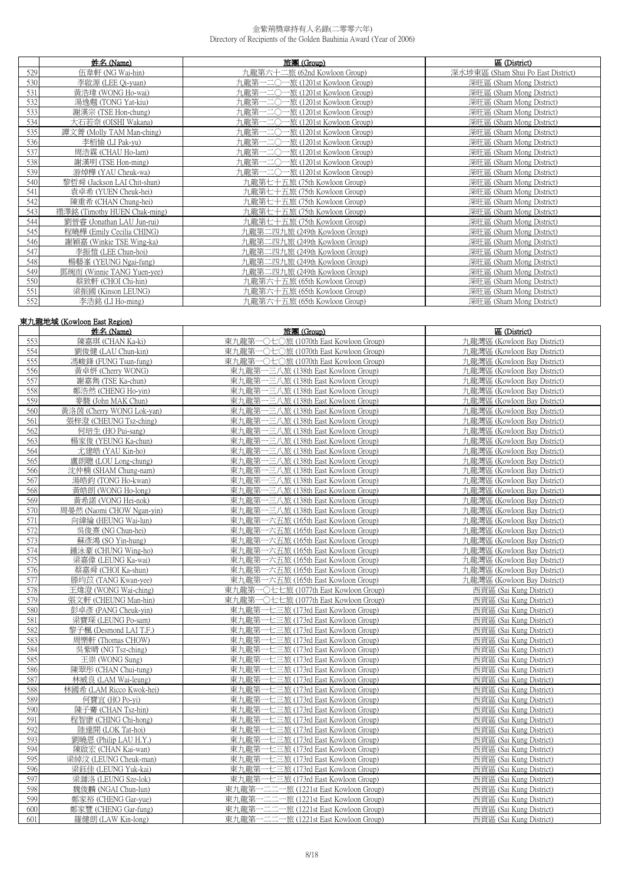金紫荊獎章持有人名錄(二零零六年)
Directory of Recipients of the Golden Bauhinia Award (Year of 2006)

| | 姓名 (Name) | 旅團 (Group) | 區 (District) |
|---|---|---|---|
| 529 | 伍韋軒 (NG Wai-hin) | 九龍第六十二旅 (62nd Kowloon Group) | 深水埗東區 (Sham Shui Po East District) |
| 530 | 李啟源 (LEE Qi-yuan) | 九龍第一二〇一旅 (1201st Kowloon Group) | 深旺區 (Sham Mong District) |
| 531 | 黃浩瑋 (WONG Ho-wai) | 九龍第一二〇一旅 (1201st Kowloon Group) | 深旺區 (Sham Mong District) |
| 532 | 湯逸翹 (TONG Yat-kiu) | 九龍第一二〇一旅 (1201st Kowloon Group) | 深旺區 (Sham Mong District) |
| 533 | 謝漢宗 (TSE Hon-chung) | 九龍第一二〇一旅 (1201st Kowloon Group) | 深旺區 (Sham Mong District) |
| 534 | 大石若奈 (OISHI Wakana) | 九龍第一二〇一旅 (1201st Kowloon Group) | 深旺區 (Sham Mong District) |
| 535 | 譚文菁 (Molly TAM Man-ching) | 九龍第一二〇一旅 (1201st Kowloon Group) | 深旺區 (Sham Mong District) |
| 536 | 李栢愉 (LI Pak-yu) | 九龍第一二〇一旅 (1201st Kowloon Group) | 深旺區 (Sham Mong District) |
| 537 | 周浩霖 (CHAU Ho-lam) | 九龍第一二〇一旅 (1201st Kowloon Group) | 深旺區 (Sham Mong District) |
| 538 | 謝漢明 (TSE Hon-ming) | 九龍第一二〇一旅 (1201st Kowloon Group) | 深旺區 (Sham Mong District) |
| 539 | 游焯樺 (YAU Cheuk-wa) | 九龍第一二〇一旅 (1201st Kowloon Group) | 深旺區 (Sham Mong District) |
| 540 | 黎哲舜 (Jackson LAI Chit-shun) | 九龍第七十五旅 (75th Kowloon Group) | 深旺區 (Sham Mong District) |
| 541 | 袁卓希 (YUEN Cheuk-hei) | 九龍第七十五旅 (75th Kowloon Group) | 深旺區 (Sham Mong District) |
| 542 | 陳重希 (CHAN Chung-hei) | 九龍第七十五旅 (75th Kowloon Group) | 深旺區 (Sham Mong District) |
| 543 | 禤澤銘 (Timothy HUEN Chak-ming) | 九龍第七十五旅 (75th Kowloon Group) | 深旺區 (Sham Mong District) |
| 544 | 劉晉睿 (Jonathan LAU Jun-rui) | 九龍第七十五旅 (75th Kowloon Group) | 深旺區 (Sham Mong District) |
| 545 | 程曉樺 (Emily Cecilia CHING) | 九龍第二四九旅 (249th Kowloon Group) | 深旺區 (Sham Mong District) |
| 546 | 謝穎嘉 (Winkie TSE Wing-ka) | 九龍第二四九旅 (249th Kowloon Group) | 深旺區 (Sham Mong District) |
| 547 | 李振愷 (LEE Chun-hoi) | 九龍第二四九旅 (249th Kowloon Group) | 深旺區 (Sham Mong District) |
| 548 | 楊藝峯 (YEUNG Ngai-fung) | 九龍第二四九旅 (249th Kowloon Group) | 深旺區 (Sham Mong District) |
| 549 | 鄧琬而 (Winnie TANG Yuen-yee) | 九龍第二四九旅 (249th Kowloon Group) | 深旺區 (Sham Mong District) |
| 550 | 蔡致軒 (CHOI Chi-hin) | 九龍第六十五旅 (65th Kowloon Group) | 深旺區 (Sham Mong District) |
| 551 | 梁振國 (Kinson LEUNG) | 九龍第六十五旅 (65th Kowloon Group) | 深旺區 (Sham Mong District) |
| 552 | 李浩銘 (LI Ho-ming) | 九龍第六十五旅 (65th Kowloon Group) | 深旺區 (Sham Mong District) |

## 東九龍地域 (Kowloon East Region)

| | 姓名 (Name) | 旅團 (Group) | 區 (District) |
|---|---|---|---|
| 553 | 陳嘉琪 (CHAN Ka-ki) | 東九龍第一〇七〇旅 (1070th East Kowloon Group) | 九龍灣區 (Kowloon Bay District) |
| 554 | 劉俊健 (LAU Chun-kin) | 東九龍第一〇七〇旅 (1070th East Kowloon Group) | 九龍灣區 (Kowloon Bay District) |
| 555 | 馮峻鋒 (FUNG Tsun-fung) | 東九龍第一〇七〇旅 (1070th East Kowloon Group) | 九龍灣區 (Kowloon Bay District) |
| 556 | 黃卓妍 (Cherry WONG) | 東九龍第一三八旅 (138th East Kowloon Group) | 九龍灣區 (Kowloon Bay District) |
| 557 | 謝嘉雋 (TSE Ka-chun) | 東九龍第一三八旅 (138th East Kowloon Group) | 九龍灣區 (Kowloon Bay District) |
| 558 | 鄭浩然 (CHENG Ho-yin) | 東九龍第一三八旅 (138th East Kowloon Group) | 九龍灣區 (Kowloon Bay District) |
| 559 | 麥駿 (John MAK Chun) | 東九龍第一三八旅 (138th East Kowloon Group) | 九龍灣區 (Kowloon Bay District) |
| 560 | 黃洛茵 (Cherry WONG Lok-yan) | 東九龍第一三八旅 (138th East Kowloon Group) | 九龍灣區 (Kowloon Bay District) |
| 561 | 張梓澄 (CHEUNG Tsz-ching) | 東九龍第一三八旅 (138th East Kowloon Group) | 九龍灣區 (Kowloon Bay District) |
| 562 | 何培生 (HO Pui-sang) | 東九龍第一三八旅 (138th East Kowloon Group) | 九龍灣區 (Kowloon Bay District) |
| 563 | 楊家俊 (YEUNG Ka-chun) | 東九龍第一三八旅 (138th East Kowloon Group) | 九龍灣區 (Kowloon Bay District) |
| 564 | 尤建皓 (YAU Kin-ho) | 東九龍第一三八旅 (138th East Kowloon Group) | 九龍灣區 (Kowloon Bay District) |
| 565 | 盧朗聰 (LOU Long-chung) | 東九龍第一三八旅 (138th East Kowloon Group) | 九龍灣區 (Kowloon Bay District) |
| 566 | 沈仲楠 (SHAM Chung-nam) | 東九龍第一三八旅 (138th East Kowloon Group) | 九龍灣區 (Kowloon Bay District) |
| 567 | 湯皓鈞 (TONG Ho-kwan) | 東九龍第一三八旅 (138th East Kowloon Group) | 九龍灣區 (Kowloon Bay District) |
| 568 | 黃皓朗 (WONG Ho-long) | 東九龍第一三八旅 (138th East Kowloon Group) | 九龍灣區 (Kowloon Bay District) |
| 569 | 黃希諾 (VONG Hei-nok) | 東九龍第一三八旅 (138th East Kowloon Group) | 九龍灣區 (Kowloon Bay District) |
| 570 | 周晏然 (Naomi CHOW Ngan-yin) | 東九龍第一三八旅 (138th East Kowloon Group) | 九龍灣區 (Kowloon Bay District) |
| 571 | 向緯綸 (HEUNG Wai-lun) | 東九龍第一六五旅 (165th East Kowloon Group) | 九龍灣區 (Kowloon Bay District) |
| 572 | 吳俊熹 (NG Chun-hei) | 東九龍第一六五旅 (165th East Kowloon Group) | 九龍灣區 (Kowloon Bay District) |
| 573 | 蘇彥鴻 (SO Yin-hung) | 東九龍第一六五旅 (165th East Kowloon Group) | 九龍灣區 (Kowloon Bay District) |
| 574 | 鍾泳豪 (CHUNG Wing-ho) | 東九龍第一六五旅 (165th East Kowloon Group) | 九龍灣區 (Kowloon Bay District) |
| 575 | 梁嘉偉 (LEUNG Ka-wai) | 東九龍第一六五旅 (165th East Kowloon Group) | 九龍灣區 (Kowloon Bay District) |
| 576 | 蔡嘉舜 (CHOI Ka-shun) | 東九龍第一六五旅 (165th East Kowloon Group) | 九龍灣區 (Kowloon Bay District) |
| 577 | 滕均苡 (TANG Kwan-yee) | 東九龍第一六五旅 (165th East Kowloon Group) | 九龍灣區 (Kowloon Bay District) |
| 578 | 王煒澄 (WONG Wai-ching) | 東九龍第一〇七七旅 (1077th East Kowloon Group) | 西貢區 (Sai Kung District) |
| 579 | 張文軒 (CHEUNG Man-hin) | 東九龍第一〇七七旅 (1077th East Kowloon Group) | 西貢區 (Sai Kung District) |
| 580 | 彭卓彥 (PANG Cheuk-yin) | 東九龍第一七三旅 (173rd East Kowloon Group) | 西貢區 (Sai Kung District) |
| 581 | 梁寶琛 (LEUNG Po-sam) | 東九龍第一七三旅 (173rd East Kowloon Group) | 西貢區 (Sai Kung District) |
| 582 | 黎子楓 (Desmond LAI T.F.) | 東九龍第一七三旅 (173rd East Kowloon Group) | 西貢區 (Sai Kung District) |
| 583 | 周樂軒 (Thomas CHOW) | 東九龍第一七三旅 (173rd East Kowloon Group) | 西貢區 (Sai Kung District) |
| 584 | 吳紫晴 (NG Tsz-ching) | 東九龍第一七三旅 (173rd East Kowloon Group) | 西貢區 (Sai Kung District) |
| 585 | 王崇 (WONG Sung) | 東九龍第一七三旅 (173rd East Kowloon Group) | 西貢區 (Sai Kung District) |
| 586 | 陳翠彤 (CHAN Chui-tung) | 東九龍第一七三旅 (173rd East Kowloon Group) | 西貢區 (Sai Kung District) |
| 587 | 林威良 (LAM Wai-leung) | 東九龍第一七三旅 (173rd East Kowloon Group) | 西貢區 (Sai Kung District) |
| 588 | 林國希 (LAM Ricco Kwok-hei) | 東九龍第一七三旅 (173rd East Kowloon Group) | 西貢區 (Sai Kung District) |
| 589 | 何寶宜 (HO Po-yi) | 東九龍第一七三旅 (173rd East Kowloon Group) | 西貢區 (Sai Kung District) |
| 590 | 陳子騫 (CHAN Tsz-hin) | 東九龍第一七三旅 (173rd East Kowloon Group) | 西貢區 (Sai Kung District) |
| 591 | 程智康 (CHING Chi-hong) | 東九龍第一七三旅 (173rd East Kowloon Group) | 西貢區 (Sai Kung District) |
| 592 | 陸達開 (LOK Tat-hoi) | 東九龍第一七三旅 (173rd East Kowloon Group) | 西貢區 (Sai Kung District) |
| 593 | 劉曉恩 (Philip LAU H.Y.) | 東九龍第一七三旅 (173rd East Kowloon Group) | 西貢區 (Sai Kung District) |
| 594 | 陳啟宏 (CHAN Kai-wan) | 東九龍第一七三旅 (173rd East Kowloon Group) | 西貢區 (Sai Kung District) |
| 595 | 梁綽汶 (LEUNG Cheuk-man) | 東九龍第一七三旅 (173rd East Kowloon Group) | 西貢區 (Sai Kung District) |
| 596 | 梁鈺佳 (LEUNG Yuk-kai) | 東九龍第一七三旅 (173rd East Kowloon Group) | 西貢區 (Sai Kung District) |
| 597 | 梁灕洛 (LEUNG Sze-lok) | 東九龍第一七三旅 (173rd East Kowloon Group) | 西貢區 (Sai Kung District) |
| 598 | 魏俊麟 (NGAI Chun-lun) | 東九龍第一二二一旅 (1221st East Kowloon Group) | 西貢區 (Sai Kung District) |
| 599 | 鄭家裕 (CHENG Gar-yue) | 東九龍第一二二一旅 (1221st East Kowloon Group) | 西貢區 (Sai Kung District) |
| 600 | 鄭家豐 (CHENG Gar-fung) | 東九龍第一二二一旅 (1221st East Kowloon Group) | 西貢區 (Sai Kung District) |
| 601 | 羅健朗 (LAW Kin-long) | 東九龍第一二二一旅 (1221st East Kowloon Group) | 西貢區 (Sai Kung District) |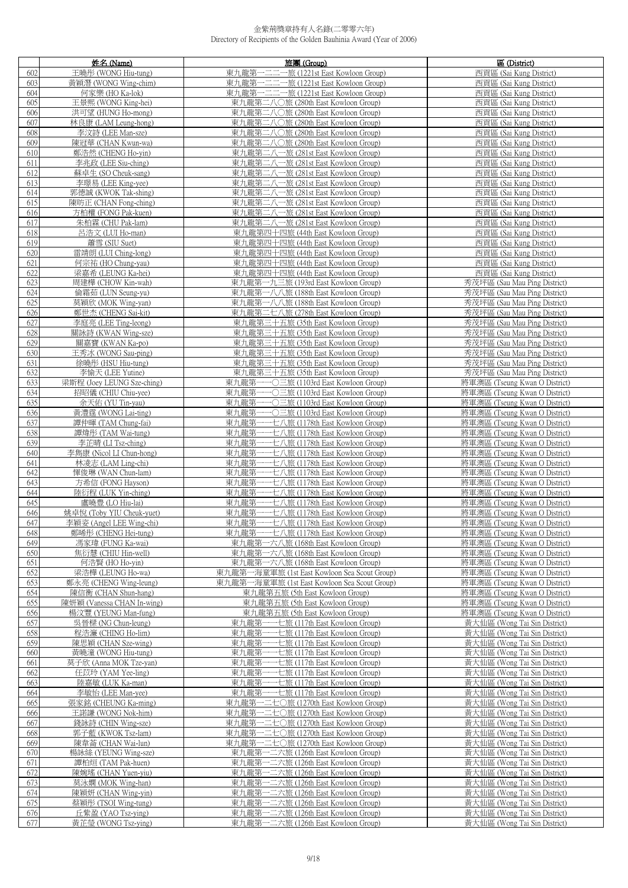金紫荊獎章持有人名錄(二零零六年)
Directory of Recipients of the Golden Bauhinia Award (Year of 2006)

| | 姓名 (Name) | 旅團 (Group) | 區 (District) |
|---|---|---|---|
| 602 | 王曉彤 (WONG Hiu-tung) | 東九龍第一二二一旅 (1221st East Kowloon Group) | 西貢區 (Sai Kung District) |
| 603 | 黃穎潛 (WONG Wing-chim) | 東九龍第一二二一旅 (1221st East Kowloon Group) | 西貢區 (Sai Kung District) |
| 604 | 何家樂 (HO Ka-lok) | 東九龍第一二二一旅 (1221st East Kowloon Group) | 西貢區 (Sai Kung District) |
| 605 | 王景熙 (WONG King-hei) | 東九龍第二八〇旅 (280th East Kowloon Group) | 西貢區 (Sai Kung District) |
| 606 | 洪可望 (HUNG Ho-mong) | 東九龍第二八〇旅 (280th East Kowloon Group) | 西貢區 (Sai Kung District) |
| 607 | 林良康 (LAM Leung-hong) | 東九龍第二八〇旅 (280th East Kowloon Group) | 西貢區 (Sai Kung District) |
| 608 | 李汶詩 (LEE Man-sze) | 東九龍第二八〇旅 (280th East Kowloon Group) | 西貢區 (Sai Kung District) |
| 609 | 陳冠華 (CHAN Kwun-wa) | 東九龍第二八〇旅 (280th East Kowloon Group) | 西貢區 (Sai Kung District) |
| 610 | 鄭浩然 (CHENG Ho-yin) | 東九龍第二八一旅 (281st East Kowloon Group) | 西貢區 (Sai Kung District) |
| 611 | 李兆政 (LEE Siu-ching) | 東九龍第二八一旅 (281st East Kowloon Group) | 西貢區 (Sai Kung District) |
| 612 | 蘇卓生 (SO Cheuk-sang) | 東九龍第二八一旅 (281st East Kowloon Group) | 西貢區 (Sai Kung District) |
| 613 | 李璟易 (LEE King-yee) | 東九龍第二八一旅 (281st East Kowloon Group) | 西貢區 (Sai Kung District) |
| 614 | 郭德誠 (KWOK Tak-shing) | 東九龍第二八一旅 (281st East Kowloon Group) | 西貢區 (Sai Kung District) |
| 615 | 陳昉正 (CHAN Fong-ching) | 東九龍第二八一旅 (281st East Kowloon Group) | 西貢區 (Sai Kung District) |
| 616 | 方柏權 (FONG Pak-kuen) | 東九龍第二八一旅 (281st East Kowloon Group) | 西貢區 (Sai Kung District) |
| 617 | 朱柏霖 (CHU Pak-lam) | 東九龍第二八一旅 (281st East Kowloon Group) | 西貢區 (Sai Kung District) |
| 618 | 呂浩文 (LUI Ho-man) | 東九龍第四十四旅 (44th East Kowloon Group) | 西貢區 (Sai Kung District) |
| 619 | 蕭雪 (SIU Suet) | 東九龍第四十四旅 (44th East Kowloon Group) | 西貢區 (Sai Kung District) |
| 620 | 雷靖朗 (LUI Ching-long) | 東九龍第四十四旅 (44th East Kowloon Group) | 西貢區 (Sai Kung District) |
| 621 | 何宗祐 (HO Chung-yau) | 東九龍第四十四旅 (44th East Kowloon Group) | 西貢區 (Sai Kung District) |
| 622 | 梁嘉希 (LEUNG Ka-hei) | 東九龍第四十四旅 (44th East Kowloon Group) | 西貢區 (Sai Kung District) |
| 623 | 周建樺 (CHOW Kin-wah) | 東九龍第一九三旅 (193rd East Kowloon Group) | 秀茂坪區 (Sau Mau Ping District) |
| 624 | 倫霜茹 (LUN Seung-yu) | 東九龍第一八八旅 (188th East Kowloon Group) | 秀茂坪區 (Sau Mau Ping District) |
| 625 | 莫穎欣 (MOK Wing-yan) | 東九龍第一八八旅 (188th East Kowloon Group) | 秀茂坪區 (Sau Mau Ping District) |
| 626 | 鄭世杰 (CHENG Sai-kit) | 東九龍第二七八旅 (278th East Kowloon Group) | 秀茂坪區 (Sau Mau Ping District) |
| 627 | 李庭亮 (LEE Ting-leong) | 東九龍第三十五旅 (35th East Kowloon Group) | 秀茂坪區 (Sau Mau Ping District) |
| 628 | 關詠詩 (KWAN Wing-sze) | 東九龍第三十五旅 (35th East Kowloon Group) | 秀茂坪區 (Sau Mau Ping District) |
| 629 | 關嘉寶 (KWAN Ka-po) | 東九龍第三十五旅 (35th East Kowloon Group) | 秀茂坪區 (Sau Mau Ping District) |
| 630 | 王秀冰 (WONG Sau-ping) | 東九龍第三十五旅 (35th East Kowloon Group) | 秀茂坪區 (Sau Mau Ping District) |
| 631 | 徐曉彤 (HSU Hiu-tung) | 東九龍第三十五旅 (35th East Kowloon Group) | 秀茂坪區 (Sau Mau Ping District) |
| 632 | 李愉天 (LEE Yutine) | 東九龍第三十五旅 (35th East Kowloon Group) | 秀茂坪區 (Sau Mau Ping District) |
| 633 | 梁斯程 (Joey LEUNG Sze-ching) | 東九龍第一一〇三旅 (1103rd East Kowloon Group) | 將軍澳區 (Tseung Kwan O District) |
| 634 | 招昭儀 (CHIU Chiu-yee) | 東九龍第一一〇三旅 (1103rd East Kowloon Group) | 將軍澳區 (Tseung Kwan O District) |
| 635 | 余天佑 (YU Tin-yau) | 東九龍第一一〇三旅 (1103rd East Kowloon Group) | 將軍澳區 (Tseung Kwan O District) |
| 636 | 黃澧霆 (WONG Lai-ting) | 東九龍第一一〇三旅 (1103rd East Kowloon Group) | 將軍澳區 (Tseung Kwan O District) |
| 637 | 譚仲暉 (TAM Chung-fai) | 東九龍第一一七八旅 (1178th East Kowloon Group) | 將軍澳區 (Tseung Kwan O District) |
| 638 | 譚煒彤 (TAM Wai-tung) | 東九龍第一一七八旅 (1178th East Kowloon Group) | 將軍澳區 (Tseung Kwan O District) |
| 639 | 李芷晴 (LI Tsz-ching) | 東九龍第一一七八旅 (1178th East Kowloon Group) | 將軍澳區 (Tseung Kwan O District) |
| 640 | 李雋康 (Nicol LI Chun-hong) | 東九龍第一一七八旅 (1178th East Kowloon Group) | 將軍澳區 (Tseung Kwan O District) |
| 641 | 林凌志 (LAM Ling-chi) | 東九龍第一一七八旅 (1178th East Kowloon Group) | 將軍澳區 (Tseung Kwan O District) |
| 642 | 惲俊琳 (WAN Chun-lam) | 東九龍第一一七八旅 (1178th East Kowloon Group) | 將軍澳區 (Tseung Kwan O District) |
| 643 | 方希信 (FONG Hayson) | 東九龍第一一七八旅 (1178th East Kowloon Group) | 將軍澳區 (Tseung Kwan O District) |
| 644 | 陸衍程 (LUK Yin-ching) | 東九龍第一一七八旅 (1178th East Kowloon Group) | 將軍澳區 (Tseung Kwan O District) |
| 645 | 盧曉豊 (LO Hiu-lai) | 東九龍第一一七八旅 (1178th East Kowloon Group) | 將軍澳區 (Tseung Kwan O District) |
| 646 | 姚卓悅 (Toby YIU Cheuk-yuet) | 東九龍第一一七八旅 (1178th East Kowloon Group) | 將軍澳區 (Tseung Kwan O District) |
| 647 | 李穎姿 (Angel LEE Wing-chi) | 東九龍第一一七八旅 (1178th East Kowloon Group) | 將軍澳區 (Tseung Kwan O District) |
| 648 | 鄭晞彤 (CHENG Hei-tung) | 東九龍第一一七八旅 (1178th East Kowloon Group) | 將軍澳區 (Tseung Kwan O District) |
| 649 | 馮家瑋 (FUNG Ka-wai) | 東九龍第一六八旅 (168th East Kowloon Group) | 將軍澳區 (Tseung Kwan O District) |
| 650 | 焦衍慧 (CHIU Hin-well) | 東九龍第一六八旅 (168th East Kowloon Group) | 將軍澳區 (Tseung Kwan O District) |
| 651 | 何浩賢 (HO Ho-yin) | 東九龍第一六八旅 (168th East Kowloon Group) | 將軍澳區 (Tseung Kwan O District) |
| 652 | 梁浩樺 (LEUNG Ho-wa) | 東九龍第一海童軍旅 (1st East Kowloon Sea Scout Group) | 將軍澳區 (Tseung Kwan O District) |
| 653 | 鄭永亮 (CHENG Wing-leung) | 東九龍第一海童軍旅 (1st East Kowloon Sea Scout Group) | 將軍澳區 (Tseung Kwan O District) |
| 654 | 陳信衡 (CHAN Shun-hang) | 東九龍第五旅 (5th East Kowloon Group) | 將軍澳區 (Tseung Kwan O District) |
| 655 | 陳妍穎 (Vanessa CHAN In-wing) | 東九龍第五旅 (5th East Kowloon Group) | 將軍澳區 (Tseung Kwan O District) |
| 656 | 楊汶豐 (YEUNG Man-fung) | 東九龍第五旅 (5th East Kowloon Group) | 將軍澳區 (Tseung Kwan O District) |
| 657 | 吳晉樑 (NG Chun-leung) | 東九龍第一一七旅 (117th East Kowloon Group) | 黃大仙區 (Wong Tai Sin District) |
| 658 | 程浩濂 (CHING Ho-lim) | 東九龍第一一七旅 (117th East Kowloon Group) | 黃大仙區 (Wong Tai Sin District) |
| 659 | 陳思穎 (CHAN Sze-wing) | 東九龍第一一七旅 (117th East Kowloon Group) | 黃大仙區 (Wong Tai Sin District) |
| 660 | 黃曉潼 (WONG Hiu-tung) | 東九龍第一一七旅 (117th East Kowloon Group) | 黃大仙區 (Wong Tai Sin District) |
| 661 | 莫子欣 (Anna MOK Tze-yan) | 東九龍第一一七旅 (117th East Kowloon Group) | 黃大仙區 (Wong Tai Sin District) |
| 662 | 任苡玲 (YAM Yee-ling) | 東九龍第一一七旅 (117th East Kowloon Group) | 黃大仙區 (Wong Tai Sin District) |
| 663 | 陸嘉敏 (LUK Ka-man) | 東九龍第一一七旅 (117th East Kowloon Group) | 黃大仙區 (Wong Tai Sin District) |
| 664 | 李敏怡 (LEE Man-yee) | 東九龍第一一七旅 (117th East Kowloon Group) | 黃大仙區 (Wong Tai Sin District) |
| 665 | 張家銘 (CHEUNG Ka-ming) | 東九龍第一二七〇旅 (1270th East Kowloon Group) | 黃大仙區 (Wong Tai Sin District) |
| 666 | 王諾謙 (WONG Nok-him) | 東九龍第一二七〇旅 (1270th East Kowloon Group) | 黃大仙區 (Wong Tai Sin District) |
| 667 | 錢詠詩 (CHIN Wing-sze) | 東九龍第一二七〇旅 (1270th East Kowloon Group) | 黃大仙區 (Wong Tai Sin District) |
| 668 | 郭子藍 (KWOK Tsz-lam) | 東九龍第一二七〇旅 (1270th East Kowloon Group) | 黃大仙區 (Wong Tai Sin District) |
| 669 | 陳韋斋 (CHAN Wai-lun) | 東九龍第一二七〇旅 (1270th East Kowloon Group) | 黃大仙區 (Wong Tai Sin District) |
| 670 | 楊詠絲 (YEUNG Wing-sze) | 東九龍第一二六旅 (126th East Kowloon Group) | 黃大仙區 (Wong Tai Sin District) |
| 671 | 譚柏烜 (TAM Pak-huen) | 東九龍第一二六旅 (126th East Kowloon Group) | 黃大仙區 (Wong Tai Sin District) |
| 672 | 陳婉瑤 (CHAN Yuen-yiu) | 東九龍第一二六旅 (126th East Kowloon Group) | 黃大仙區 (Wong Tai Sin District) |
| 673 | 莫泳嫻 (MOK Wing-han) | 東九龍第一二六旅 (126th East Kowloon Group) | 黃大仙區 (Wong Tai Sin District) |
| 674 | 陳穎妍 (CHAN Wing-yin) | 東九龍第一二六旅 (126th East Kowloon Group) | 黃大仙區 (Wong Tai Sin District) |
| 675 | 蔡穎彤 (TSOI Wing-tung) | 東九龍第一二六旅 (126th East Kowloon Group) | 黃大仙區 (Wong Tai Sin District) |
| 676 | 丘紫盈 (YAO Tsz-ying) | 東九龍第一二六旅 (126th East Kowloon Group) | 黃大仙區 (Wong Tai Sin District) |
| 677 | 黃芷瑩 (WONG Tsz-ying) | 東九龍第一二六旅 (126th East Kowloon Group) | 黃大仙區 (Wong Tai Sin District) |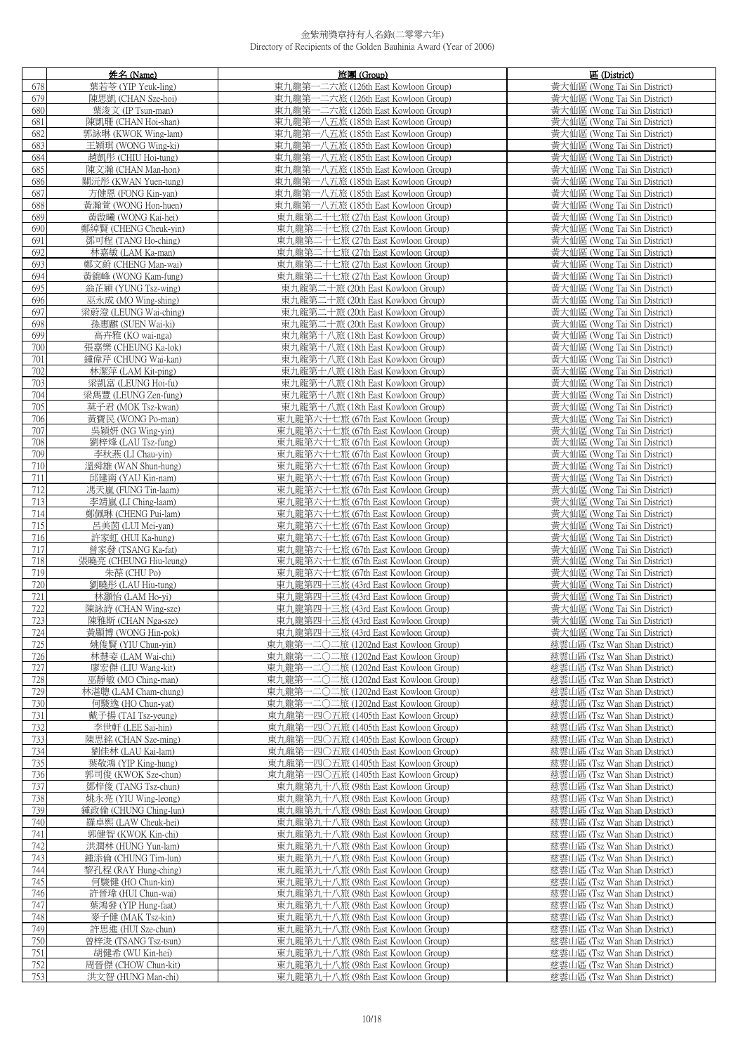# 金紫荊獎章持有人名錄(二零零六年)
Directory of Recipients of the Golden Bauhinia Award (Year of 2006)

| | 姓名 (Name) | 旅團 (Group) | 區 (District) |
|---|---|---|---|
| 678 | 葉若苓 (YIP Yeuk-ling) | 東九龍第一二六旅 (126th East Kowloon Group) | 黃大仙區 (Wong Tai Sin District) |
| 679 | 陳思凱 (CHAN Sze-hoi) | 東九龍第一二六旅 (126th East Kowloon Group) | 黃大仙區 (Wong Tai Sin District) |
| 680 | 葉浚文 (IP Tsun-man) | 東九龍第一二六旅 (126th East Kowloon Group) | 黃大仙區 (Wong Tai Sin District) |
| 681 | 陳凱珊 (CHAN Hoi-shan) | 東九龍第一八五旅 (185th East Kowloon Group) | 黃大仙區 (Wong Tai Sin District) |
| 682 | 郭詠琳 (KWOK Wing-lam) | 東九龍第一八五旅 (185th East Kowloon Group) | 黃大仙區 (Wong Tai Sin District) |
| 683 | 王穎琪 (WONG Wing-ki) | 東九龍第一八五旅 (185th East Kowloon Group) | 黃大仙區 (Wong Tai Sin District) |
| 684 | 趙凱彤 (CHIU Hoi-tung) | 東九龍第一八五旅 (185th East Kowloon Group) | 黃大仙區 (Wong Tai Sin District) |
| 685 | 陳文瀚 (CHAN Man-hon) | 東九龍第一八五旅 (185th East Kowloon Group) | 黃大仙區 (Wong Tai Sin District) |
| 686 | 關沅彤 (KWAN Yuen-tung) | 東九龍第一八五旅 (185th East Kowloon Group) | 黃大仙區 (Wong Tai Sin District) |
| 687 | 方健恩 (FONG Kin-yan) | 東九龍第一八五旅 (185th East Kowloon Group) | 黃大仙區 (Wong Tai Sin District) |
| 688 | 黃瀚萱 (WONG Hon-huen) | 東九龍第一八五旅 (185th East Kowloon Group) | 黃大仙區 (Wong Tai Sin District) |
| 689 | 黃啟曦 (WONG Kai-hei) | 東九龍第二十七旅 (27th East Kowloon Group) | 黃大仙區 (Wong Tai Sin District) |
| 690 | 鄭綽賢 (CHENG Cheuk-yin) | 東九龍第二十七旅 (27th East Kowloon Group) | 黃大仙區 (Wong Tai Sin District) |
| 691 | 鄧可程 (TANG Ho-ching) | 東九龍第二十七旅 (27th East Kowloon Group) | 黃大仙區 (Wong Tai Sin District) |
| 692 | 林嘉敏 (LAM Ka-man) | 東九龍第二十七旅 (27th East Kowloon Group) | 黃大仙區 (Wong Tai Sin District) |
| 693 | 鄭文蔚 (CHENG Man-wai) | 東九龍第二十七旅 (27th East Kowloon Group) | 黃大仙區 (Wong Tai Sin District) |
| 694 | 黃錦峰 (WONG Kam-fung) | 東九龍第二十七旅 (27th East Kowloon Group) | 黃大仙區 (Wong Tai Sin District) |
| 695 | 翁芷穎 (YUNG Tsz-wing) | 東九龍第二十旅 (20th East Kowloon Group) | 黃大仙區 (Wong Tai Sin District) |
| 696 | 巫永成 (MO Wing-shing) | 東九龍第二十旅 (20th East Kowloon Group) | 黃大仙區 (Wong Tai Sin District) |
| 697 | 梁蔚澄 (LEUNG Wai-ching) | 東九龍第二十旅 (20th East Kowloon Group) | 黃大仙區 (Wong Tai Sin District) |
| 698 | 孫惠麒 (SUEN Wai-ki) | 東九龍第二十旅 (20th East Kowloon Group) | 黃大仙區 (Wong Tai Sin District) |
| 699 | 高卉雅 (KO wai-nga) | 東九龍第十八旅 (18th East Kowloon Group) | 黃大仙區 (Wong Tai Sin District) |
| 700 | 張嘉樂 (CHEUNG Ka-lok) | 東九龍第十八旅 (18th East Kowloon Group) | 黃大仙區 (Wong Tai Sin District) |
| 701 | 鍾偉芹 (CHUNG Wai-kan) | 東九龍第十八旅 (18th East Kowloon Group) | 黃大仙區 (Wong Tai Sin District) |
| 702 | 林潔萍 (LAM Kit-ping) | 東九龍第十八旅 (18th East Kowloon Group) | 黃大仙區 (Wong Tai Sin District) |
| 703 | 梁凱富 (LEUNG Hoi-fu) | 東九龍第十八旅 (18th East Kowloon Group) | 黃大仙區 (Wong Tai Sin District) |
| 704 | 梁雋豐 (LEUNG Zen-fung) | 東九龍第十八旅 (18th East Kowloon Group) | 黃大仙區 (Wong Tai Sin District) |
| 705 | 莫子君 (MOK Tsz-kwan) | 東九龍第十八旅 (18th East Kowloon Group) | 黃大仙區 (Wong Tai Sin District) |
| 706 | 黃寶民 (WONG Po-man) | 東九龍第六十七旅 (67th East Kowloon Group) | 黃大仙區 (Wong Tai Sin District) |
| 707 | 吳穎妍 (NG Wing-yin) | 東九龍第六十七旅 (67th East Kowloon Group) | 黃大仙區 (Wong Tai Sin District) |
| 708 | 劉梓烽 (LAU Tsz-fung) | 東九龍第六十七旅 (67th East Kowloon Group) | 黃大仙區 (Wong Tai Sin District) |
| 709 | 李秋燕 (LI Chau-yin) | 東九龍第六十七旅 (67th East Kowloon Group) | 黃大仙區 (Wong Tai Sin District) |
| 710 | 溫舜雄 (WAN Shun-hung) | 東九龍第六十七旅 (67th East Kowloon Group) | 黃大仙區 (Wong Tai Sin District) |
| 711 | 邱建南 (YAU Kin-nam) | 東九龍第六十七旅 (67th East Kowloon Group) | 黃大仙區 (Wong Tai Sin District) |
| 712 | 馮天嵐 (FUNG Tin-laam) | 東九龍第六十七旅 (67th East Kowloon Group) | 黃大仙區 (Wong Tai Sin District) |
| 713 | 李靖嵐 (LI Ching-laam) | 東九龍第六十七旅 (67th East Kowloon Group) | 黃大仙區 (Wong Tai Sin District) |
| 714 | 鄭佩琳 (CHENG Pui-lam) | 東九龍第六十七旅 (67th East Kowloon Group) | 黃大仙區 (Wong Tai Sin District) |
| 715 | 呂美茵 (LUI Mei-yan) | 東九龍第六十七旅 (67th East Kowloon Group) | 黃大仙區 (Wong Tai Sin District) |
| 716 | 許家虹 (HUI Ka-hung) | 東九龍第六十七旅 (67th East Kowloon Group) | 黃大仙區 (Wong Tai Sin District) |
| 717 | 曾家發 (TSANG Ka-fat) | 東九龍第六十七旅 (67th East Kowloon Group) | 黃大仙區 (Wong Tai Sin District) |
| 718 | 張曉亮 (CHEUNG Hiu-leung) | 東九龍第六十七旅 (67th East Kowloon Group) | 黃大仙區 (Wong Tai Sin District) |
| 719 | 朱葆 (CHU Po) | 東九龍第六十七旅 (67th East Kowloon Group) | 黃大仙區 (Wong Tai Sin District) |
| 720 | 劉曉彤 (LAU Hiu-tung) | 東九龍第四十三旅 (43rd East Kowloon Group) | 黃大仙區 (Wong Tai Sin District) |
| 721 | 林灝怡 (LAM Ho-yi) | 東九龍第四十三旅 (43rd East Kowloon Group) | 黃大仙區 (Wong Tai Sin District) |
| 722 | 陳詠詩 (CHAN Wing-sze) | 東九龍第四十三旅 (43rd East Kowloon Group) | 黃大仙區 (Wong Tai Sin District) |
| 723 | 陳雅斯 (CHAN Nga-sze) | 東九龍第四十三旅 (43rd East Kowloon Group) | 黃大仙區 (Wong Tai Sin District) |
| 724 | 黃顯博 (WONG Hin-pok) | 東九龍第四十三旅 (43rd East Kowloon Group) | 黃大仙區 (Wong Tai Sin District) |
| 725 | 姚俊賢 (YIU Chun-yin) | 東九龍第一二〇二旅 (1202nd East Kowloon Group) | 慈雲山區 (Tsz Wan Shan District) |
| 726 | 林慧姿 (LAM Wai-chi) | 東九龍第一二〇二旅 (1202nd East Kowloon Group) | 慈雲山區 (Tsz Wan Shan District) |
| 727 | 廖宏傑 (LIU Wang-kit) | 東九龍第一二〇二旅 (1202nd East Kowloon Group) | 慈雲山區 (Tsz Wan Shan District) |
| 728 | 巫靜敏 (MO Ching-man) | 東九龍第一二〇二旅 (1202nd East Kowloon Group) | 慈雲山區 (Tsz Wan Shan District) |
| 729 | 林湛聰 (LAM Cham-chung) | 東九龍第一二〇二旅 (1202nd East Kowloon Group) | 慈雲山區 (Tsz Wan Shan District) |
| 730 | 何駿逸 (HO Chun-yat) | 東九龍第一二〇二旅 (1202nd East Kowloon Group) | 慈雲山區 (Tsz Wan Shan District) |
| 731 | 戴子揚 (TAI Tsz-yeung) | 東九龍第一四〇五旅 (1405th East Kowloon Group) | 慈雲山區 (Tsz Wan Shan District) |
| 732 | 李世軒 (LEE Sai-hin) | 東九龍第一四〇五旅 (1405th East Kowloon Group) | 慈雲山區 (Tsz Wan Shan District) |
| 733 | 陳思銘 (CHAN Sze-ming) | 東九龍第一四〇五旅 (1405th East Kowloon Group) | 慈雲山區 (Tsz Wan Shan District) |
| 734 | 劉佳林 (LAU Kai-lam) | 東九龍第一四〇五旅 (1405th East Kowloon Group) | 慈雲山區 (Tsz Wan Shan District) |
| 735 | 葉敬鴻 (YIP King-hung) | 東九龍第一四〇五旅 (1405th East Kowloon Group) | 慈雲山區 (Tsz Wan Shan District) |
| 736 | 郭司俊 (KWOK Sze-chun) | 東九龍第一四〇五旅 (1405th East Kowloon Group) | 慈雲山區 (Tsz Wan Shan District) |
| 737 | 鄧梓俊 (TANG Tsz-chun) | 東九龍第九十八旅 (98th East Kowloon Group) | 慈雲山區 (Tsz Wan Shan District) |
| 738 | 姚永亮 (YIU Wing-leong) | 東九龍第九十八旅 (98th East Kowloon Group) | 慈雲山區 (Tsz Wan Shan District) |
| 739 | 鍾政倫 (CHUNG Ching-lun) | 東九龍第九十八旅 (98th East Kowloon Group) | 慈雲山區 (Tsz Wan Shan District) |
| 740 | 羅卓熙 (LAW Cheuk-hei) | 東九龍第九十八旅 (98th East Kowloon Group) | 慈雲山區 (Tsz Wan Shan District) |
| 741 | 郭健智 (KWOK Kin-chi) | 東九龍第九十八旅 (98th East Kowloon Group) | 慈雲山區 (Tsz Wan Shan District) |
| 742 | 洪潤林 (HUNG Yun-lam) | 東九龍第九十八旅 (98th East Kowloon Group) | 慈雲山區 (Tsz Wan Shan District) |
| 743 | 鍾添倫 (CHUNG Tim-lun) | 東九龍第九十八旅 (98th East Kowloon Group) | 慈雲山區 (Tsz Wan Shan District) |
| 744 | 黎孔程 (RAY Hung-ching) | 東九龍第九十八旅 (98th East Kowloon Group) | 慈雲山區 (Tsz Wan Shan District) |
| 745 | 何駿健 (HO Chun-kin) | 東九龍第九十八旅 (98th East Kowloon Group) | 慈雲山區 (Tsz Wan Shan District) |
| 746 | 許晉瑋 (HUI Chun-wai) | 東九龍第九十八旅 (98th East Kowloon Group) | 慈雲山區 (Tsz Wan Shan District) |
| 747 | 葉鴻發 (YIP Hung-faat) | 東九龍第九十八旅 (98th East Kowloon Group) | 慈雲山區 (Tsz Wan Shan District) |
| 748 | 麥子健 (MAK Tsz-kin) | 東九龍第九十八旅 (98th East Kowloon Group) | 慈雲山區 (Tsz Wan Shan District) |
| 749 | 許思進 (HUI Sze-chun) | 東九龍第九十八旅 (98th East Kowloon Group) | 慈雲山區 (Tsz Wan Shan District) |
| 750 | 曾梓浚 (TSANG Tsz-tsun) | 東九龍第九十八旅 (98th East Kowloon Group) | 慈雲山區 (Tsz Wan Shan District) |
| 751 | 胡健希 (WU Kin-hei) | 東九龍第九十八旅 (98th East Kowloon Group) | 慈雲山區 (Tsz Wan Shan District) |
| 752 | 周晉傑 (CHOW Chun-kit) | 東九龍第九十八旅 (98th East Kowloon Group) | 慈雲山區 (Tsz Wan Shan District) |
| 753 | 洪文智 (HUNG Man-chi) | 東九龍第九十八旅 (98th East Kowloon Group) | 慈雲山區 (Tsz Wan Shan District) |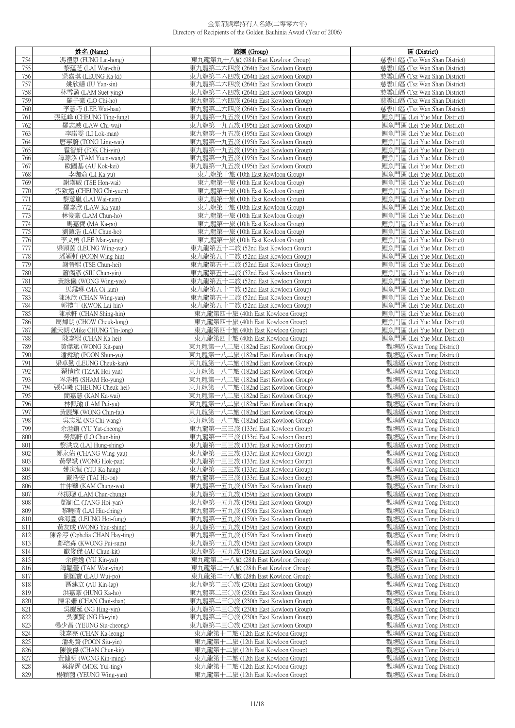金紫荊獎章持有人名錄(二零零六年)
Directory of Recipients of the Golden Bauhinia Award (Year of 2006)

| | 姓名 (Name) | 旅團 (Group) | 區 (District) |
|---|---|---|---|
| 754 | 馮禮康 (FUNG Lai-hong) | 東九龍第九十八旅 (98th East Kowloon Group) | 慈雲山區 (Tsz Wan Shan District) |
| 755 | 黎蘊芝 (LAI Wan-chi) | 東九龍第二六四旅 (264th East Kowloon Group) | 慈雲山區 (Tsz Wan Shan District) |
| 756 | 梁嘉琪 (LEUNG Ka-ki) | 東九龍第二六四旅 (264th East Kowloon Group) | 慈雲山區 (Tsz Wan Shan District) |
| 757 | 姚欣繕 (IU Yan-sin) | 東九龍第二六四旅 (264th East Kowloon Group) | 慈雲山區 (Tsz Wan Shan District) |
| 758 | 林雪盈 (LAM Suet-ying) | 東九龍第二六四旅 (264th East Kowloon Group) | 慈雲山區 (Tsz Wan Shan District) |
| 759 | 羅子豪 (LO Chi-ho) | 東九龍第二六四旅 (264th East Kowloon Group) | 慈雲山區 (Tsz Wan Shan District) |
| 760 | 李慧巧 (LEE Wai-hau) | 東九龍第二六四旅 (264th East Kowloon Group) | 慈雲山區 (Tsz Wan Shan District) |
| 761 | 張廷峰 (CHEUNG Ting-fung) | 東九龍第一九五旅 (195th East Kowloon Group) | 鯉魚門區 (Lei Yue Mun District) |
| 762 | 羅志威 (LAW Chi-wai) | 東九龍第一九五旅 (195th East Kowloon Group) | 鯉魚門區 (Lei Yue Mun District) |
| 763 | 李諾雯 (LI Lok-man) | 東九龍第一九五旅 (195th East Kowloon Group) | 鯉魚門區 (Lei Yue Mun District) |
| 764 | 唐寧蔚 (TONG Ling-wai) | 東九龍第一九五旅 (195th East Kowloon Group) | 鯉魚門區 (Lei Yue Mun District) |
| 765 | 霍智妍 (FOK Chi-yin) | 東九龍第一九五旅 (195th East Kowloon Group) | 鯉魚門區 (Lei Yue Mun District) |
| 766 | 譚源泓 (TAM Yuen-wang) | 東九龍第一九五旅 (195th East Kowloon Group) | 鯉魚門區 (Lei Yue Mun District) |
| 767 | 歐國基 (AU Kok-kei) | 東九龍第一九五旅 (195th East Kowloon Group) | 鯉魚門區 (Lei Yue Mun District) |
| 768 | 李珈俞 (LI Ka-yu) | 東九龍第十旅 (10th East Kowloon Group) | 鯉魚門區 (Lei Yue Mun District) |
| 769 | 謝漢威 (TSE Hon-wai) | 東九龍第十旅 (10th East Kowloon Group) | 鯉魚門區 (Lei Yue Mun District) |
| 770 | 張致遠 (CHEUNG Chi-yuen) | 東九龍第十旅 (10th East Kowloon Group) | 鯉魚門區 (Lei Yue Mun District) |
| 771 | 黎蕙嵐 (LAI Wai-nam) | 東九龍第十旅 (10th East Kowloon Group) | 鯉魚門區 (Lei Yue Mun District) |
| 772 | 羅嘉欣 (LAW Ka-yan) | 東九龍第十旅 (10th East Kowloon Group) | 鯉魚門區 (Lei Yue Mun District) |
| 773 | 林俊豪 (LAM Chun-ho) | 東九龍第十旅 (10th East Kowloon Group) | 鯉魚門區 (Lei Yue Mun District) |
| 774 | 馬嘉寶 (MA Ka-po) | 東九龍第十旅 (10th East Kowloon Group) | 鯉魚門區 (Lei Yue Mun District) |
| 775 | 劉鎮浩 (LAU Chun-ho) | 東九龍第十旅 (10th East Kowloon Group) | 鯉魚門區 (Lei Yue Mun District) |
| 776 | 李文勇 (LEE Man-yung) | 東九龍第十旅 (10th East Kowloon Group) | 鯉魚門區 (Lei Yue Mun District) |
| 777 | 梁穎茵 (LEUNG Wing-yan) | 東九龍第五十二旅 (52nd East Kowloon Group) | 鯉魚門區 (Lei Yue Mun District) |
| 778 | 潘穎軒 (POON Wing-hin) | 東九龍第五十二旅 (52nd East Kowloon Group) | 鯉魚門區 (Lei Yue Mun District) |
| 779 | 謝晉熙 (TSE Chun-hei) | 東九龍第五十二旅 (52nd East Kowloon Group) | 鯉魚門區 (Lei Yue Mun District) |
| 780 | 蕭儁彥 (SIU Chun-yin) | 東九龍第五十二旅 (52nd East Kowloon Group) | 鯉魚門區 (Lei Yue Mun District) |
| 781 | 黃詠儀 (WONG Wing-yee) | 東九龍第五十二旅 (52nd East Kowloon Group) | 鯉魚門區 (Lei Yue Mun District) |
| 782 | 馬靄琳 (MA Oi-lam) | 東九龍第五十二旅 (52nd East Kowloon Group) | 鯉魚門區 (Lei Yue Mun District) |
| 783 | 陳泳欣 (CHAN Wing-yan) | 東九龍第五十二旅 (52nd East Kowloon Group) | 鯉魚門區 (Lei Yue Mun District) |
| 784 | 郭禮軒 (KWOK Lai-hin) | 東九龍第五十二旅 (52nd East Kowloon Group) | 鯉魚門區 (Lei Yue Mun District) |
| 785 | 陳承軒 (CHAN Shing-hin) | 東九龍第四十旅 (40th East Kowloon Group) | 鯉魚門區 (Lei Yue Mun District) |
| 786 | 周焯朗 (CHOW Cheuk-long) | 東九龍第四十旅 (40th East Kowloon Group) | 鯉魚門區 (Lei Yue Mun District) |
| 787 | 鍾天朗 (Mike CHUNG Tin-long) | 東九龍第四十旅 (40th East Kowloon Group) | 鯉魚門區 (Lei Yue Mun District) |
| 788 | 陳嘉熙 (CHAN Ka-hei) | 東九龍第四十旅 (40th East Kowloon Group) | 鯉魚門區 (Lei Yue Mun District) |
| 789 | 黃傑斌 (WONG Kit-pan) | 東九龍第一八二旅 (182nd East Kowloon Group) | 觀塘區 (Kwun Tong District) |
| 790 | 潘舜瑜 (POON Shun-yu) | 東九龍第一八二旅 (182nd East Kowloon Group) | 觀塘區 (Kwun Tong District) |
| 791 | 梁卓勤 (LEUNG Cheuk-kan) | 東九龍第一八二旅 (182nd East Kowloon Group) | 觀塘區 (Kwun Tong District) |
| 792 | 翟愷欣 (TZAK Hoi-yan) | 東九龍第一八二旅 (182nd East Kowloon Group) | 觀塘區 (Kwun Tong District) |
| 793 | 岑浩榕 (SHAM Ho-yung) | 東九龍第一八二旅 (182nd East Kowloon Group) | 觀塘區 (Kwun Tong District) |
| 794 | 張卓曦 (CHEUNG Cheuk-hei) | 東九龍第一八二旅 (182nd East Kowloon Group) | 觀塘區 (Kwun Tong District) |
| 795 | 簡嘉慧 (KAN Ka-wai) | 東九龍第一八二旅 (182nd East Kowloon Group) | 觀塘區 (Kwun Tong District) |
| 796 | 林佩瑜 (LAM Pui-yu) | 東九龍第一八二旅 (182nd East Kowloon Group) | 觀塘區 (Kwun Tong District) |
| 797 | 黃展輝 (WONG Chin-fai) | 東九龍第一八二旅 (182nd East Kowloon Group) | 觀塘區 (Kwun Tong District) |
| 798 | 吳志泓 (NG Chi-wang) | 東九龍第一八二旅 (182nd East Kowloon Group) | 觀塘區 (Kwun Tong District) |
| 799 | 余溢鏘 (YU Yat-cheong) | 東九龍第一三三旅 (133rd East Kowloon Group) | 觀塘區 (Kwun Tong District) |
| 800 | 勞雋軒 (LO Chun-hin) | 東九龍第一三三旅 (133rd East Kowloon Group) | 觀塘區 (Kwun Tong District) |
| 801 | 黎洪成 (LAI Hung-shing) | 東九龍第一三三旅 (133rd East Kowloon Group) | 觀塘區 (Kwun Tong District) |
| 802 | 鄭永佑 (CHANG Wing-yau) | 東九龍第一三三旅 (133rd East Kowloon Group) | 觀塘區 (Kwun Tong District) |
| 803 | 黃學斌 (WONG Hok-pan) | 東九龍第一三三旅 (133rd East Kowloon Group) | 觀塘區 (Kwun Tong District) |
| 804 | 姚家恒 (YIU Ka-hang) | 東九龍第一三三旅 (133rd East Kowloon Group) | 觀塘區 (Kwun Tong District) |
| 805 | 戴浩安 (TAI Ho-on) | 東九龍第一三三旅 (133rd East Kowloon Group) | 觀塘區 (Kwun Tong District) |
| 806 | 甘仲華 (KAM Chung-wa) | 東九龍第一五九旅 (159th East Kowloon Group) | 觀塘區 (Kwun Tong District) |
| 807 | 林振聰 (LAM Chun-chung) | 東九龍第一五九旅 (159th East Kowloon Group) | 觀塘區 (Kwun Tong District) |
| 808 | 鄧凱仁 (TANG Hoi-yan) | 東九龍第一五九旅 (159th East Kowloon Group) | 觀塘區 (Kwun Tong District) |
| 809 | 黎曉晴 (LAI Hiu-ching) | 東九龍第一五九旅 (159th East Kowloon Group) | 觀塘區 (Kwun Tong District) |
| 810 | 梁海豐 (LEUNG Hoi-fung) | 東九龍第一五九旅 (159th East Kowloon Group) | 觀塘區 (Kwun Tong District) |
| 811 | 黃友成 (WONG Yau-shing) | 東九龍第一五九旅 (159th East Kowloon Group) | 觀塘區 (Kwun Tong District) |
| 812 | 陳希渟 (Ophelia CHAN Hay-ting) | 東九龍第一五九旅 (159th East Kowloon Group) | 觀塘區 (Kwun Tong District) |
| 813 | 鄺培森 (KWONG Pui-sum) | 東九龍第一五九旅 (159th East Kowloon Group) | 觀塘區 (Kwun Tong District) |
| 814 | 歐俊傑 (AU Chun-kit) | 東九龍第一五九旅 (159th East Kowloon Group) | 觀塘區 (Kwun Tong District) |
| 815 | 余健逸 (YU Kin-yat) | 東九龍第二十八旅 (28th East Kowloon Group) | 觀塘區 (Kwun Tong District) |
| 816 | 譚韞瑩 (TAM Wan-ying) | 東九龍第二十八旅 (28th East Kowloon Group) | 觀塘區 (Kwun Tong District) |
| 817 | 劉滙寶 (LAU Wui-po) | 東九龍第二十八旅 (28th East Kowloon Group) | 觀塘區 (Kwun Tong District) |
| 818 | 區建立 (AU Kin-lap) | 東九龍第二三〇旅 (230th East Kowloon Group) | 觀塘區 (Kwun Tong District) |
| 819 | 洪嘉豪 (HUNG Ka-ho) | 東九龍第二三〇旅 (230th East Kowloon Group) | 觀塘區 (Kwun Tong District) |
| 820 | 陳采姍 (CHAN Choi-shan) | 東九龍第二三〇旅 (230th East Kowloon Group) | 觀塘區 (Kwun Tong District) |
| 821 | 吳慶延 (NG Hing-yin) | 東九龍第二三〇旅 (230th East Kowloon Group) | 觀塘區 (Kwun Tong District) |
| 822 | 吳灝賢 (NG Ho-yin) | 東九龍第二三〇旅 (230th East Kowloon Group) | 觀塘區 (Kwun Tong District) |
| 823 | 楊少昌 (YEUNG Siu-cheong) | 東九龍第二三〇旅 (230th East Kowloon Group) | 觀塘區 (Kwun Tong District) |
| 824 | 陳嘉亮 (CHAN Ka-leong) | 東九龍第十二旅 (12th East Kowloon Group) | 觀塘區 (Kwun Tong District) |
| 825 | 潘兆賢 (POON Siu-yin) | 東九龍第十二旅 (12th East Kowloon Group) | 觀塘區 (Kwun Tong District) |
| 826 | 陳俊傑 (CHAN Chun-kit) | 東九龍第十二旅 (12th East Kowloon Group) | 觀塘區 (Kwun Tong District) |
| 827 | 黃健明 (WONG Kin-ming) | 東九龍第十二旅 (12th East Kowloon Group) | 觀塘區 (Kwun Tong District) |
| 828 | 莫銳霆 (MOK Yui-ting) | 東九龍第十二旅 (12th East Kowloon Group) | 觀塘區 (Kwun Tong District) |
| 829 | 楊穎茵 (YEUNG Wing-yan) | 東九龍第十二旅 (12th East Kowloon Group) | 觀塘區 (Kwun Tong District) |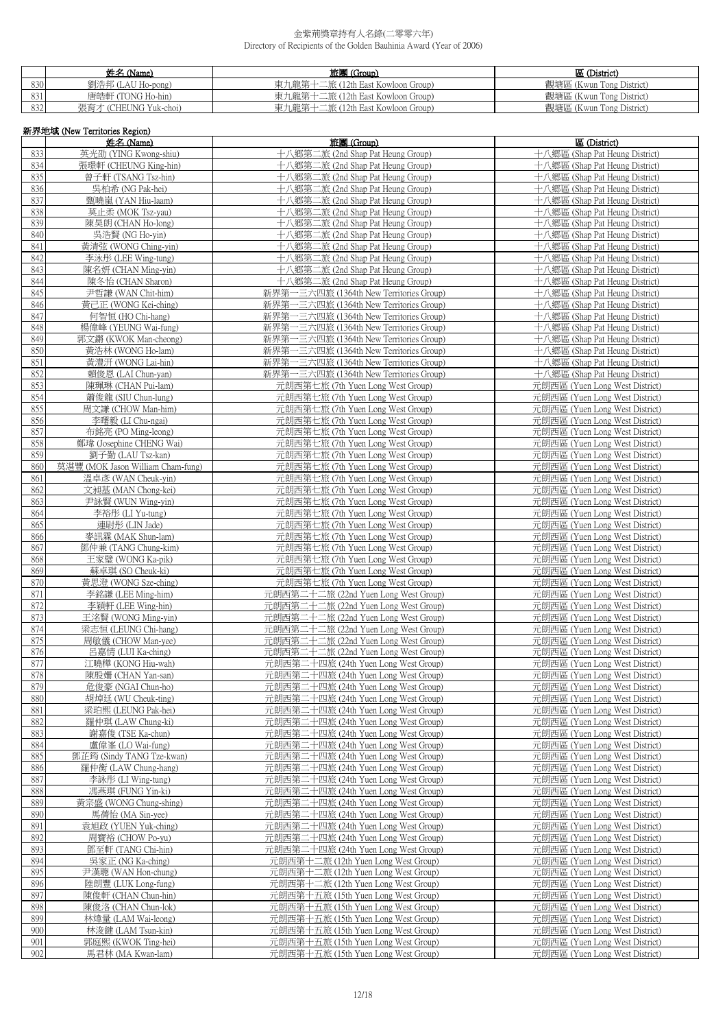金紫荊獎章持有人名錄(二零零六年)
Directory of Recipients of the Golden Bauhinia Award (Year of 2006)

| | 姓名 (Name) | 旅團 (Group) | 區 (District) |
|---|---|---|---|
| 830 | 劉浩邦 (LAU Ho-pong) | 東九龍第十二旅 (12th East Kowloon Group) | 觀塘區 (Kwun Tong District) |
| 831 | 唐皓軒 (TONG Ho-hin) | 東九龍第十二旅 (12th East Kowloon Group) | 觀塘區 (Kwun Tong District) |
| 832 | 張育才 (CHEUNG Yuk-choi) | 東九龍第十二旅 (12th East Kowloon Group) | 觀塘區 (Kwun Tong District) |

新界地域 (New Territories Region)

| | 姓名 (Name) | 旅團 (Group) | 區 (District) |
|---|---|---|---|
| 833 | 英光劭 (YING Kwong-shiu) | 十八鄉第二旅 (2nd Shap Pat Heung Group) | 十八鄉區 (Shap Pat Heung District) |
| 834 | 張璟軒 (CHEUNG King-hin) | 十八鄉第二旅 (2nd Shap Pat Heung Group) | 十八鄉區 (Shap Pat Heung District) |
| 835 | 曾子軒 (TSANG Tsz-hin) | 十八鄉第二旅 (2nd Shap Pat Heung Group) | 十八鄉區 (Shap Pat Heung District) |
| 836 | 吳柏希 (NG Pak-hei) | 十八鄉第二旅 (2nd Shap Pat Heung Group) | 十八鄉區 (Shap Pat Heung District) |
| 837 | 甄曉嵐 (YAN Hiu-laam) | 十八鄉第二旅 (2nd Shap Pat Heung Group) | 十八鄉區 (Shap Pat Heung District) |
| 838 | 莫止柔 (MOK Tsz-yau) | 十八鄉第二旅 (2nd Shap Pat Heung Group) | 十八鄉區 (Shap Pat Heung District) |
| 839 | 陳昊朗 (CHAN Ho-long) | 十八鄉第二旅 (2nd Shap Pat Heung Group) | 十八鄉區 (Shap Pat Heung District) |
| 840 | 吳浩賢 (NG Ho-yin) | 十八鄉第二旅 (2nd Shap Pat Heung Group) | 十八鄉區 (Shap Pat Heung District) |
| 841 | 黃清弦 (WONG Ching-yin) | 十八鄉第二旅 (2nd Shap Pat Heung Group) | 十八鄉區 (Shap Pat Heung District) |
| 842 | 李泳彤 (LEE Wing-tung) | 十八鄉第二旅 (2nd Shap Pat Heung Group) | 十八鄉區 (Shap Pat Heung District) |
| 843 | 陳名妍 (CHAN Ming-yin) | 十八鄉第二旅 (2nd Shap Pat Heung Group) | 十八鄉區 (Shap Pat Heung District) |
| 844 | 陳冬怡 (CHAN Sharon) | 十八鄉第二旅 (2nd Shap Pat Heung Group) | 十八鄉區 (Shap Pat Heung District) |
| 845 | 尹哲謙 (WAN Chit-him) | 新界第一三六四旅 (1364th New Territories Group) | 十八鄉區 (Shap Pat Heung District) |
| 846 | 黃己正 (WONG Kei-ching) | 新界第一三六四旅 (1364th New Territories Group) | 十八鄉區 (Shap Pat Heung District) |
| 847 | 何智恒 (HO Chi-hang) | 新界第一三六四旅 (1364th New Territories Group) | 十八鄉區 (Shap Pat Heung District) |
| 848 | 楊偉峰 (YEUNG Wai-fung) | 新界第一三六四旅 (1364th New Territories Group) | 十八鄉區 (Shap Pat Heung District) |
| 849 | 郭文鏘 (KWOK Man-cheong) | 新界第一三六四旅 (1364th New Territories Group) | 十八鄉區 (Shap Pat Heung District) |
| 850 | 黃浩林 (WONG Ho-lam) | 新界第一三六四旅 (1364th New Territories Group) | 十八鄉區 (Shap Pat Heung District) |
| 851 | 黃澧汧 (WONG Lai-hin) | 新界第一三六四旅 (1364th New Territories Group) | 十八鄉區 (Shap Pat Heung District) |
| 852 | 賴俊恩 (LAI Chun-yan) | 新界第一三六四旅 (1364th New Territories Group) | 十八鄉區 (Shap Pat Heung District) |
| 853 | 陳珮琳 (CHAN Pui-lam) | 元朗西第七旅 (7th Yuen Long West Group) | 元朗西區 (Yuen Long West District) |
| 854 | 蕭俊龍 (SIU Chun-lung) | 元朗西第七旅 (7th Yuen Long West Group) | 元朗西區 (Yuen Long West District) |
| 855 | 周文謙 (CHOW Man-him) | 元朗西第七旅 (7th Yuen Long West Group) | 元朗西區 (Yuen Long West District) |
| 856 | 李曙毅 (LI Chu-ngai) | 元朗西第七旅 (7th Yuen Long West Group) | 元朗西區 (Yuen Long West District) |
| 857 | 布銘亮 (PO Ming-leong) | 元朗西第七旅 (7th Yuen Long West Group) | 元朗西區 (Yuen Long West District) |
| 858 | 鄭瑋 (Josephine CHENG Wai) | 元朗西第七旅 (7th Yuen Long West Group) | 元朗西區 (Yuen Long West District) |
| 859 | 劉子勤 (LAU Tsz-kan) | 元朗西第七旅 (7th Yuen Long West Group) | 元朗西區 (Yuen Long West District) |
| 860 | 莫湛豐 (MOK Jason William Cham-fung) | 元朗西第七旅 (7th Yuen Long West Group) | 元朗西區 (Yuen Long West District) |
| 861 | 溫卓彥 (WAN Cheuk-yin) | 元朗西第七旅 (7th Yuen Long West Group) | 元朗西區 (Yuen Long West District) |
| 862 | 文昶基 (MAN Chong-kei) | 元朗西第七旅 (7th Yuen Long West Group) | 元朗西區 (Yuen Long West District) |
| 863 | 尹詠賢 (WUN Wing-yin) | 元朗西第七旅 (7th Yuen Long West Group) | 元朗西區 (Yuen Long West District) |
| 864 | 李裕彤 (LI Yu-tung) | 元朗西第七旅 (7th Yuen Long West Group) | 元朗西區 (Yuen Long West District) |
| 865 | 連尉彤 (LIN Jade) | 元朗西第七旅 (7th Yuen Long West Group) | 元朗西區 (Yuen Long West District) |
| 866 | 麥訊霖 (MAK Shun-lam) | 元朗西第七旅 (7th Yuen Long West Group) | 元朗西區 (Yuen Long West District) |
| 867 | 鄧仲兼 (TANG Chung-kim) | 元朗西第七旅 (7th Yuen Long West Group) | 元朗西區 (Yuen Long West District) |
| 868 | 王家璧 (WONG Ka-pik) | 元朗西第七旅 (7th Yuen Long West Group) | 元朗西區 (Yuen Long West District) |
| 869 | 蘇卓琪 (SO Cheuk-ki) | 元朗西第七旅 (7th Yuen Long West Group) | 元朗西區 (Yuen Long West District) |
| 870 | 黃思澄 (WONG Sze-ching) | 元朗西第七旅 (7th Yuen Long West Group) | 元朗西區 (Yuen Long West District) |
| 871 | 李銘謙 (LEE Ming-him) | 元朗西第二十二旅 (22nd Yuen Long West Group) | 元朗西區 (Yuen Long West District) |
| 872 | 李穎軒 (LEE Wing-hin) | 元朗西第二十二旅 (22nd Yuen Long West Group) | 元朗西區 (Yuen Long West District) |
| 873 | 王洺賢 (WONG Ming-yin) | 元朗西第二十二旅 (22nd Yuen Long West Group) | 元朗西區 (Yuen Long West District) |
| 874 | 梁志恒 (LEUNG Chi-hang) | 元朗西第二十二旅 (22nd Yuen Long West Group) | 元朗西區 (Yuen Long West District) |
| 875 | 周敏儀 (CHOW Man-yee) | 元朗西第二十二旅 (22nd Yuen Long West Group) | 元朗西區 (Yuen Long West District) |
| 876 | 呂嘉情 (LUI Ka-ching) | 元朗西第二十二旅 (22nd Yuen Long West Group) | 元朗西區 (Yuen Long West District) |
| 877 | 江曉樺 (KONG Hiu-wah) | 元朗西第二十四旅 (24th Yuen Long West Group) | 元朗西區 (Yuen Long West District) |
| 878 | 陳殷姍 (CHAN Yan-san) | 元朗西第二十四旅 (24th Yuen Long West Group) | 元朗西區 (Yuen Long West District) |
| 879 | 危俊豪 (NGAI Chun-ho) | 元朗西第二十四旅 (24th Yuen Long West Group) | 元朗西區 (Yuen Long West District) |
| 880 | 胡焯廷 (WU Cheuk-ting) | 元朗西第二十四旅 (24th Yuen Long West Group) | 元朗西區 (Yuen Long West District) |
| 881 | 梁珀熙 (LEUNG Pak-hei) | 元朗西第二十四旅 (24th Yuen Long West Group) | 元朗西區 (Yuen Long West District) |
| 882 | 羅仲琪 (LAW Chung-ki) | 元朗西第二十四旅 (24th Yuen Long West Group) | 元朗西區 (Yuen Long West District) |
| 883 | 謝嘉俊 (TSE Ka-chun) | 元朗西第二十四旅 (24th Yuen Long West Group) | 元朗西區 (Yuen Long West District) |
| 884 | 盧偉峯 (LO Wai-fung) | 元朗西第二十四旅 (24th Yuen Long West Group) | 元朗西區 (Yuen Long West District) |
| 885 | 鄧芷筠 (Sindy TANG Tze-kwan) | 元朗西第二十四旅 (24th Yuen Long West Group) | 元朗西區 (Yuen Long West District) |
| 886 | 羅仲衡 (LAW Chung-hang) | 元朗西第二十四旅 (24th Yuen Long West Group) | 元朗西區 (Yuen Long West District) |
| 887 | 李詠彤 (LI Wing-tung) | 元朗西第二十四旅 (24th Yuen Long West Group) | 元朗西區 (Yuen Long West District) |
| 888 | 馮燕琪 (FUNG Yin-ki) | 元朗西第二十四旅 (24th Yuen Long West Group) | 元朗西區 (Yuen Long West District) |
| 889 | 黃宗盛 (WONG Chung-shing) | 元朗西第二十四旅 (24th Yuen Long West Group) | 元朗西區 (Yuen Long West District) |
| 890 | 馬蒨怡 (MA Sin-yee) | 元朗西第二十四旅 (24th Yuen Long West Group) | 元朗西區 (Yuen Long West District) |
| 891 | 袁旭政 (YUEN Yuk-ching) | 元朗西第二十四旅 (24th Yuen Long West Group) | 元朗西區 (Yuen Long West District) |
| 892 | 周寶裕 (CHOW Po-yu) | 元朗西第二十四旅 (24th Yuen Long West Group) | 元朗西區 (Yuen Long West District) |
| 893 | 鄧至軒 (TANG Chi-hin) | 元朗西第二十四旅 (24th Yuen Long West Group) | 元朗西區 (Yuen Long West District) |
| 894 | 吳家正 (NG Ka-ching) | 元朗西第十二旅 (12th Yuen Long West Group) | 元朗西區 (Yuen Long West District) |
| 895 | 尹漢聰 (WAN Hon-chung) | 元朗西第十二旅 (12th Yuen Long West Group) | 元朗西區 (Yuen Long West District) |
| 896 | 陸朗豐 (LUK Long-fung) | 元朗西第十二旅 (12th Yuen Long West Group) | 元朗西區 (Yuen Long West District) |
| 897 | 陳俊軒 (CHAN Chun-hin) | 元朗西第十五旅 (15th Yuen Long West Group) | 元朗西區 (Yuen Long West District) |
| 898 | 陳俊洛 (CHAN Chun-lok) | 元朗西第十五旅 (15th Yuen Long West Group) | 元朗西區 (Yuen Long West District) |
| 899 | 林煒量 (LAM Wai-leong) | 元朗西第十五旅 (15th Yuen Long West Group) | 元朗西區 (Yuen Long West District) |
| 900 | 林浚鍵 (LAM Tsun-kin) | 元朗西第十五旅 (15th Yuen Long West Group) | 元朗西區 (Yuen Long West District) |
| 901 | 郭庭熙 (KWOK Ting-hei) | 元朗西第十五旅 (15th Yuen Long West Group) | 元朗西區 (Yuen Long West District) |
| 902 | 馬君林 (MA Kwan-lam) | 元朗西第十五旅 (15th Yuen Long West Group) | 元朗西區 (Yuen Long West District) |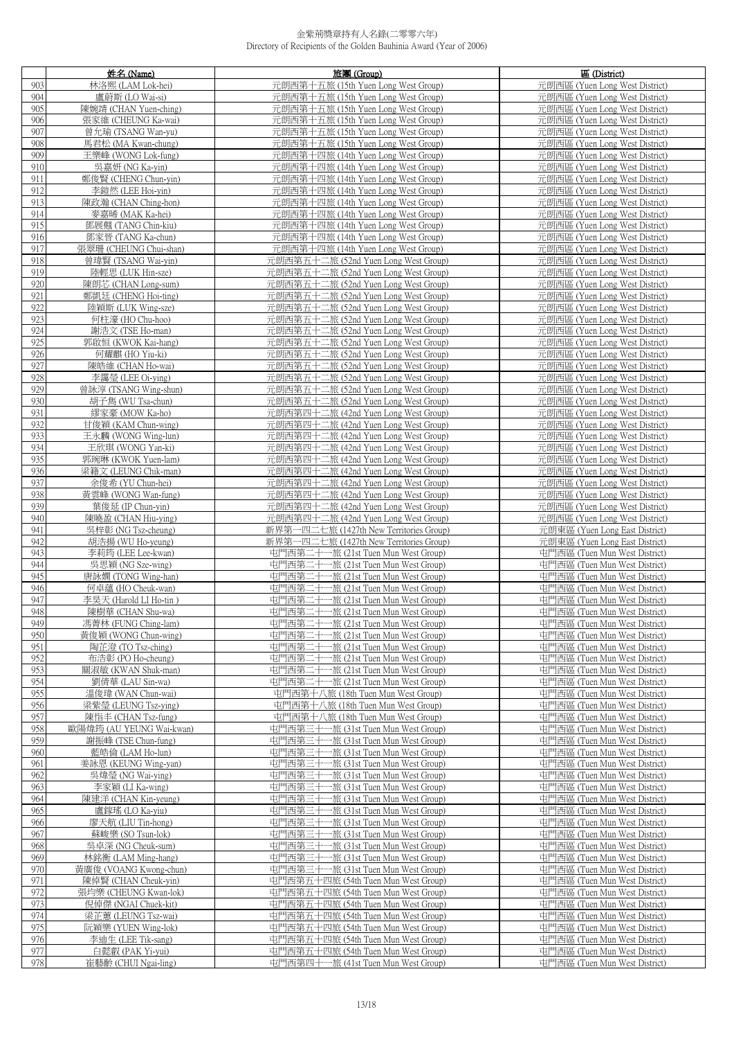金紫荊獎章持有人名錄(二零零六年)
Directory of Recipients of the Golden Bauhinia Award (Year of 2006)

| | 姓名 (Name) | 旅團 (Group) | 區 (District) |
|---|---|---|---|
| 903 | 林洛熙 (LAM Lok-hei) | 元朗西第十五旅 (15th Yuen Long West Group) | 元朗西區 (Yuen Long West District) |
| 904 | 盧蔚斯 (LO Wai-si) | 元朗西第十五旅 (15th Yuen Long West Group) | 元朗西區 (Yuen Long West District) |
| 905 | 陳婉靖 (CHAN Yuen-ching) | 元朗西第十五旅 (15th Yuen Long West Group) | 元朗西區 (Yuen Long West District) |
| 906 | 張家維 (CHEUNG Ka-wai) | 元朗西第十五旅 (15th Yuen Long West Group) | 元朗西區 (Yuen Long West District) |
| 907 | 曾允瑜 (TSANG Wan-yu) | 元朗西第十五旅 (15th Yuen Long West Group) | 元朗西區 (Yuen Long West District) |
| 908 | 馬君松 (MA Kwan-chung) | 元朗西第十五旅 (15th Yuen Long West Group) | 元朗西區 (Yuen Long West District) |
| 909 | 王樂峰 (WONG Lok-fung) | 元朗西第十四旅 (14th Yuen Long West Group) | 元朗西區 (Yuen Long West District) |
| 910 | 吳嘉妍 (NG Ka-yin) | 元朗西第十四旅 (14th Yuen Long West Group) | 元朗西區 (Yuen Long West District) |
| 911 | 鄭俊賢 (CHENG Chun-yin) | 元朗西第十四旅 (14th Yuen Long West Group) | 元朗西區 (Yuen Long West District) |
| 912 | 李鎧然 (LEE Hoi-yin) | 元朗西第十四旅 (14th Yuen Long West Group) | 元朗西區 (Yuen Long West District) |
| 913 | 陳政瀚 (CHAN Ching-hon) | 元朗西第十四旅 (14th Yuen Long West Group) | 元朗西區 (Yuen Long West District) |
| 914 | 麥嘉晞 (MAK Ka-hei) | 元朗西第十四旅 (14th Yuen Long West Group) | 元朗西區 (Yuen Long West District) |
| 915 | 鄧展翹 (TANG Chin-kiu) | 元朗西第十四旅 (14th Yuen Long West Group) | 元朗西區 (Yuen Long West District) |
| 916 | 鄧家晉 (TANG Ka-chun) | 元朗西第十四旅 (14th Yuen Long West Group) | 元朗西區 (Yuen Long West District) |
| 917 | 張翠珊 (CHEUNG Chui-shan) | 元朗西第十四旅 (14th Yuen Long West Group) | 元朗西區 (Yuen Long West District) |
| 918 | 曾瑋賢 (TSANG Wai-yin) | 元朗西第五十二旅 (52nd Yuen Long West Group) | 元朗西區 (Yuen Long West District) |
| 919 | 陸軒思 (LUK Hin-sze) | 元朗西第五十二旅 (52nd Yuen Long West Group) | 元朗西區 (Yuen Long West District) |
| 920 | 陳朗芯 (CHAN Long-sum) | 元朗西第五十二旅 (52nd Yuen Long West Group) | 元朗西區 (Yuen Long West District) |
| 921 | 鄭凱廷 (CHENG Hoi-ting) | 元朗西第五十二旅 (52nd Yuen Long West Group) | 元朗西區 (Yuen Long West District) |
| 922 | 陸穎斯 (LUK Wing-sze) | 元朗西第五十二旅 (52nd Yuen Long West Group) | 元朗西區 (Yuen Long West District) |
| 923 | 何柱濠 (HO Chu-hoo) | 元朗西第五十二旅 (52nd Yuen Long West Group) | 元朗西區 (Yuen Long West District) |
| 924 | 謝浩文 (TSE Ho-man) | 元朗西第五十二旅 (52nd Yuen Long West Group) | 元朗西區 (Yuen Long West District) |
| 925 | 郭啟恒 (KWOK Kai-hang) | 元朗西第五十二旅 (52nd Yuen Long West Group) | 元朗西區 (Yuen Long West District) |
| 926 | 何耀麒 (HO Yiu-ki) | 元朗西第五十二旅 (52nd Yuen Long West Group) | 元朗西區 (Yuen Long West District) |
| 927 | 陳皓維 (CHAN Ho-wai) | 元朗西第五十二旅 (52nd Yuen Long West Group) | 元朗西區 (Yuen Long West District) |
| 928 | 李藹瑩 (LEE Oi-ying) | 元朗西第五十二旅 (52nd Yuen Long West Group) | 元朗西區 (Yuen Long West District) |
| 929 | 曾詠淳 (TSANG Wing-shun) | 元朗西第五十二旅 (52nd Yuen Long West Group) | 元朗西區 (Yuen Long West District) |
| 930 | 胡子雋 (WU Tsa-chun) | 元朗西第五十二旅 (52nd Yuen Long West Group) | 元朗西區 (Yuen Long West District) |
| 931 | 繆家豪 (MOW Ka-ho) | 元朗西第四十二旅 (42nd Yuen Long West Group) | 元朗西區 (Yuen Long West District) |
| 932 | 甘俊穎 (KAM Chun-wing) | 元朗西第四十二旅 (42nd Yuen Long West Group) | 元朗西區 (Yuen Long West District) |
| 933 | 王永麟 (WONG Wing-lun) | 元朗西第四十二旅 (42nd Yuen Long West Group) | 元朗西區 (Yuen Long West District) |
| 934 | 王欣琪 (WONG Yan-ki) | 元朗西第四十二旅 (42nd Yuen Long West Group) | 元朗西區 (Yuen Long West District) |
| 935 | 郭琬琳 (KWOK Yuen-lam) | 元朗西第四十二旅 (42nd Yuen Long West Group) | 元朗西區 (Yuen Long West District) |
| 936 | 梁籍文 (LEUNG Chik-man) | 元朗西第四十二旅 (42nd Yuen Long West Group) | 元朗西區 (Yuen Long West District) |
| 937 | 余俊希 (YU Chun-hei) | 元朗西第四十二旅 (42nd Yuen Long West Group) | 元朗西區 (Yuen Long West District) |
| 938 | 黃雲峰 (WONG Wan-fung) | 元朗西第四十二旅 (42nd Yuen Long West Group) | 元朗西區 (Yuen Long West District) |
| 939 | 葉俊延 (IP Chun-yin) | 元朗西第四十二旅 (42nd Yuen Long West Group) | 元朗西區 (Yuen Long West District) |
| 940 | 陳曉盈 (CHAN Hiu-ying) | 元朗西第四十二旅 (42nd Yuen Long West Group) | 元朗西區 (Yuen Long West District) |
| 941 | 吳梓彰 (NG Tsz-cheung) | 新界第一四二七旅 (1427th New Territories Group) | 元朗東區 (Yuen Long East District) |
| 942 | 胡浩揚 (WU Ho-yeung) | 新界第一四二七旅 (1427th New Territories Group) | 元朗東區 (Yuen Long East District) |
| 943 | 李莉筠 (LEE Lee-kwan) | 屯門西第二十一旅 (21st Tuen Mun West Group) | 屯門西區 (Tuen Mun West District) |
| 944 | 吳思穎 (NG Sze-wing) | 屯門西第二十一旅 (21st Tuen Mun West Group) | 屯門西區 (Tuen Mun West District) |
| 945 | 唐詠嫺 (TONG Wing-han) | 屯門西第二十一旅 (21st Tuen Mun West Group) | 屯門西區 (Tuen Mun West District) |
| 946 | 何卓蘊 (HO Cheuk-wan) | 屯門西第二十一旅 (21st Tuen Mun West Group) | 屯門西區 (Tuen Mun West District) |
| 947 | 李昊天 (Harold LI Ho-tin ) | 屯門西第二十一旅 (21st Tuen Mun West Group) | 屯門西區 (Tuen Mun West District) |
| 948 | 陳樹華 (CHAN Shu-wa) | 屯門西第二十一旅 (21st Tuen Mun West Group) | 屯門西區 (Tuen Mun West District) |
| 949 | 馮菁林 (FUNG Ching-lam) | 屯門西第二十一旅 (21st Tuen Mun West Group) | 屯門西區 (Tuen Mun West District) |
| 950 | 黃俊穎 (WONG Chun-wing) | 屯門西第二十一旅 (21st Tuen Mun West Group) | 屯門西區 (Tuen Mun West District) |
| 951 | 陶芷澄 (TO Tsz-ching) | 屯門西第二十一旅 (21st Tuen Mun West Group) | 屯門西區 (Tuen Mun West District) |
| 952 | 布浩彰 (PO Ho-cheung) | 屯門西第二十一旅 (21st Tuen Mun West Group) | 屯門西區 (Tuen Mun West District) |
| 953 | 關淑敏 (KWAN Shuk-man) | 屯門西第二十一旅 (21st Tuen Mun West Group) | 屯門西區 (Tuen Mun West District) |
| 954 | 劉倩華 (LAU Sin-wa) | 屯門西第二十一旅 (21st Tuen Mun West Group) | 屯門西區 (Tuen Mun West District) |
| 955 | 溫俊瑋 (WAN Chun-wai) | 屯門西第十八旅 (18th Tuen Mun West Group) | 屯門西區 (Tuen Mun West District) |
| 956 | 梁紫瑩 (LEUNG Tsz-ying) | 屯門西第十八旅 (18th Tuen Mun West Group) | 屯門西區 (Tuen Mun West District) |
| 957 | 陳俈丰 (CHAN Tsz-fung) | 屯門西第十八旅 (18th Tuen Mun West Group) | 屯門西區 (Tuen Mun West District) |
| 958 | 歐陽煒筠 (AU YEUNG Wai-kwan) | 屯門西第三十一旅 (31st Tuen Mun West Group) | 屯門西區 (Tuen Mun West District) |
| 959 | 謝振峰 (TSE Chun-fung) | 屯門西第三十一旅 (31st Tuen Mun West Group) | 屯門西區 (Tuen Mun West District) |
| 960 | 藍皓倫 (LAM Ho-lun) | 屯門西第三十一旅 (31st Tuen Mun West Group) | 屯門西區 (Tuen Mun West District) |
| 961 | 姜詠恩 (KEUNG Wing-yan) | 屯門西第三十一旅 (31st Tuen Mun West Group) | 屯門西區 (Tuen Mun West District) |
| 962 | 吳煒瑩 (NG Wai-ying) | 屯門西第三十一旅 (31st Tuen Mun West Group) | 屯門西區 (Tuen Mun West District) |
| 963 | 李家穎 (LI Ka-wing) | 屯門西第三十一旅 (31st Tuen Mun West Group) | 屯門西區 (Tuen Mun West District) |
| 964 | 陳建洋 (CHAN Kin-yeung) | 屯門西第三十一旅 (31st Tuen Mun West Group) | 屯門西區 (Tuen Mun West District) |
| 965 | 盧鎵瑤 (LO Ka-yiu) | 屯門西第三十一旅 (31st Tuen Mun West Group) | 屯門西區 (Tuen Mun West District) |
| 966 | 廖天航 (LIU Tin-hong) | 屯門西第三十一旅 (31st Tuen Mun West Group) | 屯門西區 (Tuen Mun West District) |
| 967 | 蘇峻樂 (SO Tsun-lok) | 屯門西第三十一旅 (31st Tuen Mun West Group) | 屯門西區 (Tuen Mun West District) |
| 968 | 吳卓深 (NG Cheuk-sum) | 屯門西第三十一旅 (31st Tuen Mun West Group) | 屯門西區 (Tuen Mun West District) |
| 969 | 林銘衡 (LAM Ming-hang) | 屯門西第三十一旅 (31st Tuen Mun West Group) | 屯門西區 (Tuen Mun West District) |
| 970 | 黃廣俊 (VOANG Kwong-chun) | 屯門西第三十一旅 (31st Tuen Mun West Group) | 屯門西區 (Tuen Mun West District) |
| 971 | 陳倬賢 (CHAN Cheuk-yin) | 屯門西第五十四旅 (54th Tuen Mun West Group) | 屯門西區 (Tuen Mun West District) |
| 972 | 張均樂 (CHEUNG Kwan-lok) | 屯門西第五十四旅 (54th Tuen Mun West Group) | 屯門西區 (Tuen Mun West District) |
| 973 | 倪倬傑 (NGAI Chuek-kit) | 屯門西第五十四旅 (54th Tuen Mun West Group) | 屯門西區 (Tuen Mun West District) |
| 974 | 梁芷蕙 (LEUNG Tsz-wai) | 屯門西第五十四旅 (54th Tuen Mun West Group) | 屯門西區 (Tuen Mun West District) |
| 975 | 阮穎樂 (YUEN Wing-lok) | 屯門西第五十四旅 (54th Tuen Mun West Group) | 屯門西區 (Tuen Mun West District) |
| 976 | 李廸生 (LEE Tik-sang) | 屯門西第五十四旅 (54th Tuen Mun West Group) | 屯門西區 (Tuen Mun West District) |
| 977 | 白懿叡 (PAK Yi-yui) | 屯門西第五十四旅 (54th Tuen Mun West Group) | 屯門西區 (Tuen Mun West District) |
| 978 | 崔藝齡 (CHUI Ngai-ling) | 屯門西第四十一旅 (41st Tuen Mun West Group) | 屯門西區 (Tuen Mun West District) |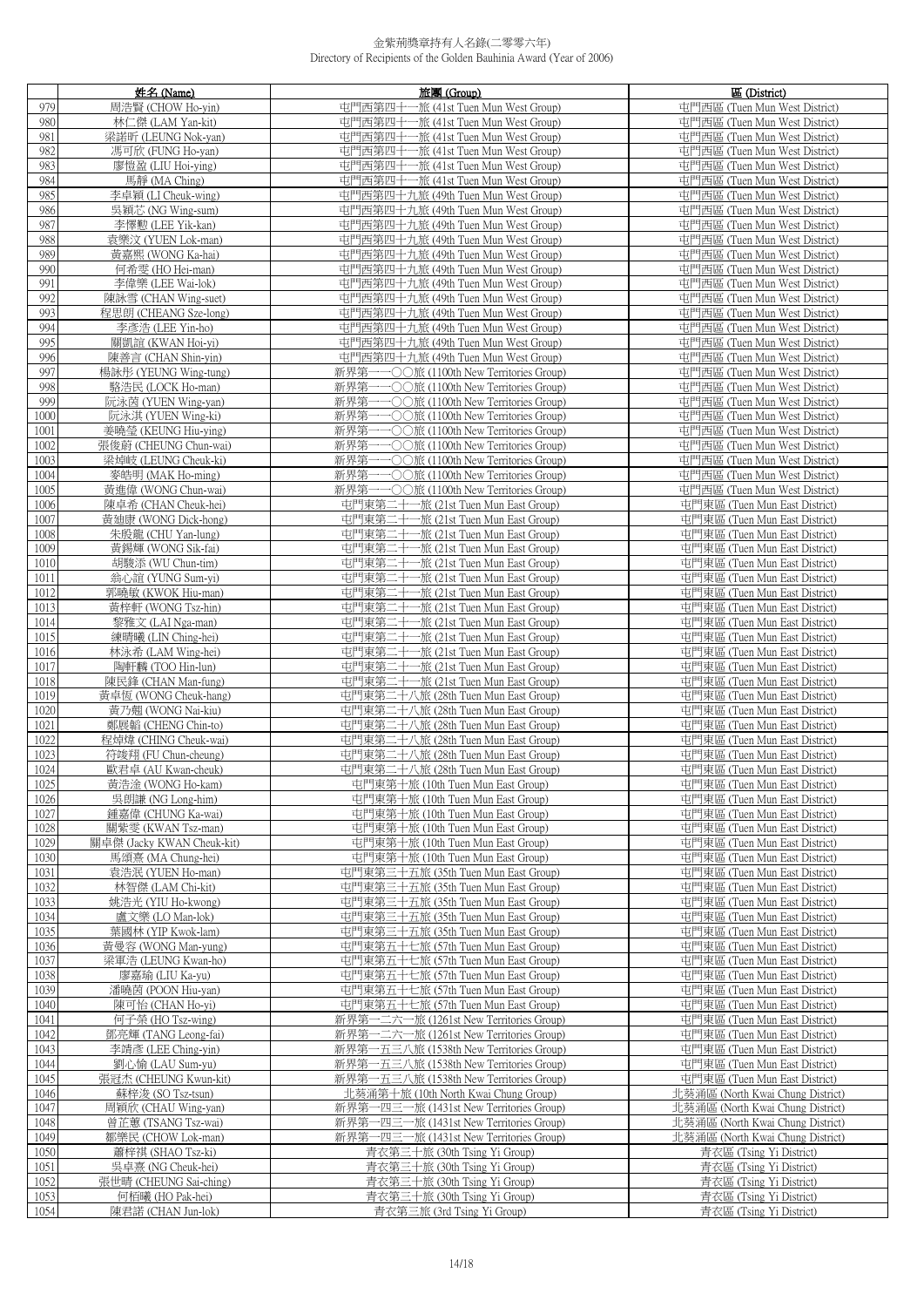金紫荊獎章持有人名錄(二零零六年)
Directory of Recipients of the Golden Bauhinia Award (Year of 2006)

| | 姓名 (Name) | 旅團 (Group) | 區 (District) |
|---|---|---|---|
| 979 | 周浩賢 (CHOW Ho-yin) | 屯門西第四十一旅 (41st Tuen Mun West Group) | 屯門西區 (Tuen Mun West District) |
| 980 | 林仁傑 (LAM Yan-kit) | 屯門西第四十一旅 (41st Tuen Mun West Group) | 屯門西區 (Tuen Mun West District) |
| 981 | 梁諾昕 (LEUNG Nok-yan) | 屯門西第四十一旅 (41st Tuen Mun West Group) | 屯門西區 (Tuen Mun West District) |
| 982 | 馮可欣 (FUNG Ho-yan) | 屯門西第四十一旅 (41st Tuen Mun West Group) | 屯門西區 (Tuen Mun West District) |
| 983 | 廖愷盈 (LIU Hoi-ying) | 屯門西第四十一旅 (41st Tuen Mun West Group) | 屯門西區 (Tuen Mun West District) |
| 984 | 馬靜 (MA Ching) | 屯門西第四十一旅 (41st Tuen Mun West Group) | 屯門西區 (Tuen Mun West District) |
| 985 | 李卓穎 (LI Cheuk-wing) | 屯門西第四十九旅 (49th Tuen Mun West Group) | 屯門西區 (Tuen Mun West District) |
| 986 | 吳穎芯 (NG Wing-sum) | 屯門西第四十九旅 (49th Tuen Mun West Group) | 屯門西區 (Tuen Mun West District) |
| 987 | 李懌勲 (LEE Yik-kan) | 屯門西第四十九旅 (49th Tuen Mun West Group) | 屯門西區 (Tuen Mun West District) |
| 988 | 袁樂汶 (YUEN Lok-man) | 屯門西第四十九旅 (49th Tuen Mun West Group) | 屯門西區 (Tuen Mun West District) |
| 989 | 黃嘉熙 (WONG Ka-hai) | 屯門西第四十九旅 (49th Tuen Mun West Group) | 屯門西區 (Tuen Mun West District) |
| 990 | 何希雯 (HO Hei-man) | 屯門西第四十九旅 (49th Tuen Mun West Group) | 屯門西區 (Tuen Mun West District) |
| 991 | 李偉樂 (LEE Wai-lok) | 屯門西第四十九旅 (49th Tuen Mun West Group) | 屯門西區 (Tuen Mun West District) |
| 992 | 陳詠雪 (CHAN Wing-suet) | 屯門西第四十九旅 (49th Tuen Mun West Group) | 屯門西區 (Tuen Mun West District) |
| 993 | 程思朗 (CHEANG Sze-long) | 屯門西第四十九旅 (49th Tuen Mun West Group) | 屯門西區 (Tuen Mun West District) |
| 994 | 李彥浩 (LEE Yin-ho) | 屯門西第四十九旅 (49th Tuen Mun West Group) | 屯門西區 (Tuen Mun West District) |
| 995 | 關凱誼 (KWAN Hoi-yi) | 屯門西第四十九旅 (49th Tuen Mun West Group) | 屯門西區 (Tuen Mun West District) |
| 996 | 陳善言 (CHAN Shin-yin) | 屯門西第四十九旅 (49th Tuen Mun West Group) | 屯門西區 (Tuen Mun West District) |
| 997 | 楊詠彤 (YEUNG Wing-tung) | 新界第一一〇〇旅 (1100th New Territories Group) | 屯門西區 (Tuen Mun West District) |
| 998 | 駱浩民 (LOCK Ho-man) | 新界第一一〇〇旅 (1100th New Territories Group) | 屯門西區 (Tuen Mun West District) |
| 999 | 阮泳茵 (YUEN Wing-yan) | 新界第一一〇〇旅 (1100th New Territories Group) | 屯門西區 (Tuen Mun West District) |
| 1000 | 阮泳淇 (YUEN Wing-ki) | 新界第一一〇〇旅 (1100th New Territories Group) | 屯門西區 (Tuen Mun West District) |
| 1001 | 姜曉瑩 (KEUNG Hiu-ying) | 新界第一一〇〇旅 (1100th New Territories Group) | 屯門西區 (Tuen Mun West District) |
| 1002 | 張俊蔚 (CHEUNG Chun-wai) | 新界第一一〇〇旅 (1100th New Territories Group) | 屯門西區 (Tuen Mun West District) |
| 1003 | 梁焯岐 (LEUNG Cheuk-ki) | 新界第一一〇〇旅 (1100th New Territories Group) | 屯門西區 (Tuen Mun West District) |
| 1004 | 麥皓明 (MAK Ho-ming) | 新界第一一〇〇旅 (1100th New Territories Group) | 屯門西區 (Tuen Mun West District) |
| 1005 | 黃進偉 (WONG Chun-wai) | 新界第一一〇〇旅 (1100th New Territories Group) | 屯門西區 (Tuen Mun West District) |
| 1006 | 陳卓希 (CHAN Cheuk-hei) | 屯門東第二十一旅 (21st Tuen Mun East Group) | 屯門東區 (Tuen Mun East District) |
| 1007 | 黃廸康 (WONG Dick-hong) | 屯門東第二十一旅 (21st Tuen Mun East Group) | 屯門東區 (Tuen Mun East District) |
| 1008 | 朱殷龍 (CHU Yan-lung) | 屯門東第二十一旅 (21st Tuen Mun East Group) | 屯門東區 (Tuen Mun East District) |
| 1009 | 黃錫輝 (WONG Sik-fai) | 屯門東第二十一旅 (21st Tuen Mun East Group) | 屯門東區 (Tuen Mun East District) |
| 1010 | 胡駿添 (WU Chun-tim) | 屯門東第二十一旅 (21st Tuen Mun East Group) | 屯門東區 (Tuen Mun East District) |
| 1011 | 翁心誼 (YUNG Sum-yi) | 屯門東第二十一旅 (21st Tuen Mun East Group) | 屯門東區 (Tuen Mun East District) |
| 1012 | 郭曉敏 (KWOK Hiu-man) | 屯門東第二十一旅 (21st Tuen Mun East Group) | 屯門東區 (Tuen Mun East District) |
| 1013 | 黃梓軒 (WONG Tsz-hin) | 屯門東第二十一旅 (21st Tuen Mun East Group) | 屯門東區 (Tuen Mun East District) |
| 1014 | 黎雅文 (LAI Nga-man) | 屯門東第二十一旅 (21st Tuen Mun East Group) | 屯門東區 (Tuen Mun East District) |
| 1015 | 練晴曦 (LIN Ching-hei) | 屯門東第二十一旅 (21st Tuen Mun East Group) | 屯門東區 (Tuen Mun East District) |
| 1016 | 林泳希 (LAM Wing-hei) | 屯門東第二十一旅 (21st Tuen Mun East Group) | 屯門東區 (Tuen Mun East District) |
| 1017 | 陶軒麟 (TOO Hin-lun) | 屯門東第二十一旅 (21st Tuen Mun East Group) | 屯門東區 (Tuen Mun East District) |
| 1018 | 陳民鋒 (CHAN Man-fung) | 屯門東第二十一旅 (21st Tuen Mun East Group) | 屯門東區 (Tuen Mun East District) |
| 1019 | 黃卓恆 (WONG Cheuk-hang) | 屯門東第二十八旅 (28th Tuen Mun East Group) | 屯門東區 (Tuen Mun East District) |
| 1020 | 黃乃翹 (WONG Nai-kiu) | 屯門東第二十八旅 (28th Tuen Mun East Group) | 屯門東區 (Tuen Mun East District) |
| 1021 | 鄭展韜 (CHENG Chin-to) | 屯門東第二十八旅 (28th Tuen Mun East Group) | 屯門東區 (Tuen Mun East District) |
| 1022 | 程焯煒 (CHING Cheuk-wai) | 屯門東第二十八旅 (28th Tuen Mun East Group) | 屯門東區 (Tuen Mun East District) |
| 1023 | 符竣翔 (FU Chun-cheung) | 屯門東第二十八旅 (28th Tuen Mun East Group) | 屯門東區 (Tuen Mun East District) |
| 1024 | 歐君卓 (AU Kwan-cheuk) | 屯門東第二十八旅 (28th Tuen Mun East Group) | 屯門東區 (Tuen Mun East District) |
| 1025 | 黃浩淦 (WONG Ho-kam) | 屯門東第十旅 (10th Tuen Mun East Group) | 屯門東區 (Tuen Mun East District) |
| 1026 | 吳朗謙 (NG Long-him) | 屯門東第十旅 (10th Tuen Mun East Group) | 屯門東區 (Tuen Mun East District) |
| 1027 | 鍾嘉偉 (CHUNG Ka-wai) | 屯門東第十旅 (10th Tuen Mun East Group) | 屯門東區 (Tuen Mun East District) |
| 1028 | 關紫雯 (KWAN Tsz-man) | 屯門東第十旅 (10th Tuen Mun East Group) | 屯門東區 (Tuen Mun East District) |
| 1029 | 關卓傑 (Jacky KWAN Cheuk-kit) | 屯門東第十旅 (10th Tuen Mun East Group) | 屯門東區 (Tuen Mun East District) |
| 1030 | 馬頌熹 (MA Chung-hei) | 屯門東第十旅 (10th Tuen Mun East Group) | 屯門東區 (Tuen Mun East District) |
| 1031 | 袁浩泯 (YUEN Ho-man) | 屯門東第三十五旅 (35th Tuen Mun East Group) | 屯門東區 (Tuen Mun East District) |
| 1032 | 林智傑 (LAM Chi-kit) | 屯門東第三十五旅 (35th Tuen Mun East Group) | 屯門東區 (Tuen Mun East District) |
| 1033 | 姚浩光 (YIU Ho-kwong) | 屯門東第三十五旅 (35th Tuen Mun East Group) | 屯門東區 (Tuen Mun East District) |
| 1034 | 盧文樂 (LO Man-lok) | 屯門東第三十五旅 (35th Tuen Mun East Group) | 屯門東區 (Tuen Mun East District) |
| 1035 | 葉國林 (YIP Kwok-lam) | 屯門東第三十五旅 (35th Tuen Mun East Group) | 屯門東區 (Tuen Mun East District) |
| 1036 | 黃曼容 (WONG Man-yung) | 屯門東第五十七旅 (57th Tuen Mun East Group) | 屯門東區 (Tuen Mun East District) |
| 1037 | 梁軍浩 (LEUNG Kwan-ho) | 屯門東第五十七旅 (57th Tuen Mun East Group) | 屯門東區 (Tuen Mun East District) |
| 1038 | 廖嘉瑜 (LIU Ka-yu) | 屯門東第五十七旅 (57th Tuen Mun East Group) | 屯門東區 (Tuen Mun East District) |
| 1039 | 潘曉茵 (POON Hiu-yan) | 屯門東第五十七旅 (57th Tuen Mun East Group) | 屯門東區 (Tuen Mun East District) |
| 1040 | 陳可怡 (CHAN Ho-yi) | 屯門東第五十七旅 (57th Tuen Mun East Group) | 屯門東區 (Tuen Mun East District) |
| 1041 | 何子榮 (HO Tsz-wing) | 新界第一二六一旅 (1261st New Territories Group) | 屯門東區 (Tuen Mun East District) |
| 1042 | 鄧亮輝 (TANG Leong-fai) | 新界第一二六一旅 (1261st New Territories Group) | 屯門東區 (Tuen Mun East District) |
| 1043 | 李靖彥 (LEE Ching-yin) | 新界第一五三八旅 (1538th New Territories Group) | 屯門東區 (Tuen Mun East District) |
| 1044 | 劉心愉 (LAU Sum-yu) | 新界第一五三八旅 (1538th New Territories Group) | 屯門東區 (Tuen Mun East District) |
| 1045 | 張冠杰 (CHEUNG Kwun-kit) | 新界第一五三八旅 (1538th New Territories Group) | 屯門東區 (Tuen Mun East District) |
| 1046 | 蘇梓浚 (SO Tsz-tsun) | 北葵涌第十旅 (10th North Kwai Chung Group) | 北葵涌區 (North Kwai Chung District) |
| 1047 | 周穎欣 (CHAU Wing-yan) | 新界第一四三一旅 (1431st New Territories Group) | 北葵涌區 (North Kwai Chung District) |
| 1048 | 曾芷蕙 (TSANG Tsz-wai) | 新界第一四三一旅 (1431st New Territories Group) | 北葵涌區 (North Kwai Chung District) |
| 1049 | 鄒樂民 (CHOW Lok-man) | 新界第一四三一旅 (1431st New Territories Group) | 北葵涌區 (North Kwai Chung District) |
| 1050 | 蕭梓祺 (SHAO Tsz-ki) | 青衣第三十旅 (30th Tsing Yi Group) | 青衣區 (Tsing Yi District) |
| 1051 | 吳卓熹 (NG Cheuk-hei) | 青衣第三十旅 (30th Tsing Yi Group) | 青衣區 (Tsing Yi District) |
| 1052 | 張世晴 (CHEUNG Sai-ching) | 青衣第三十旅 (30th Tsing Yi Group) | 青衣區 (Tsing Yi District) |
| 1053 | 何栢曦 (HO Pak-hei) | 青衣第三十旅 (30th Tsing Yi Group) | 青衣區 (Tsing Yi District) |
| 1054 | 陳君諾 (CHAN Jun-lok) | 青衣第三旅 (3rd Tsing Yi Group) | 青衣區 (Tsing Yi District) |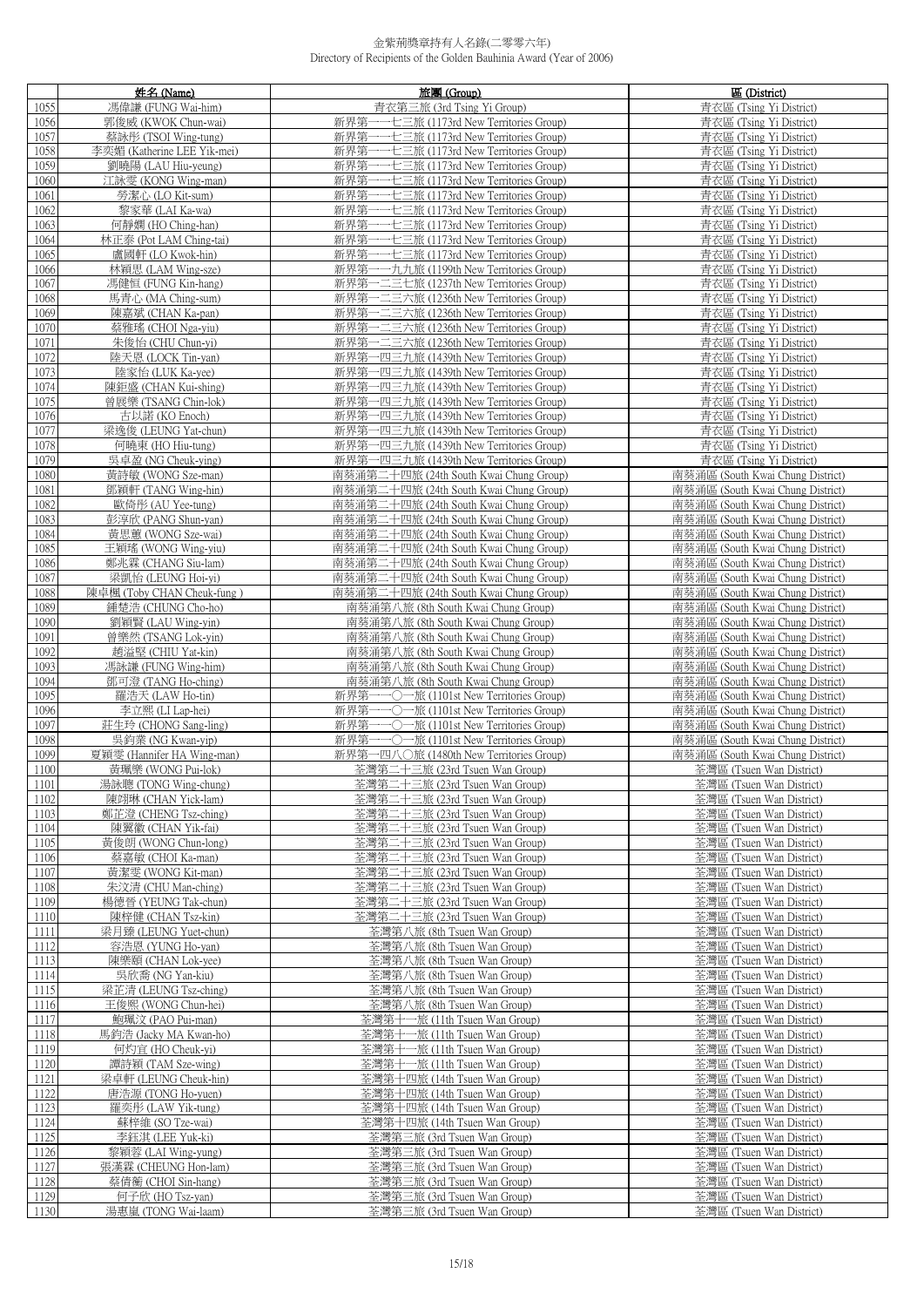# 金紫荊獎章持有人名錄(二零零六年)
Directory of Recipients of the Golden Bauhinia Award (Year of 2006)

| | 姓名 (Name) | 旅團 (Group) | 區 (District) |
|---|---|---|---|
| 1055 | 馮偉謙 (FUNG Wai-him) | 青衣第三旅 (3rd Tsing Yi Group) | 青衣區 (Tsing Yi District) |
| 1056 | 郭俊威 (KWOK Chun-wai) | 新界第一一七三旅 (1173rd New Territories Group) | 青衣區 (Tsing Yi District) |
| 1057 | 蔡詠彤 (TSOI Wing-tung) | 新界第一一七三旅 (1173rd New Territories Group) | 青衣區 (Tsing Yi District) |
| 1058 | 李奕媚 (Katherine LEE Yik-mei) | 新界第一一七三旅 (1173rd New Territories Group) | 青衣區 (Tsing Yi District) |
| 1059 | 劉曉陽 (LAU Hiu-yeung) | 新界第一一七三旅 (1173rd New Territories Group) | 青衣區 (Tsing Yi District) |
| 1060 | 江詠雯 (KONG Wing-man) | 新界第一一七三旅 (1173rd New Territories Group) | 青衣區 (Tsing Yi District) |
| 1061 | 勞潔心 (LO Kit-sum) | 新界第一一七三旅 (1173rd New Territories Group) | 青衣區 (Tsing Yi District) |
| 1062 | 黎家華 (LAI Ka-wa) | 新界第一一七三旅 (1173rd New Territories Group) | 青衣區 (Tsing Yi District) |
| 1063 | 何靜嫻 (HO Ching-han) | 新界第一一七三旅 (1173rd New Territories Group) | 青衣區 (Tsing Yi District) |
| 1064 | 林正泰 (Pot LAM Ching-tai) | 新界第一一七三旅 (1173rd New Territories Group) | 青衣區 (Tsing Yi District) |
| 1065 | 盧國軒 (LO Kwok-hin) | 新界第一一七三旅 (1173rd New Territories Group) | 青衣區 (Tsing Yi District) |
| 1066 | 林穎思 (LAM Wing-sze) | 新界第一一九九旅 (1199th New Territories Group) | 青衣區 (Tsing Yi District) |
| 1067 | 馮健恒 (FUNG Kin-hang) | 新界第一二三七旅 (1237th New Territories Group) | 青衣區 (Tsing Yi District) |
| 1068 | 馬青心 (MA Ching-sum) | 新界第一二三六旅 (1236th New Territories Group) | 青衣區 (Tsing Yi District) |
| 1069 | 陳嘉斌 (CHAN Ka-pan) | 新界第一二三六旅 (1236th New Territories Group) | 青衣區 (Tsing Yi District) |
| 1070 | 蔡雅瑤 (CHOI Nga-yiu) | 新界第一二三六旅 (1236th New Territories Group) | 青衣區 (Tsing Yi District) |
| 1071 | 朱俊怡 (CHU Chun-yi) | 新界第一二三六旅 (1236th New Territories Group) | 青衣區 (Tsing Yi District) |
| 1072 | 陸天恩 (LOCK Tin-yan) | 新界第一四三九旅 (1439th New Territories Group) | 青衣區 (Tsing Yi District) |
| 1073 | 陸家怡 (LUK Ka-yee) | 新界第一四三九旅 (1439th New Territories Group) | 青衣區 (Tsing Yi District) |
| 1074 | 陳鉅盛 (CHAN Kui-shing) | 新界第一四三九旅 (1439th New Territories Group) | 青衣區 (Tsing Yi District) |
| 1075 | 曾展樂 (TSANG Chin-lok) | 新界第一四三九旅 (1439th New Territories Group) | 青衣區 (Tsing Yi District) |
| 1076 | 古以諾 (KO Enoch) | 新界第一四三九旅 (1439th New Territories Group) | 青衣區 (Tsing Yi District) |
| 1077 | 梁逸俊 (LEUNG Yat-chun) | 新界第一四三九旅 (1439th New Territories Group) | 青衣區 (Tsing Yi District) |
| 1078 | 何曉東 (HO Hiu-tung) | 新界第一四三九旅 (1439th New Territories Group) | 青衣區 (Tsing Yi District) |
| 1079 | 吳卓盈 (NG Cheuk-ying) | 新界第一四三九旅 (1439th New Territories Group) | 青衣區 (Tsing Yi District) |
| 1080 | 黃詩敏 (WONG Sze-man) | 南葵涌第二十四旅 (24th South Kwai Chung Group) | 南葵涌區 (South Kwai Chung District) |
| 1081 | 鄧穎軒 (TANG Wing-hin) | 南葵涌第二十四旅 (24th South Kwai Chung Group) | 南葵涌區 (South Kwai Chung District) |
| 1082 | 歐倚彤 (AU Yee-tung) | 南葵涌第二十四旅 (24th South Kwai Chung Group) | 南葵涌區 (South Kwai Chung District) |
| 1083 | 彭淳欣 (PANG Shun-yan) | 南葵涌第二十四旅 (24th South Kwai Chung Group) | 南葵涌區 (South Kwai Chung District) |
| 1084 | 黃思蕙 (WONG Sze-wai) | 南葵涌第二十四旅 (24th South Kwai Chung Group) | 南葵涌區 (South Kwai Chung District) |
| 1085 | 王穎瑤 (WONG Wing-yiu) | 南葵涌第二十四旅 (24th South Kwai Chung Group) | 南葵涌區 (South Kwai Chung District) |
| 1086 | 鄭兆霖 (CHANG Siu-lam) | 南葵涌第二十四旅 (24th South Kwai Chung Group) | 南葵涌區 (South Kwai Chung District) |
| 1087 | 梁凱怡 (LEUNG Hoi-yi) | 南葵涌第二十四旅 (24th South Kwai Chung Group) | 南葵涌區 (South Kwai Chung District) |
| 1088 | 陳卓楓 (Toby CHAN Cheuk-fung ) | 南葵涌第二十四旅 (24th South Kwai Chung Group) | 南葵涌區 (South Kwai Chung District) |
| 1089 | 鍾楚浩 (CHUNG Cho-ho) | 南葵涌第八旅 (8th South Kwai Chung Group) | 南葵涌區 (South Kwai Chung District) |
| 1090 | 劉穎賢 (LAU Wing-yin) | 南葵涌第八旅 (8th South Kwai Chung Group) | 南葵涌區 (South Kwai Chung District) |
| 1091 | 曾樂然 (TSANG Lok-yin) | 南葵涌第八旅 (8th South Kwai Chung Group) | 南葵涌區 (South Kwai Chung District) |
| 1092 | 趙溢堅 (CHIU Yat-kin) | 南葵涌第八旅 (8th South Kwai Chung Group) | 南葵涌區 (South Kwai Chung District) |
| 1093 | 馮詠謙 (FUNG Wing-him) | 南葵涌第八旅 (8th South Kwai Chung Group) | 南葵涌區 (South Kwai Chung District) |
| 1094 | 鄧可澄 (TANG Ho-ching) | 南葵涌第八旅 (8th South Kwai Chung Group) | 南葵涌區 (South Kwai Chung District) |
| 1095 | 羅浩天 (LAW Ho-tin) | 新界第一一〇一旅 (1101st New Territories Group) | 南葵涌區 (South Kwai Chung District) |
| 1096 | 李立熙 (LI Lap-hei) | 新界第一一〇一旅 (1101st New Territories Group) | 南葵涌區 (South Kwai Chung District) |
| 1097 | 莊生玲 (CHONG Sang-ling) | 新界第一一〇一旅 (1101st New Territories Group) | 南葵涌區 (South Kwai Chung District) |
| 1098 | 吳鈞業 (NG Kwan-yip) | 新界第一一〇一旅 (1101st New Territories Group) | 南葵涌區 (South Kwai Chung District) |
| 1099 | 夏穎雯 (Hannifer HA Wing-man) | 新界第一四八〇旅 (1480th New Territories Group) | 南葵涌區 (South Kwai Chung District) |
| 1100 | 黃珮樂 (WONG Pui-lok) | 荃灣第二十三旅 (23rd Tsuen Wan Group) | 荃灣區 (Tsuen Wan District) |
| 1101 | 湯詠聰 (TONG Wing-chung) | 荃灣第二十三旅 (23rd Tsuen Wan Group) | 荃灣區 (Tsuen Wan District) |
| 1102 | 陳翊琳 (CHAN Yick-lam) | 荃灣第二十三旅 (23rd Tsuen Wan Group) | 荃灣區 (Tsuen Wan District) |
| 1103 | 鄭芷澄 (CHENG Tsz-ching) | 荃灣第二十三旅 (23rd Tsuen Wan Group) | 荃灣區 (Tsuen Wan District) |
| 1104 | 陳翼徽 (CHAN Yik-fai) | 荃灣第二十三旅 (23rd Tsuen Wan Group) | 荃灣區 (Tsuen Wan District) |
| 1105 | 黃俊朗 (WONG Chun-long) | 荃灣第二十三旅 (23rd Tsuen Wan Group) | 荃灣區 (Tsuen Wan District) |
| 1106 | 蔡嘉敏 (CHOI Ka-man) | 荃灣第二十三旅 (23rd Tsuen Wan Group) | 荃灣區 (Tsuen Wan District) |
| 1107 | 黃潔雯 (WONG Kit-man) | 荃灣第二十三旅 (23rd Tsuen Wan Group) | 荃灣區 (Tsuen Wan District) |
| 1108 | 朱汶清 (CHU Man-ching) | 荃灣第二十三旅 (23rd Tsuen Wan Group) | 荃灣區 (Tsuen Wan District) |
| 1109 | 楊德晉 (YEUNG Tak-chun) | 荃灣第二十三旅 (23rd Tsuen Wan Group) | 荃灣區 (Tsuen Wan District) |
| 1110 | 陳梓健 (CHAN Tsz-kin) | 荃灣第二十三旅 (23rd Tsuen Wan Group) | 荃灣區 (Tsuen Wan District) |
| 1111 | 梁月臻 (LEUNG Yuet-chun) | 荃灣第八旅 (8th Tsuen Wan Group) | 荃灣區 (Tsuen Wan District) |
| 1112 | 容浩恩 (YUNG Ho-yan) | 荃灣第八旅 (8th Tsuen Wan Group) | 荃灣區 (Tsuen Wan District) |
| 1113 | 陳樂頤 (CHAN Lok-yee) | 荃灣第八旅 (8th Tsuen Wan Group) | 荃灣區 (Tsuen Wan District) |
| 1114 | 吳欣喬 (NG Yan-kiu) | 荃灣第八旅 (8th Tsuen Wan Group) | 荃灣區 (Tsuen Wan District) |
| 1115 | 梁芷清 (LEUNG Tsz-ching) | 荃灣第八旅 (8th Tsuen Wan Group) | 荃灣區 (Tsuen Wan District) |
| 1116 | 王俊熙 (WONG Chun-hei) | 荃灣第八旅 (8th Tsuen Wan Group) | 荃灣區 (Tsuen Wan District) |
| 1117 | 鮑珮汶 (PAO Pui-man) | 荃灣第十一旅 (11th Tsuen Wan Group) | 荃灣區 (Tsuen Wan District) |
| 1118 | 馬鈞浩 (Jacky MA Kwan-ho) | 荃灣第十一旅 (11th Tsuen Wan Group) | 荃灣區 (Tsuen Wan District) |
| 1119 | 何灼宜 (HO Cheuk-yi) | 荃灣第十一旅 (11th Tsuen Wan Group) | 荃灣區 (Tsuen Wan District) |
| 1120 | 譚詩穎 (TAM Sze-wing) | 荃灣第十一旅 (11th Tsuen Wan Group) | 荃灣區 (Tsuen Wan District) |
| 1121 | 梁卓軒 (LEUNG Cheuk-hin) | 荃灣第十四旅 (14th Tsuen Wan Group) | 荃灣區 (Tsuen Wan District) |
| 1122 | 唐浩源 (TONG Ho-yuen) | 荃灣第十四旅 (14th Tsuen Wan Group) | 荃灣區 (Tsuen Wan District) |
| 1123 | 羅奕彤 (LAW Yik-tung) | 荃灣第十四旅 (14th Tsuen Wan Group) | 荃灣區 (Tsuen Wan District) |
| 1124 | 蘇梓維 (SO Tze-wai) | 荃灣第十四旅 (14th Tsuen Wan Group) | 荃灣區 (Tsuen Wan District) |
| 1125 | 李鈺淇 (LEE Yuk-ki) | 荃灣第三旅 (3rd Tsuen Wan Group) | 荃灣區 (Tsuen Wan District) |
| 1126 | 黎穎蓉 (LAI Wing-yung) | 荃灣第三旅 (3rd Tsuen Wan Group) | 荃灣區 (Tsuen Wan District) |
| 1127 | 張漢霖 (CHEUNG Hon-lam) | 荃灣第三旅 (3rd Tsuen Wan Group) | 荃灣區 (Tsuen Wan District) |
| 1128 | 蔡倩蘅 (CHOI Sin-hang) | 荃灣第三旅 (3rd Tsuen Wan Group) | 荃灣區 (Tsuen Wan District) |
| 1129 | 何子欣 (HO Tsz-yan) | 荃灣第三旅 (3rd Tsuen Wan Group) | 荃灣區 (Tsuen Wan District) |
| 1130 | 湯惠嵐 (TONG Wai-laam) | 荃灣第三旅 (3rd Tsuen Wan Group) | 荃灣區 (Tsuen Wan District) |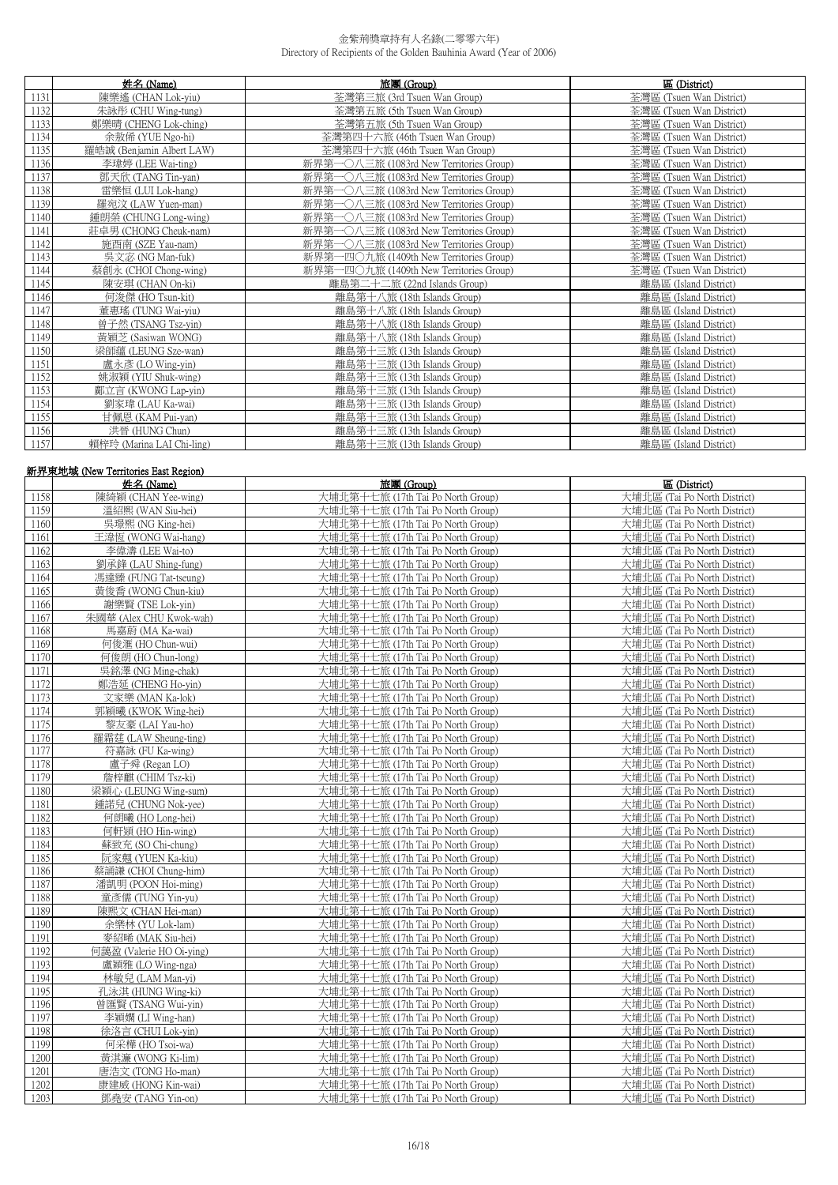|  | 姓名 (Name) | 旅團 (Group) | 區 (District) |
|---|---|---|---|
| 1131 | 陳樂遙 (CHAN Lok-yiu) | 荃灣第三旅 (3rd Tsuen Wan Group) | 荃灣區 (Tsuen Wan District) |
| 1132 | 朱詠彤 (CHU Wing-tung) | 荃灣第五旅 (5th Tsuen Wan Group) | 荃灣區 (Tsuen Wan District) |
| 1133 | 鄭樂晴 (CHENG Lok-ching) | 荃灣第五旅 (5th Tsuen Wan Group) | 荃灣區 (Tsuen Wan District) |
| 1134 | 余敖俙 (YUE Ngo-hi) | 荃灣第四十六旅 (46th Tsuen Wan Group) | 荃灣區 (Tsuen Wan District) |
| 1135 | 羅皓誠 (Benjamin Albert LAW) | 荃灣第四十六旅 (46th Tsuen Wan Group) | 荃灣區 (Tsuen Wan District) |
| 1136 | 李瑋婷 (LEE Wai-ting) | 新界第一〇八三旅 (1083rd New Territories Group) | 荃灣區 (Tsuen Wan District) |
| 1137 | 鄧天欣 (TANG Tin-yan) | 新界第一〇八三旅 (1083rd New Territories Group) | 荃灣區 (Tsuen Wan District) |
| 1138 | 雷樂恒 (LUI Lok-hang) | 新界第一〇八三旅 (1083rd New Territories Group) | 荃灣區 (Tsuen Wan District) |
| 1139 | 羅宛汶 (LAW Yuen-man) | 新界第一〇八三旅 (1083rd New Territories Group) | 荃灣區 (Tsuen Wan District) |
| 1140 | 鍾朗榮 (CHUNG Long-wing) | 新界第一〇八三旅 (1083rd New Territories Group) | 荃灣區 (Tsuen Wan District) |
| 1141 | 莊卓男 (CHONG Cheuk-nam) | 新界第一〇八三旅 (1083rd New Territories Group) | 荃灣區 (Tsuen Wan District) |
| 1142 | 施酉南 (SZE Yau-nam) | 新界第一〇八三旅 (1083rd New Territories Group) | 荃灣區 (Tsuen Wan District) |
| 1143 | 吳文宓 (NG Man-fuk) | 新界第一四〇九旅 (1409th New Territories Group) | 荃灣區 (Tsuen Wan District) |
| 1144 | 蔡創永 (CHOI Chong-wing) | 新界第一四〇九旅 (1409th New Territories Group) | 荃灣區 (Tsuen Wan District) |
| 1145 | 陳安琪 (CHAN On-ki) | 離島第二十二旅 (22nd Islands Group) | 離島區 (Island District) |
| 1146 | 何浚傑 (HO Tsun-kit) | 離島第十八旅 (18th Islands Group) | 離島區 (Island District) |
| 1147 | 董惠瑤 (TUNG Wai-yiu) | 離島第十八旅 (18th Islands Group) | 離島區 (Island District) |
| 1148 | 曾子然 (TSANG Tsz-yin) | 離島第十八旅 (18th Islands Group) | 離島區 (Island District) |
| 1149 | 黃穎芝 (Sasiwan WONG) | 離島第十八旅 (18th Islands Group) | 離島區 (Island District) |
| 1150 | 梁師蘊 (LEUNG Sze-wan) | 離島第十三旅 (13th Islands Group) | 離島區 (Island District) |
| 1151 | 盧永彥 (LO Wing-yin) | 離島第十三旅 (13th Islands Group) | 離島區 (Island District) |
| 1152 | 姚淑穎 (YIU Shuk-wing) | 離島第十三旅 (13th Islands Group) | 離島區 (Island District) |
| 1153 | 鄺立言 (KWONG Lap-yin) | 離島第十三旅 (13th Islands Group) | 離島區 (Island District) |
| 1154 | 劉家瑋 (LAU Ka-wai) | 離島第十三旅 (13th Islands Group) | 離島區 (Island District) |
| 1155 | 甘佩恩 (KAM Pui-yan) | 離島第十三旅 (13th Islands Group) | 離島區 (Island District) |
| 1156 | 洪晉 (HUNG Chun) | 離島第十三旅 (13th Islands Group) | 離島區 (Island District) |
| 1157 | 賴梓玲 (Marina LAI Chi-ling) | 離島第十三旅 (13th Islands Group) | 離島區 (Island District) |

## 新界東地域 (New Territories East Region)

|  | 姓名 (Name) | 旅團 (Group) | 區 (District) |
|---|---|---|---|
| 1158 | 陳綺穎 (CHAN Yee-wing) | 大埔北第十七旅 (17th Tai Po North Group) | 大埔北區 (Tai Po North District) |
| 1159 | 溫紹熙 (WAN Siu-hei) | 大埔北第十七旅 (17th Tai Po North Group) | 大埔北區 (Tai Po North District) |
| 1160 | 吳璟熙 (NG King-hei) | 大埔北第十七旅 (17th Tai Po North Group) | 大埔北區 (Tai Po North District) |
| 1161 | 王瑋恆 (WONG Wai-hang) | 大埔北第十七旅 (17th Tai Po North Group) | 大埔北區 (Tai Po North District) |
| 1162 | 李偉濤 (LEE Wai-to) | 大埔北第十七旅 (17th Tai Po North Group) | 大埔北區 (Tai Po North District) |
| 1163 | 劉承鋒 (LAU Shing-fung) | 大埔北第十七旅 (17th Tai Po North Group) | 大埔北區 (Tai Po North District) |
| 1164 | 馮達鏘 (FUNG Tat-tseung) | 大埔北第十七旅 (17th Tai Po North Group) | 大埔北區 (Tai Po North District) |
| 1165 | 黃俊喬 (WONG Chun-kiu) | 大埔北第十七旅 (17th Tai Po North Group) | 大埔北區 (Tai Po North District) |
| 1166 | 謝樂賢 (TSE Lok-yin) | 大埔北第十七旅 (17th Tai Po North Group) | 大埔北區 (Tai Po North District) |
| 1167 | 朱國華 (Alex CHU Kwok-wah) | 大埔北第十七旅 (17th Tai Po North Group) | 大埔北區 (Tai Po North District) |
| 1168 | 馬嘉蔚 (MA Ka-wai) | 大埔北第十七旅 (17th Tai Po North Group) | 大埔北區 (Tai Po North District) |
| 1169 | 何俊滙 (HO Chun-wui) | 大埔北第十七旅 (17th Tai Po North Group) | 大埔北區 (Tai Po North District) |
| 1170 | 何俊朗 (HO Chun-long) | 大埔北第十七旅 (17th Tai Po North Group) | 大埔北區 (Tai Po North District) |
| 1171 | 吳銘澤 (NG Ming-chak) | 大埔北第十七旅 (17th Tai Po North Group) | 大埔北區 (Tai Po North District) |
| 1172 | 鄭浩延 (CHENG Ho-yin) | 大埔北第十七旅 (17th Tai Po North Group) | 大埔北區 (Tai Po North District) |
| 1173 | 文家樂 (MAN Ka-lok) | 大埔北第十七旅 (17th Tai Po North Group) | 大埔北區 (Tai Po North District) |
| 1174 | 郭穎曦 (KWOK Wing-hei) | 大埔北第十七旅 (17th Tai Po North Group) | 大埔北區 (Tai Po North District) |
| 1175 | 黎友豪 (LAI Yau-ho) | 大埔北第十七旅 (17th Tai Po North Group) | 大埔北區 (Tai Po North District) |
| 1176 | 羅霜莛 (LAW Sheung-ting) | 大埔北第十七旅 (17th Tai Po North Group) | 大埔北區 (Tai Po North District) |
| 1177 | 符嘉詠 (FU Ka-wing) | 大埔北第十七旅 (17th Tai Po North Group) | 大埔北區 (Tai Po North District) |
| 1178 | 盧子舜 (Regan LO) | 大埔北第十七旅 (17th Tai Po North Group) | 大埔北區 (Tai Po North District) |
| 1179 | 詹梓麒 (CHIM Tsz-ki) | 大埔北第十七旅 (17th Tai Po North Group) | 大埔北區 (Tai Po North District) |
| 1180 | 梁穎心 (LEUNG Wing-sum) | 大埔北第十七旅 (17th Tai Po North Group) | 大埔北區 (Tai Po North District) |
| 1181 | 鍾諾兒 (CHUNG Nok-yee) | 大埔北第十七旅 (17th Tai Po North Group) | 大埔北區 (Tai Po North District) |
| 1182 | 何朗曦 (HO Long-hei) | 大埔北第十七旅 (17th Tai Po North Group) | 大埔北區 (Tai Po North District) |
| 1183 | 何軒潁 (HO Hin-wing) | 大埔北第十七旅 (17th Tai Po North Group) | 大埔北區 (Tai Po North District) |
| 1184 | 蘇致充 (SO Chi-chung) | 大埔北第十七旅 (17th Tai Po North Group) | 大埔北區 (Tai Po North District) |
| 1185 | 阮家翹 (YUEN Ka-kiu) | 大埔北第十七旅 (17th Tai Po North Group) | 大埔北區 (Tai Po North District) |
| 1186 | 蔡誦謙 (CHOI Chung-him) | 大埔北第十七旅 (17th Tai Po North Group) | 大埔北區 (Tai Po North District) |
| 1187 | 潘凱明 (POON Hoi-ming) | 大埔北第十七旅 (17th Tai Po North Group) | 大埔北區 (Tai Po North District) |
| 1188 | 童彥儒 (TUNG Yin-yu) | 大埔北第十七旅 (17th Tai Po North Group) | 大埔北區 (Tai Po North District) |
| 1189 | 陳熙文 (CHAN Hei-man) | 大埔北第十七旅 (17th Tai Po North Group) | 大埔北區 (Tai Po North District) |
| 1190 | 余樂林 (YU Lok-lam) | 大埔北第十七旅 (17th Tai Po North Group) | 大埔北區 (Tai Po North District) |
| 1191 | 麥紹晞 (MAK Siu-hei) | 大埔北第十七旅 (17th Tai Po North Group) | 大埔北區 (Tai Po North District) |
| 1192 | 何藹盈 (Valerie HO Oi-ying) | 大埔北第十七旅 (17th Tai Po North Group) | 大埔北區 (Tai Po North District) |
| 1193 | 盧穎雅 (LO Wing-nga) | 大埔北第十七旅 (17th Tai Po North Group) | 大埔北區 (Tai Po North District) |
| 1194 | 林敏兒 (LAM Man-yi) | 大埔北第十七旅 (17th Tai Po North Group) | 大埔北區 (Tai Po North District) |
| 1195 | 孔泳淇 (HUNG Wing-ki) | 大埔北第十七旅 (17th Tai Po North Group) | 大埔北區 (Tai Po North District) |
| 1196 | 曾匯賢 (TSANG Wui-yin) | 大埔北第十七旅 (17th Tai Po North Group) | 大埔北區 (Tai Po North District) |
| 1197 | 李穎嫺 (LI Wing-han) | 大埔北第十七旅 (17th Tai Po North Group) | 大埔北區 (Tai Po North District) |
| 1198 | 徐洛言 (CHUI Lok-yin) | 大埔北第十七旅 (17th Tai Po North Group) | 大埔北區 (Tai Po North District) |
| 1199 | 何采樺 (HO Tsoi-wa) | 大埔北第十七旅 (17th Tai Po North Group) | 大埔北區 (Tai Po North District) |
| 1200 | 黃淇濂 (WONG Ki-lim) | 大埔北第十七旅 (17th Tai Po North Group) | 大埔北區 (Tai Po North District) |
| 1201 | 唐浩文 (TONG Ho-man) | 大埔北第十七旅 (17th Tai Po North Group) | 大埔北區 (Tai Po North District) |
| 1202 | 康建威 (HONG Kin-wai) | 大埔北第十七旅 (17th Tai Po North Group) | 大埔北區 (Tai Po North District) |
| 1203 | 鄧堯安 (TANG Yin-on) | 大埔北第十七旅 (17th Tai Po North Group) | 大埔北區 (Tai Po North District) |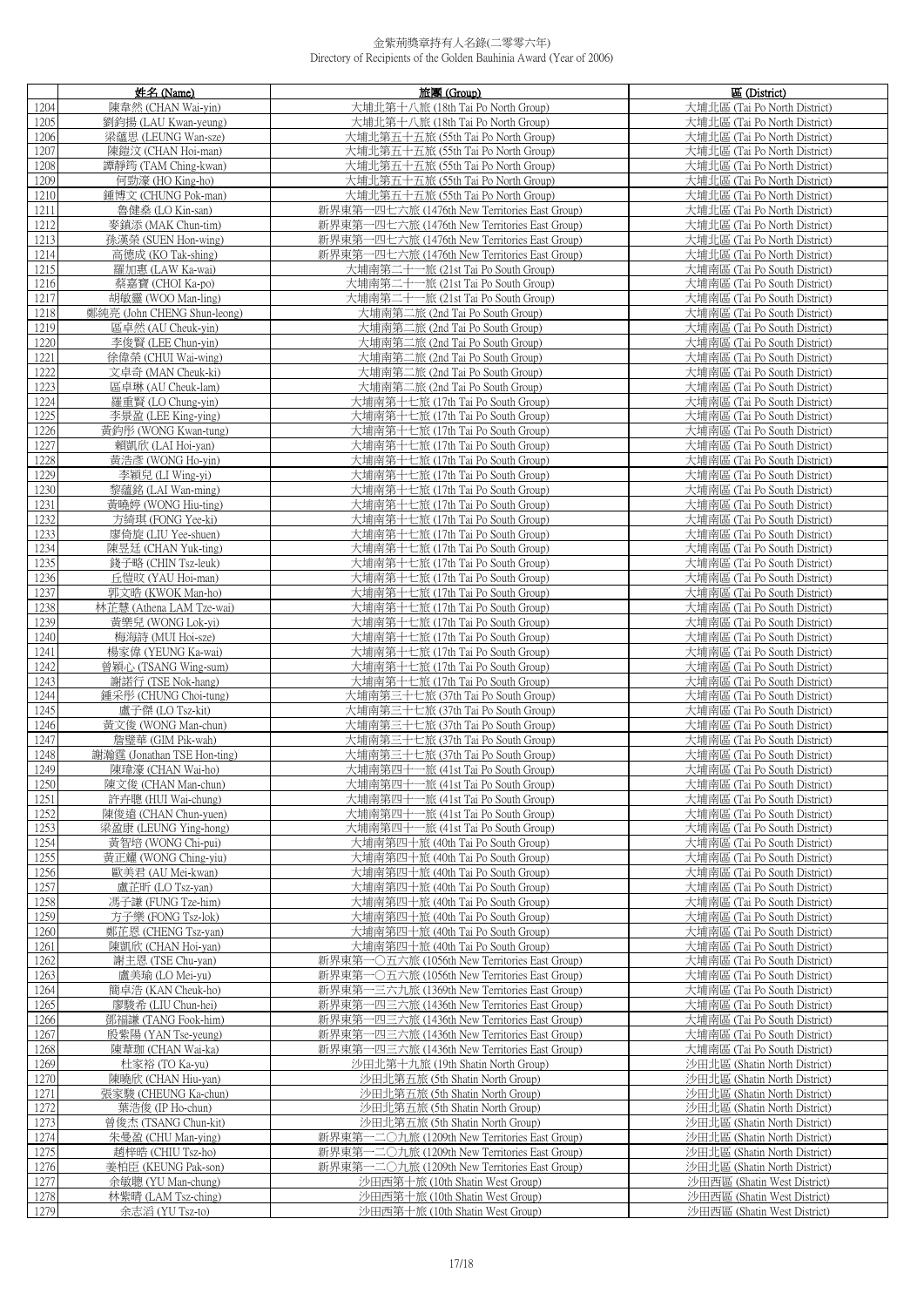金紫荊獎章持有人名錄(二零零六年)
Directory of Recipients of the Golden Bauhinia Award (Year of 2006)

| | 姓名 (Name) | 旅團 (Group) | 區 (District) |
|---|---|---|---|
| 1204 | 陳韋然 (CHAN Wai-yin) | 大埔北第十八旅 (18th Tai Po North Group) | 大埔北區 (Tai Po North District) |
| 1205 | 劉鈞揚 (LAU Kwan-yeung) | 大埔北第十八旅 (18th Tai Po North Group) | 大埔北區 (Tai Po North District) |
| 1206 | 梁蘊思 (LEUNG Wan-sze) | 大埔北第五十五旅 (55th Tai Po North Group) | 大埔北區 (Tai Po North District) |
| 1207 | 陳鎧汶 (CHAN Hoi-man) | 大埔北第五十五旅 (55th Tai Po North Group) | 大埔北區 (Tai Po North District) |
| 1208 | 譚靜筠 (TAM Ching-kwan) | 大埔北第五十五旅 (55th Tai Po North Group) | 大埔北區 (Tai Po North District) |
| 1209 | 何勁濠 (HO King-ho) | 大埔北第五十五旅 (55th Tai Po North Group) | 大埔北區 (Tai Po North District) |
| 1210 | 鍾博文 (CHUNG Pok-man) | 大埔北第五十五旅 (55th Tai Po North Group) | 大埔北區 (Tai Po North District) |
| 1211 | 魯健燊 (LO Kin-san) | 新界東第一四七六旅 (1476th New Territories East Group) | 大埔北區 (Tai Po North District) |
| 1212 | 麥鎮添 (MAK Chun-tim) | 新界東第一四七六旅 (1476th New Territories East Group) | 大埔北區 (Tai Po North District) |
| 1213 | 孫漢榮 (SUEN Hon-wing) | 新界東第一四七六旅 (1476th New Territories East Group) | 大埔北區 (Tai Po North District) |
| 1214 | 高德成 (KO Tak-shing) | 新界東第一四七六旅 (1476th New Territories East Group) | 大埔北區 (Tai Po North District) |
| 1215 | 羅加惠 (LAW Ka-wai) | 大埔南第二十一旅 (21st Tai Po South Group) | 大埔南區 (Tai Po South District) |
| 1216 | 蔡嘉寶 (CHOI Ka-po) | 大埔南第二十一旅 (21st Tai Po South Group) | 大埔南區 (Tai Po South District) |
| 1217 | 胡敏靈 (WOO Man-ling) | 大埔南第二十一旅 (21st Tai Po South Group) | 大埔南區 (Tai Po South District) |
| 1218 | 鄭純亮 (John CHENG Shun-leong) | 大埔南第二旅 (2nd Tai Po South Group) | 大埔南區 (Tai Po South District) |
| 1219 | 區卓然 (AU Cheuk-yin) | 大埔南第二旅 (2nd Tai Po South Group) | 大埔南區 (Tai Po South District) |
| 1220 | 李俊賢 (LEE Chun-yin) | 大埔南第二旅 (2nd Tai Po South Group) | 大埔南區 (Tai Po South District) |
| 1221 | 徐偉榮 (CHUI Wai-wing) | 大埔南第二旅 (2nd Tai Po South Group) | 大埔南區 (Tai Po South District) |
| 1222 | 文卓奇 (MAN Cheuk-ki) | 大埔南第二旅 (2nd Tai Po South Group) | 大埔南區 (Tai Po South District) |
| 1223 | 區卓琳 (AU Cheuk-lam) | 大埔南第二旅 (2nd Tai Po South Group) | 大埔南區 (Tai Po South District) |
| 1224 | 羅重賢 (LO Chung-yin) | 大埔南第十七旅 (17th Tai Po South Group) | 大埔南區 (Tai Po South District) |
| 1225 | 李景盈 (LEE King-ying) | 大埔南第十七旅 (17th Tai Po South Group) | 大埔南區 (Tai Po South District) |
| 1226 | 黃鈞彤 (WONG Kwan-tung) | 大埔南第十七旅 (17th Tai Po South Group) | 大埔南區 (Tai Po South District) |
| 1227 | 賴凱欣 (LAI Hoi-yan) | 大埔南第十七旅 (17th Tai Po South Group) | 大埔南區 (Tai Po South District) |
| 1228 | 黃浩彥 (WONG Ho-yin) | 大埔南第十七旅 (17th Tai Po South Group) | 大埔南區 (Tai Po South District) |
| 1229 | 李穎兒 (LI Wing-yi) | 大埔南第十七旅 (17th Tai Po South Group) | 大埔南區 (Tai Po South District) |
| 1230 | 黎蘊銘 (LAI Wan-ming) | 大埔南第十七旅 (17th Tai Po South Group) | 大埔南區 (Tai Po South District) |
| 1231 | 黃曉婷 (WONG Hiu-ting) | 大埔南第十七旅 (17th Tai Po South Group) | 大埔南區 (Tai Po South District) |
| 1232 | 方綺琪 (FONG Yee-ki) | 大埔南第十七旅 (17th Tai Po South Group) | 大埔南區 (Tai Po South District) |
| 1233 | 廖倚旋 (LIU Yee-shuen) | 大埔南第十七旅 (17th Tai Po South Group) | 大埔南區 (Tai Po South District) |
| 1234 | 陳昱廷 (CHAN Yuk-ting) | 大埔南第十七旅 (17th Tai Po South Group) | 大埔南區 (Tai Po South District) |
| 1235 | 錢子略 (CHIN Tsz-leuk) | 大埔南第十七旅 (17th Tai Po South Group) | 大埔南區 (Tai Po South District) |
| 1236 | 丘愷旼 (YAU Hoi-man) | 大埔南第十七旅 (17th Tai Po South Group) | 大埔南區 (Tai Po South District) |
| 1237 | 郭文皓 (KWOK Man-ho) | 大埔南第十七旅 (17th Tai Po South Group) | 大埔南區 (Tai Po South District) |
| 1238 | 林芷慧 (Athena LAM Tze-wai) | 大埔南第十七旅 (17th Tai Po South Group) | 大埔南區 (Tai Po South District) |
| 1239 | 黃樂兒 (WONG Lok-yi) | 大埔南第十七旅 (17th Tai Po South Group) | 大埔南區 (Tai Po South District) |
| 1240 | 梅海詩 (MUI Hoi-sze) | 大埔南第十七旅 (17th Tai Po South Group) | 大埔南區 (Tai Po South District) |
| 1241 | 楊家偉 (YEUNG Ka-wai) | 大埔南第十七旅 (17th Tai Po South Group) | 大埔南區 (Tai Po South District) |
| 1242 | 曾穎心 (TSANG Wing-sum) | 大埔南第十七旅 (17th Tai Po South Group) | 大埔南區 (Tai Po South District) |
| 1243 | 謝諾行 (TSE Nok-hang) | 大埔南第十七旅 (17th Tai Po South Group) | 大埔南區 (Tai Po South District) |
| 1244 | 鍾采彤 (CHUNG Choi-tung) | 大埔南第三十七旅 (37th Tai Po South Group) | 大埔南區 (Tai Po South District) |
| 1245 | 盧子傑 (LO Tsz-kit) | 大埔南第三十七旅 (37th Tai Po South Group) | 大埔南區 (Tai Po South District) |
| 1246 | 黃文俊 (WONG Man-chun) | 大埔南第三十七旅 (37th Tai Po South Group) | 大埔南區 (Tai Po South District) |
| 1247 | 詹璧華 (GIM Pik-wah) | 大埔南第三十七旅 (37th Tai Po South Group) | 大埔南區 (Tai Po South District) |
| 1248 | 謝瀚霆 (Jonathan TSE Hon-ting) | 大埔南第三十七旅 (37th Tai Po South Group) | 大埔南區 (Tai Po South District) |
| 1249 | 陳瑋濠 (CHAN Wai-ho) | 大埔南第四十一旅 (41st Tai Po South Group) | 大埔南區 (Tai Po South District) |
| 1250 | 陳文俊 (CHAN Man-chun) | 大埔南第四十一旅 (41st Tai Po South Group) | 大埔南區 (Tai Po South District) |
| 1251 | 許卉聰 (HUI Wai-chung) | 大埔南第四十一旅 (41st Tai Po South Group) | 大埔南區 (Tai Po South District) |
| 1252 | 陳俊遠 (CHAN Chun-yuen) | 大埔南第四十一旅 (41st Tai Po South Group) | 大埔南區 (Tai Po South District) |
| 1253 | 梁盈康 (LEUNG Ying-hong) | 大埔南第四十一旅 (41st Tai Po South Group) | 大埔南區 (Tai Po South District) |
| 1254 | 黃智培 (WONG Chi-pui) | 大埔南第四十旅 (40th Tai Po South Group) | 大埔南區 (Tai Po South District) |
| 1255 | 黃正耀 (WONG Ching-yiu) | 大埔南第四十旅 (40th Tai Po South Group) | 大埔南區 (Tai Po South District) |
| 1256 | 歐美君 (AU Mei-kwan) | 大埔南第四十旅 (40th Tai Po South Group) | 大埔南區 (Tai Po South District) |
| 1257 | 盧芷昕 (LO Tsz-yan) | 大埔南第四十旅 (40th Tai Po South Group) | 大埔南區 (Tai Po South District) |
| 1258 | 馮子謙 (FUNG Tze-him) | 大埔南第四十旅 (40th Tai Po South Group) | 大埔南區 (Tai Po South District) |
| 1259 | 方子樂 (FONG Tsz-lok) | 大埔南第四十旅 (40th Tai Po South Group) | 大埔南區 (Tai Po South District) |
| 1260 | 鄭芷恩 (CHENG Tsz-yan) | 大埔南第四十旅 (40th Tai Po South Group) | 大埔南區 (Tai Po South District) |
| 1261 | 陳凱欣 (CHAN Hoi-yan) | 大埔南第四十旅 (40th Tai Po South Group) | 大埔南區 (Tai Po South District) |
| 1262 | 謝主恩 (TSE Chu-yan) | 新界東第一〇五六旅 (1056th New Territories East Group) | 大埔南區 (Tai Po South District) |
| 1263 | 盧美瑜 (LO Mei-yu) | 新界東第一〇五六旅 (1056th New Territories East Group) | 大埔南區 (Tai Po South District) |
| 1264 | 簡卓浩 (KAN Cheuk-ho) | 新界東第一三六九旅 (1369th New Territories East Group) | 大埔南區 (Tai Po South District) |
| 1265 | 廖駿希 (LIU Chun-hei) | 新界東第一四三六旅 (1436th New Territories East Group) | 大埔南區 (Tai Po South District) |
| 1266 | 鄧福謙 (TANG Fook-him) | 新界東第一四三六旅 (1436th New Territories East Group) | 大埔南區 (Tai Po South District) |
| 1267 | 殷紫陽 (YAN Tse-yeung) | 新界東第一四三六旅 (1436th New Territories East Group) | 大埔南區 (Tai Po South District) |
| 1268 | 陳葦珈 (CHAN Wai-ka) | 新界東第一四三六旅 (1436th New Territories East Group) | 大埔南區 (Tai Po South District) |
| 1269 | 杜家裕 (TO Ka-yu) | 沙田北第十九旅 (19th Shatin North Group) | 沙田北區 (Shatin North District) |
| 1270 | 陳曉欣 (CHAN Hiu-yan) | 沙田北第五旅 (5th Shatin North Group) | 沙田北區 (Shatin North District) |
| 1271 | 張家駿 (CHEUNG Ka-chun) | 沙田北第五旅 (5th Shatin North Group) | 沙田北區 (Shatin North District) |
| 1272 | 葉浩俊 (IP Ho-chun) | 沙田北第五旅 (5th Shatin North Group) | 沙田北區 (Shatin North District) |
| 1273 | 曾俊杰 (TSANG Chun-kit) | 沙田北第五旅 (5th Shatin North Group) | 沙田北區 (Shatin North District) |
| 1274 | 朱曼盈 (CHU Man-ying) | 新界東第一二〇九旅 (1209th New Territories East Group) | 沙田北區 (Shatin North District) |
| 1275 | 趙梓皓 (CHIU Tsz-ho) | 新界東第一二〇九旅 (1209th New Territories East Group) | 沙田北區 (Shatin North District) |
| 1276 | 姜柏臣 (KEUNG Pak-son) | 新界東第一二〇九旅 (1209th New Territories East Group) | 沙田北區 (Shatin North District) |
| 1277 | 余敏聰 (YU Man-chung) | 沙田西第十旅 (10th Shatin West Group) | 沙田西區 (Shatin West District) |
| 1278 | 林紫晴 (LAM Tsz-ching) | 沙田西第十旅 (10th Shatin West Group) | 沙田西區 (Shatin West District) |
| 1279 | 余志滔 (YU Tsz-to) | 沙田西第十旅 (10th Shatin West Group) | 沙田西區 (Shatin West District) |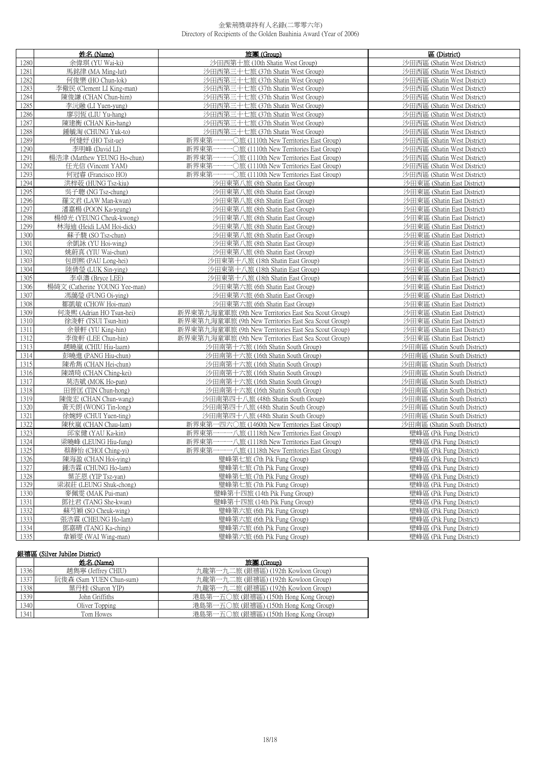金紫荊獎章持有人名錄(二零零六年)
Directory of Recipients of the Golden Bauhinia Award (Year of 2006)

| | 姓名 (Name) | 旅團 (Group) | 區 (District) |
|---|---|---|---|
| 1280 | 余偉琪 (YU Wai-ki) | 沙田西第十旅 (10th Shatin West Group) | 沙田西區 (Shatin West District) |
| 1281 | 馬銘律 (MA Ming-lut) | 沙田西第三十七旅 (37th Shatin West Group) | 沙田西區 (Shatin West District) |
| 1282 | 何俊樂 (HO Chun-lok) | 沙田西第三十七旅 (37th Shatin West Group) | 沙田西區 (Shatin West District) |
| 1283 | 李儆民 (Clement LI King-man) | 沙田西第三十七旅 (37th Shatin West Group) | 沙田西區 (Shatin West District) |
| 1284 | 陳俊謙 (CHAN Chun-him) | 沙田西第三十七旅 (37th Shatin West Group) | 沙田西區 (Shatin West District) |
| 1285 | 李沅融 (LI Yuen-yung) | 沙田西第三十七旅 (37th Shatin West Group) | 沙田西區 (Shatin West District) |
| 1286 | 廖羽恆 (LIU Yu-hang) | 沙田西第三十七旅 (37th Shatin West Group) | 沙田西區 (Shatin West District) |
| 1287 | 陳建衡 (CHAN Kin-hang) | 沙田西第三十七旅 (37th Shatin West Group) | 沙田西區 (Shatin West District) |
| 1288 | 鍾毓淘 (CHUNG Yuk-to) | 沙田西第三十七旅 (37th Shatin West Group) | 沙田西區 (Shatin West District) |
| 1289 | 何婕妤 (HO Tsit-ue) | 新界東第一一一〇旅 (1110th New Territories East Group) | 沙田西區 (Shatin West District) |
| 1290 | 李明峰 (David LI) | 新界東第一一一〇旅 (1110th New Territories East Group) | 沙田西區 (Shatin West District) |
| 1291 | 楊浩津 (Matthew YEUNG Ho-chun) | 新界東第一一一〇旅 (1110th New Territories East Group) | 沙田西區 (Shatin West District) |
| 1292 | 任光信 (Vincent YAM) | 新界東第一一一〇旅 (1110th New Territories East Group) | 沙田西區 (Shatin West District) |
| 1293 | 何冠睿 (Francisco HO) | 新界東第一一一〇旅 (1110th New Territories East Group) | 沙田西區 (Shatin West District) |
| 1294 | 洪梓竝 (HUNG Tsz-kiu) | 沙田東第八旅 (8th Shatin East Group) | 沙田東區 (Shatin East District) |
| 1295 | 吳子聰 (NG Tsz-chung) | 沙田東第八旅 (8th Shatin East Group) | 沙田東區 (Shatin East District) |
| 1296 | 羅文君 (LAW Man-kwan) | 沙田東第八旅 (8th Shatin East Group) | 沙田東區 (Shatin East District) |
| 1297 | 潘嘉楊 (POON Ka-yeung) | 沙田東第八旅 (8th Shatin East Group) | 沙田東區 (Shatin East District) |
| 1298 | 楊焯光 (YEUNG Cheuk-kwong) | 沙田東第八旅 (8th Shatin East Group) | 沙田東區 (Shatin East District) |
| 1299 | 林海迪 (Heidi LAM Hoi-dick) | 沙田東第八旅 (8th Shatin East Group) | 沙田東區 (Shatin East District) |
| 1300 | 蘇子駿 (SO Tsz-chun) | 沙田東第八旅 (8th Shatin East Group) | 沙田東區 (Shatin East District) |
| 1301 | 余凱詠 (YU Hoi-wing) | 沙田東第八旅 (8th Shatin East Group) | 沙田東區 (Shatin East District) |
| 1302 | 姚蔚真 (YIU Wai-chun) | 沙田東第八旅 (8th Shatin East Group) | 沙田東區 (Shatin East District) |
| 1303 | 包朗熙 (PAU Long-hei) | 沙田東第十八旅 (18th Shatin East Group) | 沙田東區 (Shatin East District) |
| 1304 | 陸倩瑩 (LUK Sin-ying) | 沙田東第十八旅 (18th Shatin East Group) | 沙田東區 (Shatin East District) |
| 1305 | 李卓濤 (Bryce LEE) | 沙田東第十八旅 (18th Shatin East Group) | 沙田東區 (Shatin East District) |
| 1306 | 楊綺文 (Catherine YOUNG Yee-man) | 沙田東第六旅 (6th Shatin East Group) | 沙田東區 (Shatin East District) |
| 1307 | 馮藹瑩 (FUNG Oi-ying) | 沙田東第六旅 (6th Shatin East Group) | 沙田東區 (Shatin East District) |
| 1308 | 鄒凱敏 (CHOW Hoi-man) | 沙田東第六旅 (6th Shatin East Group) | 沙田東區 (Shatin East District) |
| 1309 | 何浚熙 (Adrian HO Tsun-hei) | 新界東第九海童軍旅 (9th New Territories East Sea Scout Group) | 沙田東區 (Shatin East District) |
| 1310 | 徐浚軒 (TSUI Tsun-hin) | 新界東第九海童軍旅 (9th New Territories East Sea Scout Group) | 沙田東區 (Shatin East District) |
| 1311 | 余景軒 (YU King-hin) | 新界東第九海童軍旅 (9th New Territories East Sea Scout Group) | 沙田東區 (Shatin East District) |
| 1312 | 李俊軒 (LEE Chun-hin) | 新界東第九海童軍旅 (9th New Territories East Sea Scout Group) | 沙田東區 (Shatin East District) |
| 1313 | 趙曉嵐 (CHIU Hiu-laam) | 沙田南第十六旅 (16th Shatin South Group) | 沙田南區 (Shatin South District) |
| 1314 | 彭曉進 (PANG Hiu-chun) | 沙田南第十六旅 (16th Shatin South Group) | 沙田南區 (Shatin South District) |
| 1315 | 陳希雋 (CHAN Hei-chun) | 沙田南第十六旅 (16th Shatin South Group) | 沙田南區 (Shatin South District) |
| 1316 | 陳靖琦 (CHAN Ching-kei) | 沙田南第十六旅 (16th Shatin South Group) | 沙田南區 (Shatin South District) |
| 1317 | 莫浩斌 (MOK Ho-pan) | 沙田南第十六旅 (16th Shatin South Group) | 沙田南區 (Shatin South District) |
| 1318 | 田晉匡 (TIN Chun-hong) | 沙田南第十六旅 (16th Shatin South Group) | 沙田南區 (Shatin South District) |
| 1319 | 陳俊宏 (CHAN Chun-wang) | 沙田南第四十八旅 (48th Shatin South Group) | 沙田南區 (Shatin South District) |
| 1320 | 黃天朗 (WONG Tin-long) | 沙田南第四十八旅 (48th Shatin South Group) | 沙田南區 (Shatin South District) |
| 1321 | 徐婉婷 (CHUI Yuen-ting) | 沙田南第四十八旅 (48th Shatin South Group) | 沙田南區 (Shatin South District) |
| 1322 | 陳秋嵐 (CHAN Chau-lam) | 新界東第一四六〇旅 (1460th New Territories East Group) | 沙田南區 (Shatin South District) |
| 1323 | 邱家健 (YAU Ka-kin) | 新界東第一一一八旅 (1118th New Territories East Group) | 璧峰區 (Pik Fung District) |
| 1324 | 梁曉峰 (LEUNG Hiu-fung) | 新界東第一一一八旅 (1118th New Territories East Group) | 璧峰區 (Pik Fung District) |
| 1325 | 蔡靜怡 (CHOI Ching-yi) | 新界東第一一一八旅 (1118th New Territories East Group) | 璧峰區 (Pik Fung District) |
| 1326 | 陳海盈 (CHAN Hoi-ying) | 璧峰第七旅 (7th Pik Fung Group) | 璧峰區 (Pik Fung District) |
| 1327 | 鍾浩霖 (CHUNG Ho-lam) | 璧峰第七旅 (7th Pik Fung Group) | 璧峰區 (Pik Fung District) |
| 1328 | 葉芷恩 (YIP Tsz-yan) | 璧峰第七旅 (7th Pik Fung Group) | 璧峰區 (Pik Fung District) |
| 1329 | 梁淑莊 (LEUNG Shuk-chong) | 璧峰第七旅 (7th Pik Fung Group) | 璧峰區 (Pik Fung District) |
| 1330 | 麥佩雯 (MAK Pui-man) | 璧峰第十四旅 (14th Pik Fung Group) | 璧峰區 (Pik Fung District) |
| 1331 | 鄧社君 (TANG She-kwan) | 璧峰第十四旅 (14th Pik Fung Group) | 璧峰區 (Pik Fung District) |
| 1332 | 蘇芍穎 (SO Cheuk-wing) | 璧峰第六旅 (6th Pik Fung Group) | 璧峰區 (Pik Fung District) |
| 1333 | 張浩霖 (CHEUNG Ho-lam) | 璧峰第六旅 (6th Pik Fung Group) | 璧峰區 (Pik Fung District) |
| 1334 | 鄧嘉晴 (TANG Ka-ching) | 璧峰第六旅 (6th Pik Fung Group) | 璧峰區 (Pik Fung District) |
| 1335 | 韋穎雯 (WAI Wing-man) | 璧峰第六旅 (6th Pik Fung Group) | 璧峰區 (Pik Fung District) |

## 銀禧區 (Silver Jubilee District)

| | 姓名 (Name) | 旅團 (Group) |
|---|---|---|
| 1336 | 趙雋寧 (Jeffrey CHIU) | 九龍第一九二旅 (銀禧區) (192th Kowloon Group) |
| 1337 | 阮俊森 (Sam YUEN Chun-sum) | 九龍第一九二旅 (銀禧區) (192th Kowloon Group) |
| 1338 | 葉丹桂 (Sharon YIP) | 九龍第一九二旅 (銀禧區) (192th Kowloon Group) |
| 1339 | John Griffiths | 港島第一五〇旅 (銀禧區) (150th Hong Kong Group) |
| 1340 | Oliver Topping | 港島第一五〇旅 (銀禧區) (150th Hong Kong Group) |
| 1341 | Tom Howes | 港島第一五〇旅 (銀禧區) (150th Hong Kong Group) |